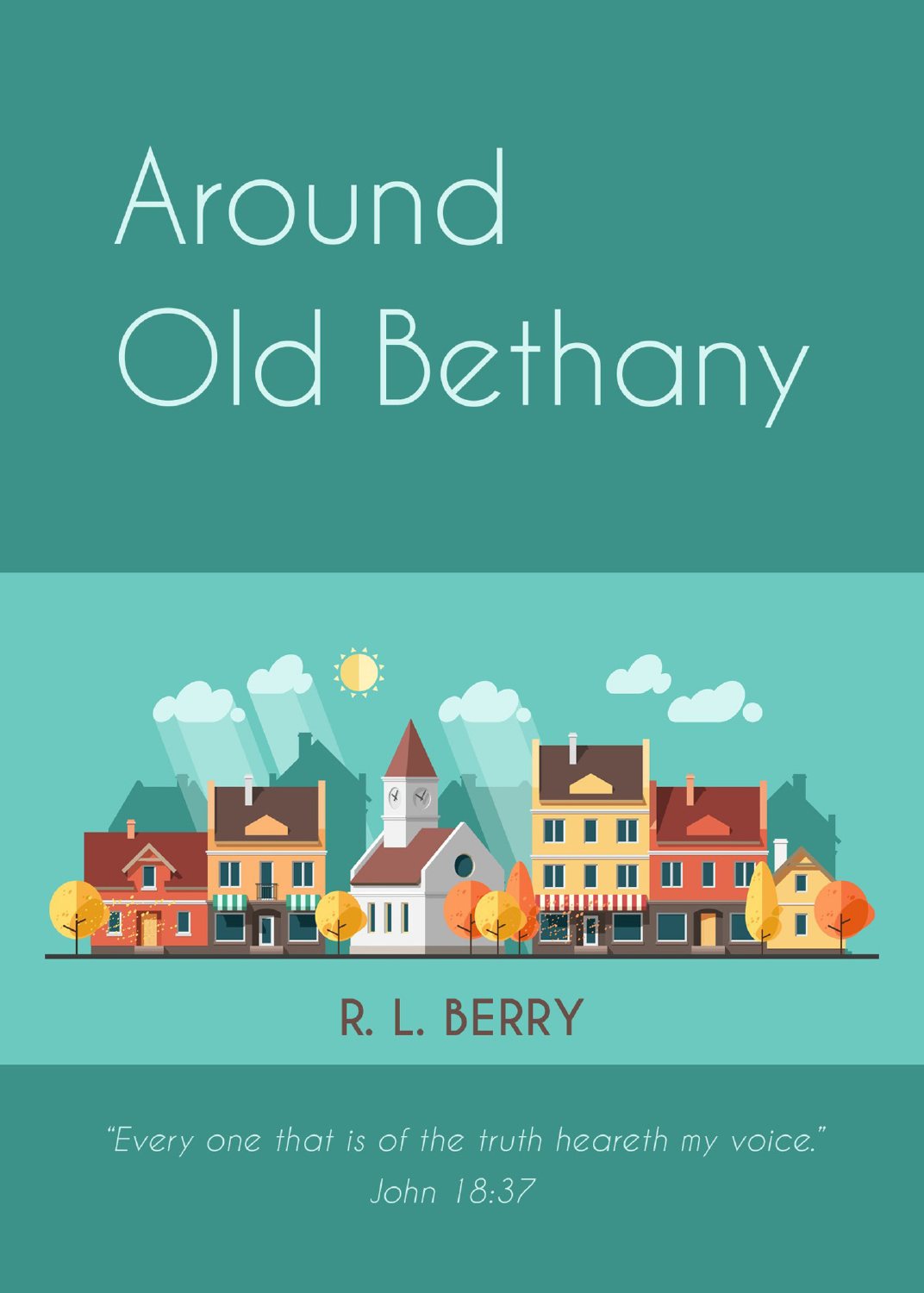# Around Old Bethany

R. L. BERRY

*"Every one that is of the truth heareth my voice."*
*John 18:37*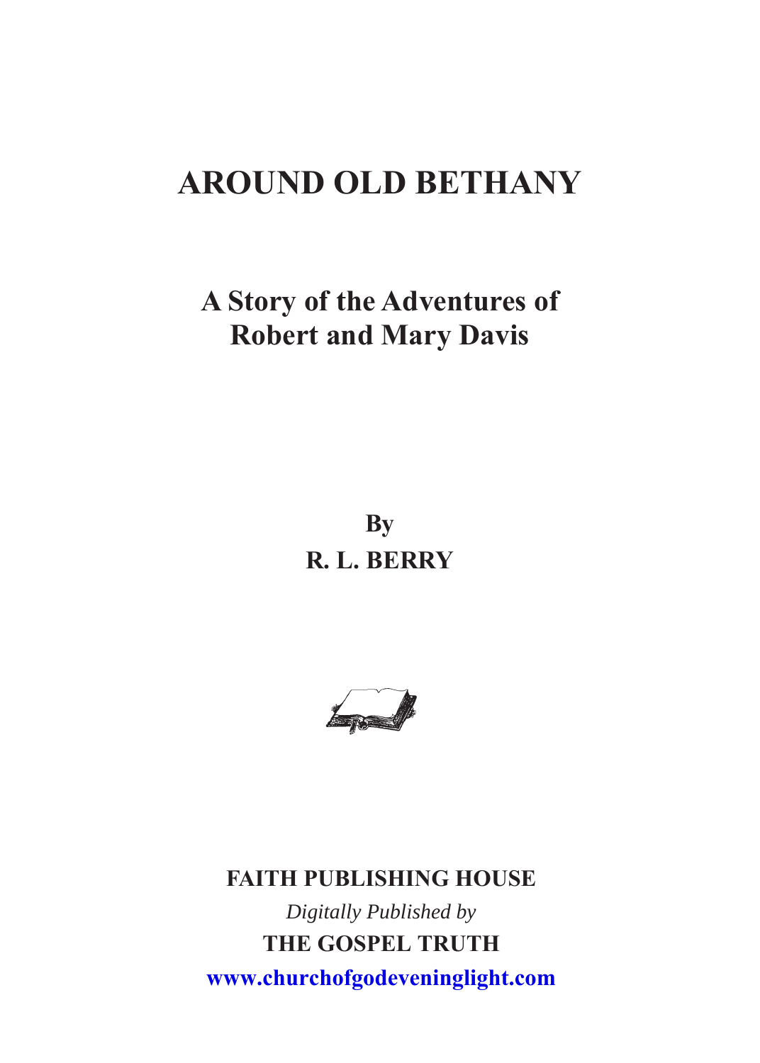# AROUND OLD BETHANY

## A Story of the Adventures of Robert and Mary Davis

**By**
**R. L. BERRY**

**FAITH PUBLISHING HOUSE**

*Digitally Published by*

**THE GOSPEL TRUTH**

**www.churchofgodeveninglight.com**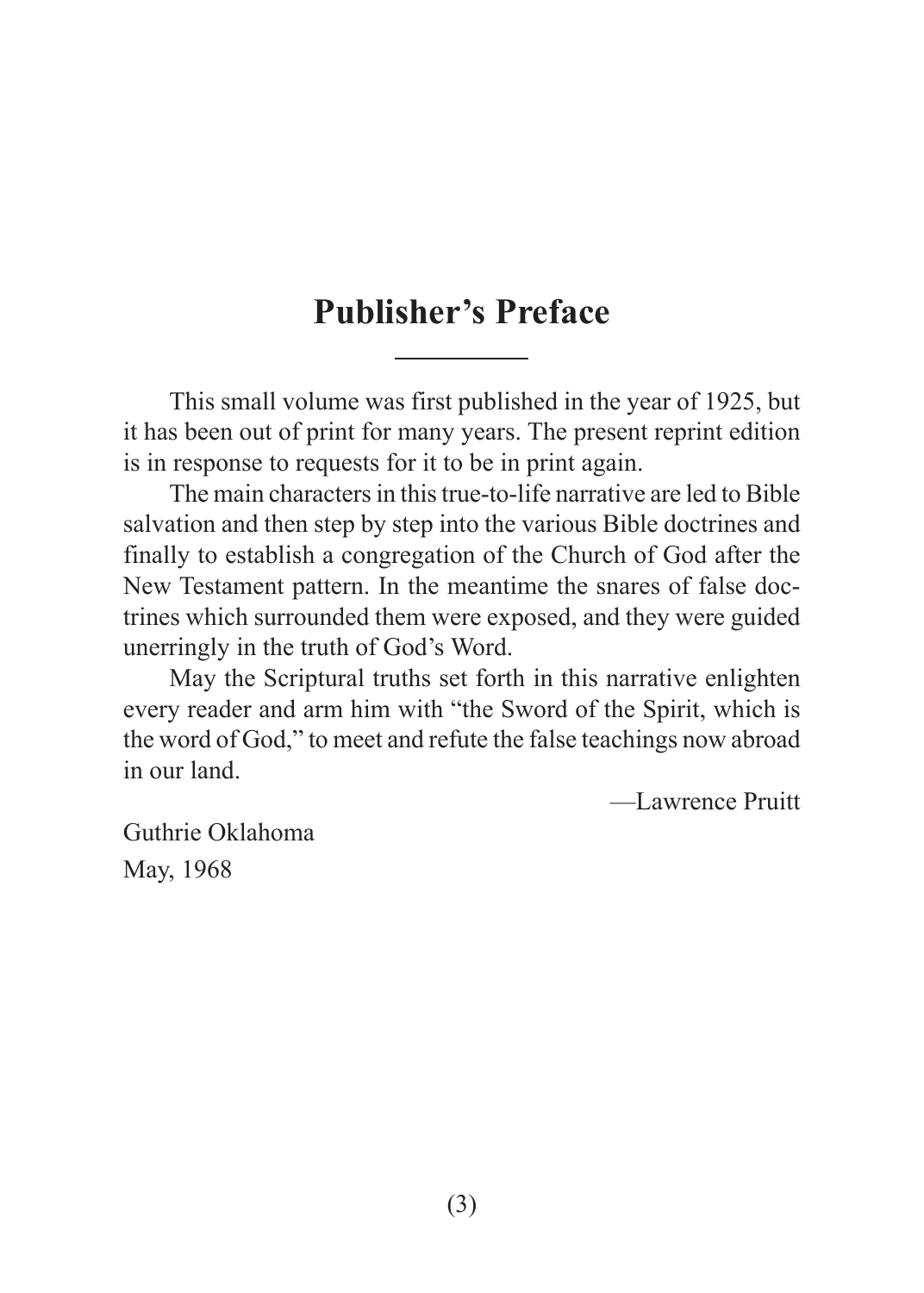# Publisher's Preface

This small volume was first published in the year of 1925, but it has been out of print for many years. The present reprint edition is in response to requests for it to be in print again.

The main characters in this true-to-life narrative are led to Bible salvation and then step by step into the various Bible doctrines and finally to establish a congregation of the Church of God after the New Testament pattern. In the meantime the snares of false doctrines which surrounded them were exposed, and they were guided unerringly in the truth of God's Word.

May the Scriptural truths set forth in this narrative enlighten every reader and arm him with "the Sword of the Spirit, which is the word of God," to meet and refute the false teachings now abroad in our land.

—Lawrence Pruitt

Guthrie Oklahoma
May, 1968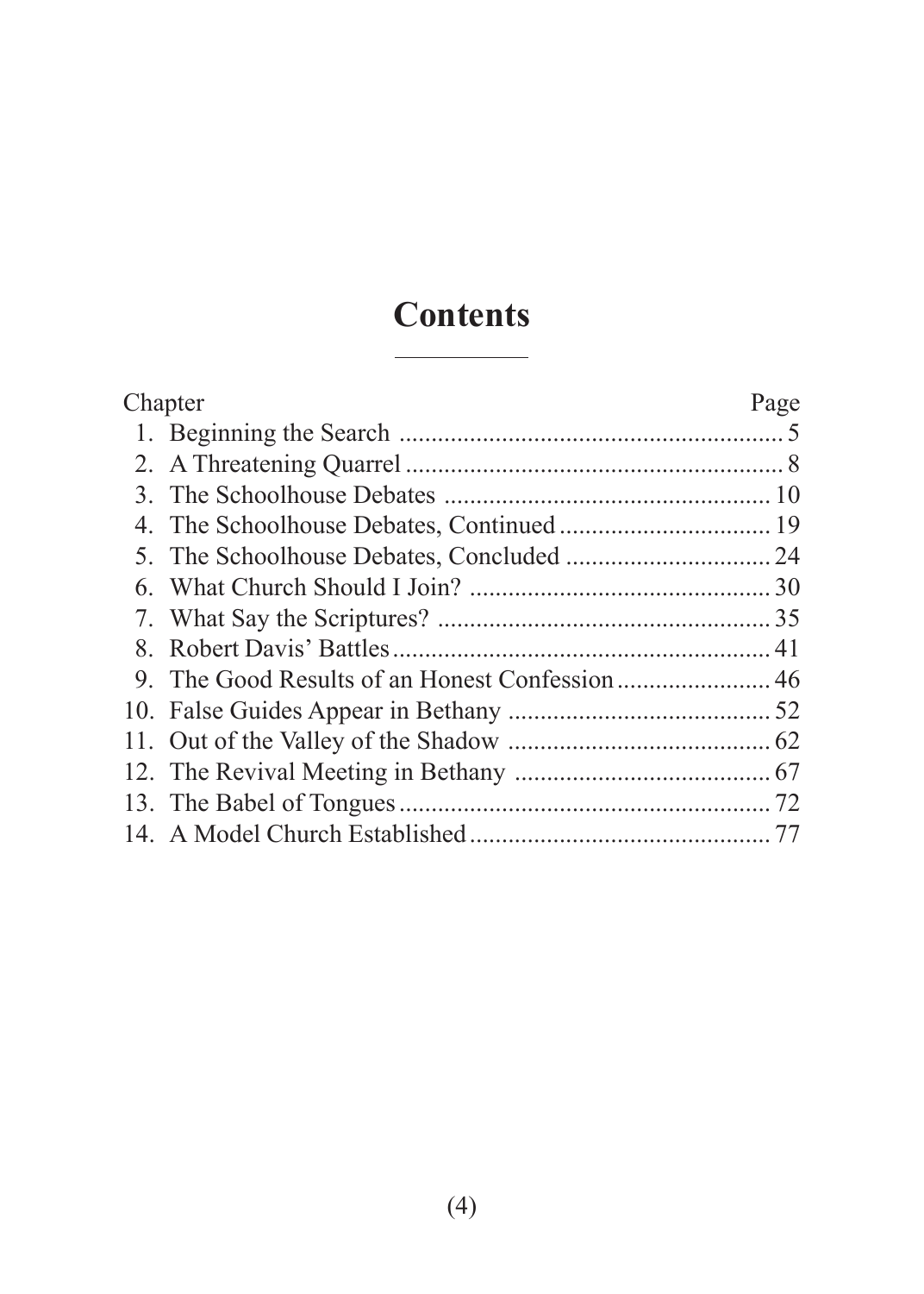# Contents

| Chapter | | Page |
|---|---|---|
| 1. | Beginning the Search | 5 |
| 2. | A Threatening Quarrel | 8 |
| 3. | The Schoolhouse Debates | 10 |
| 4. | The Schoolhouse Debates, Continued | 19 |
| 5. | The Schoolhouse Debates, Concluded | 24 |
| 6. | What Church Should I Join? | 30 |
| 7. | What Say the Scriptures? | 35 |
| 8. | Robert Davis' Battles | 41 |
| 9. | The Good Results of an Honest Confession | 46 |
| 10. | False Guides Appear in Bethany | 52 |
| 11. | Out of the Valley of the Shadow | 62 |
| 12. | The Revival Meeting in Bethany | 67 |
| 13. | The Babel of Tongues | 72 |
| 14. | A Model Church Established | 77 |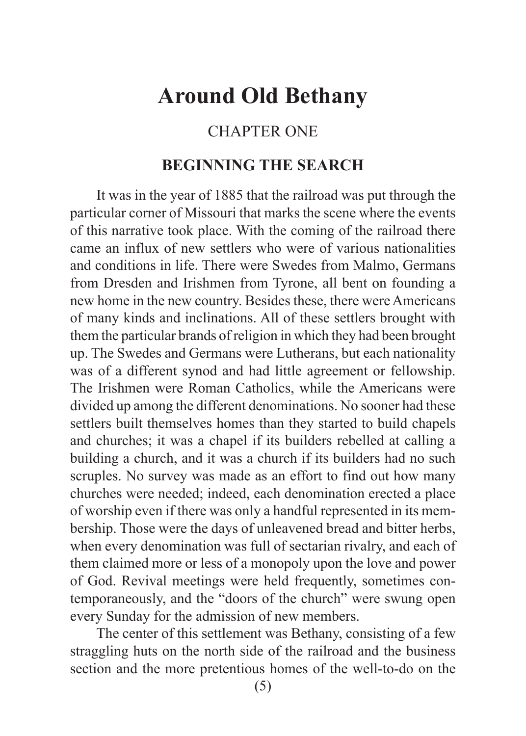# Around Old Bethany

## CHAPTER ONE

### BEGINNING THE SEARCH

It was in the year of 1885 that the railroad was put through the particular corner of Missouri that marks the scene where the events of this narrative took place. With the coming of the railroad there came an influx of new settlers who were of various nationalities and conditions in life. There were Swedes from Malmo, Germans from Dresden and Irishmen from Tyrone, all bent on founding a new home in the new country. Besides these, there were Americans of many kinds and inclinations. All of these settlers brought with them the particular brands of religion in which they had been brought up. The Swedes and Germans were Lutherans, but each nationality was of a different synod and had little agreement or fellowship. The Irishmen were Roman Catholics, while the Americans were divided up among the different denominations. No sooner had these settlers built themselves homes than they started to build chapels and churches; it was a chapel if its builders rebelled at calling a building a church, and it was a church if its builders had no such scruples. No survey was made as an effort to find out how many churches were needed; indeed, each denomination erected a place of worship even if there was only a handful represented in its membership. Those were the days of unleavened bread and bitter herbs, when every denomination was full of sectarian rivalry, and each of them claimed more or less of a monopoly upon the love and power of God. Revival meetings were held frequently, sometimes contemporaneously, and the "doors of the church" were swung open every Sunday for the admission of new members.

The center of this settlement was Bethany, consisting of a few straggling huts on the north side of the railroad and the business section and the more pretentious homes of the well-to-do on the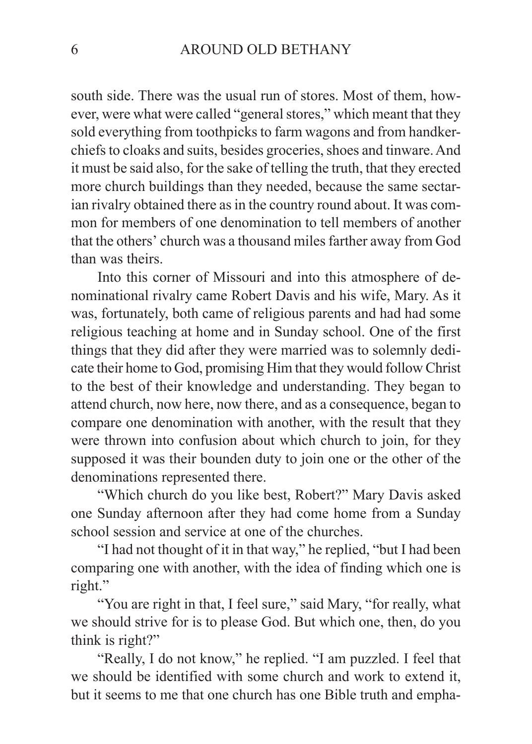south side. There was the usual run of stores. Most of them, however, were what were called "general stores," which meant that they sold everything from toothpicks to farm wagons and from handkerchiefs to cloaks and suits, besides groceries, shoes and tinware. And it must be said also, for the sake of telling the truth, that they erected more church buildings than they needed, because the same sectarian rivalry obtained there as in the country round about. It was common for members of one denomination to tell members of another that the others' church was a thousand miles farther away from God than was theirs.

Into this corner of Missouri and into this atmosphere of denominational rivalry came Robert Davis and his wife, Mary. As it was, fortunately, both came of religious parents and had had some religious teaching at home and in Sunday school. One of the first things that they did after they were married was to solemnly dedicate their home to God, promising Him that they would follow Christ to the best of their knowledge and understanding. They began to attend church, now here, now there, and as a consequence, began to compare one denomination with another, with the result that they were thrown into confusion about which church to join, for they supposed it was their bounden duty to join one or the other of the denominations represented there.

"Which church do you like best, Robert?" Mary Davis asked one Sunday afternoon after they had come home from a Sunday school session and service at one of the churches.

"I had not thought of it in that way," he replied, "but I had been comparing one with another, with the idea of finding which one is right."

"You are right in that, I feel sure," said Mary, "for really, what we should strive for is to please God. But which one, then, do you think is right?"

"Really, I do not know," he replied. "I am puzzled. I feel that we should be identified with some church and work to extend it, but it seems to me that one church has one Bible truth and empha-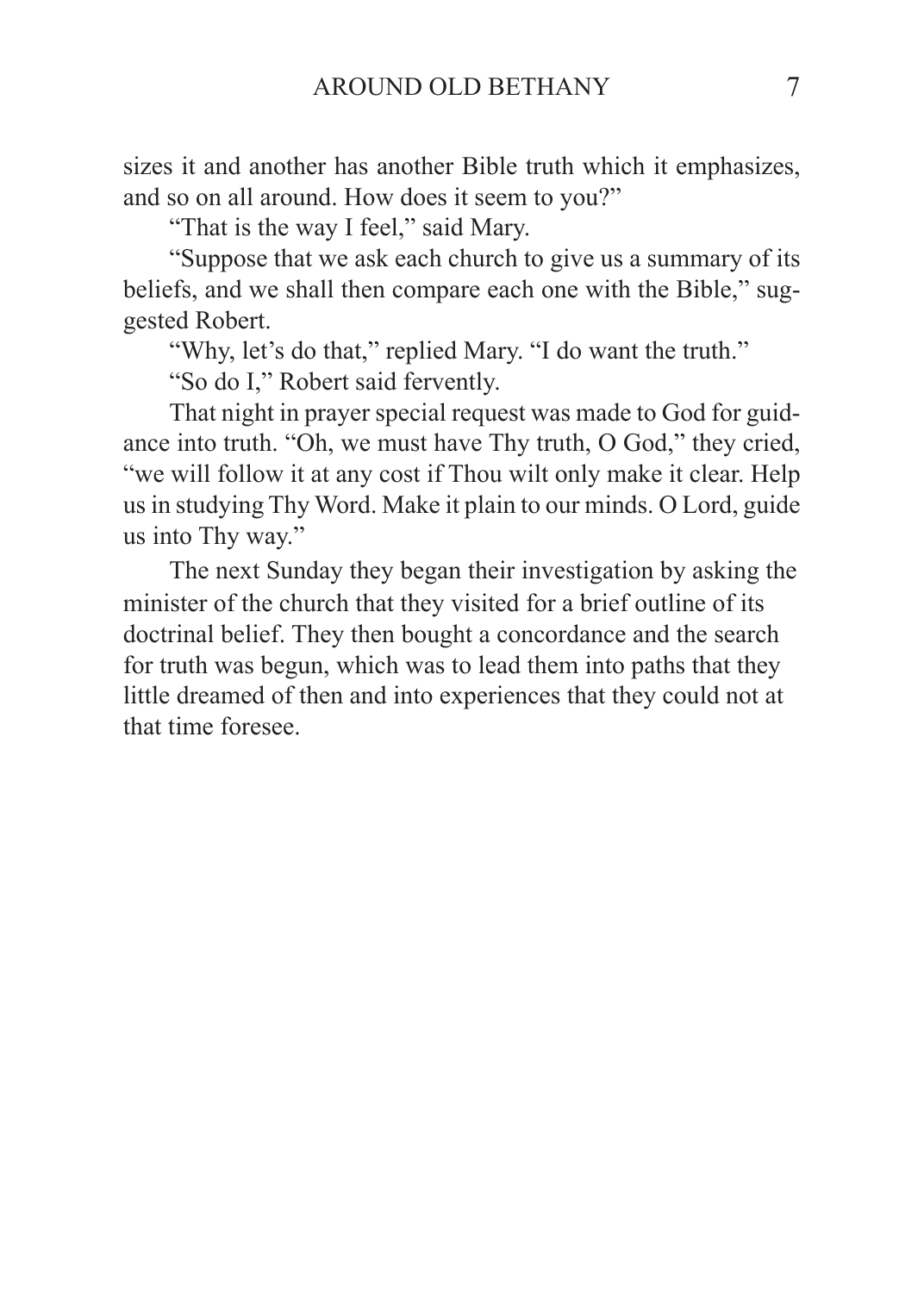sizes it and another has another Bible truth which it emphasizes, and so on all around. How does it seem to you?"

"That is the way I feel," said Mary.

"Suppose that we ask each church to give us a summary of its beliefs, and we shall then compare each one with the Bible," suggested Robert.

"Why, let's do that," replied Mary. "I do want the truth."

"So do I," Robert said fervently.

That night in prayer special request was made to God for guidance into truth. "Oh, we must have Thy truth, O God," they cried, "we will follow it at any cost if Thou wilt only make it clear. Help us in studying Thy Word. Make it plain to our minds. O Lord, guide us into Thy way."

The next Sunday they began their investigation by asking the minister of the church that they visited for a brief outline of its doctrinal belief. They then bought a concordance and the search for truth was begun, which was to lead them into paths that they little dreamed of then and into experiences that they could not at that time foresee.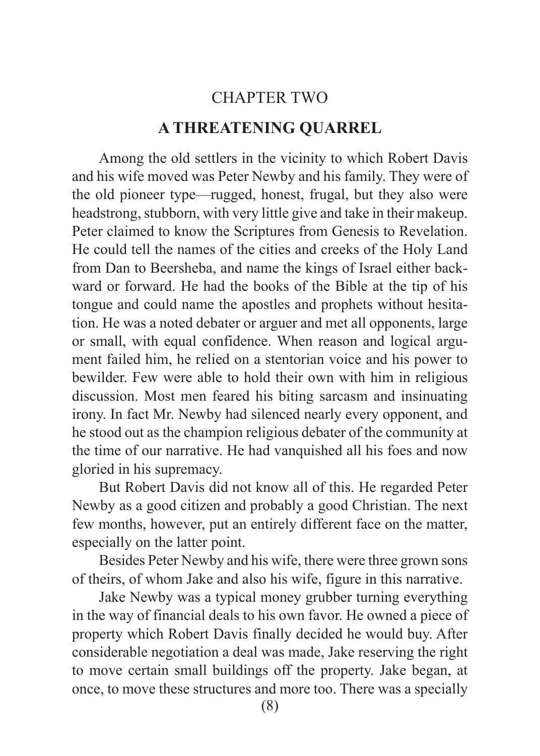## CHAPTER TWO

### A THREATENING QUARREL

Among the old settlers in the vicinity to which Robert Davis and his wife moved was Peter Newby and his family. They were of the old pioneer type—rugged, honest, frugal, but they also were headstrong, stubborn, with very little give and take in their makeup. Peter claimed to know the Scriptures from Genesis to Revelation. He could tell the names of the cities and creeks of the Holy Land from Dan to Beersheba, and name the kings of Israel either backward or forward. He had the books of the Bible at the tip of his tongue and could name the apostles and prophets without hesitation. He was a noted debater or arguer and met all opponents, large or small, with equal confidence. When reason and logical argument failed him, he relied on a stentorian voice and his power to bewilder. Few were able to hold their own with him in religious discussion. Most men feared his biting sarcasm and insinuating irony. In fact Mr. Newby had silenced nearly every opponent, and he stood out as the champion religious debater of the community at the time of our narrative. He had vanquished all his foes and now gloried in his supremacy.

But Robert Davis did not know all of this. He regarded Peter Newby as a good citizen and probably a good Christian. The next few months, however, put an entirely different face on the matter, especially on the latter point.

Besides Peter Newby and his wife, there were three grown sons of theirs, of whom Jake and also his wife, figure in this narrative.

Jake Newby was a typical money grubber turning everything in the way of financial deals to his own favor. He owned a piece of property which Robert Davis finally decided he would buy. After considerable negotiation a deal was made, Jake reserving the right to move certain small buildings off the property. Jake began, at once, to move these structures and more too. There was a specially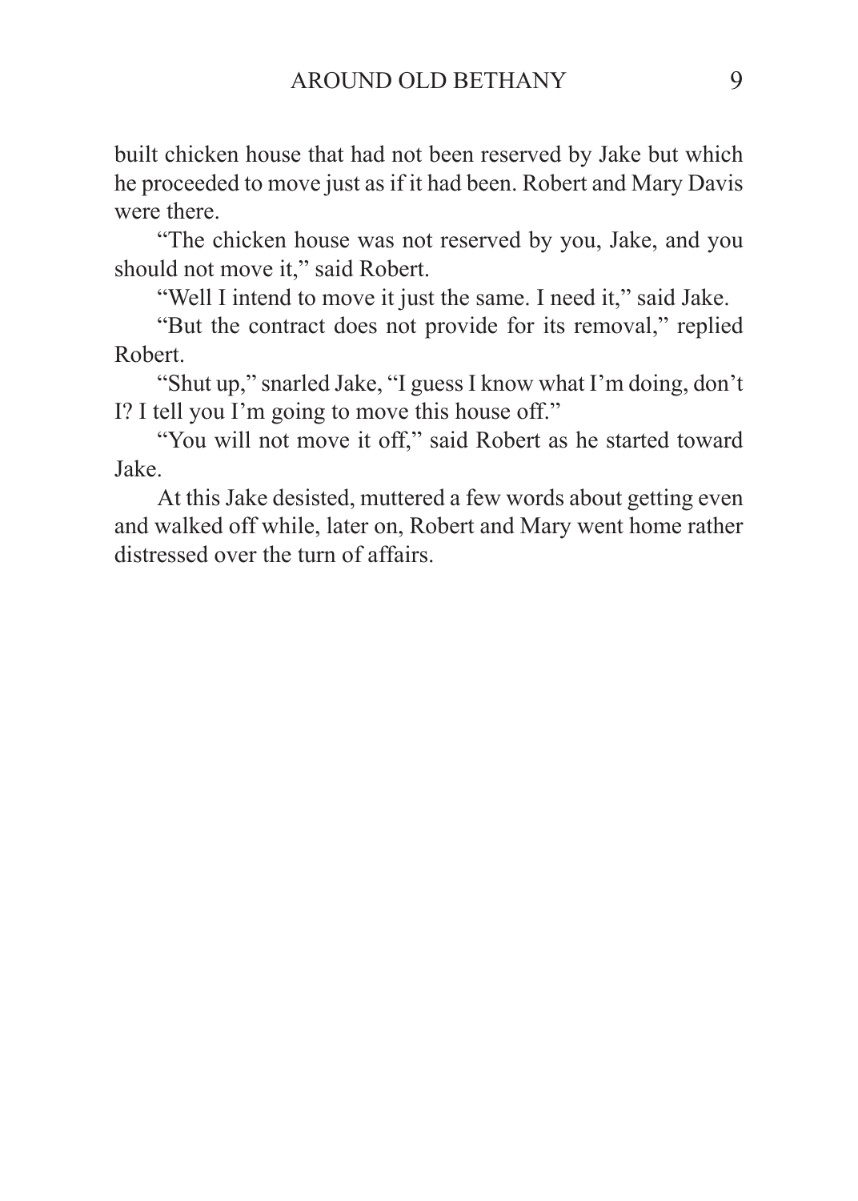built chicken house that had not been reserved by Jake but which he proceeded to move just as if it had been. Robert and Mary Davis were there.

"The chicken house was not reserved by you, Jake, and you should not move it," said Robert.

"Well I intend to move it just the same. I need it," said Jake.

"But the contract does not provide for its removal," replied Robert.

"Shut up," snarled Jake, "I guess I know what I'm doing, don't I? I tell you I'm going to move this house off."

"You will not move it off," said Robert as he started toward Jake.

At this Jake desisted, muttered a few words about getting even and walked off while, later on, Robert and Mary went home rather distressed over the turn of affairs.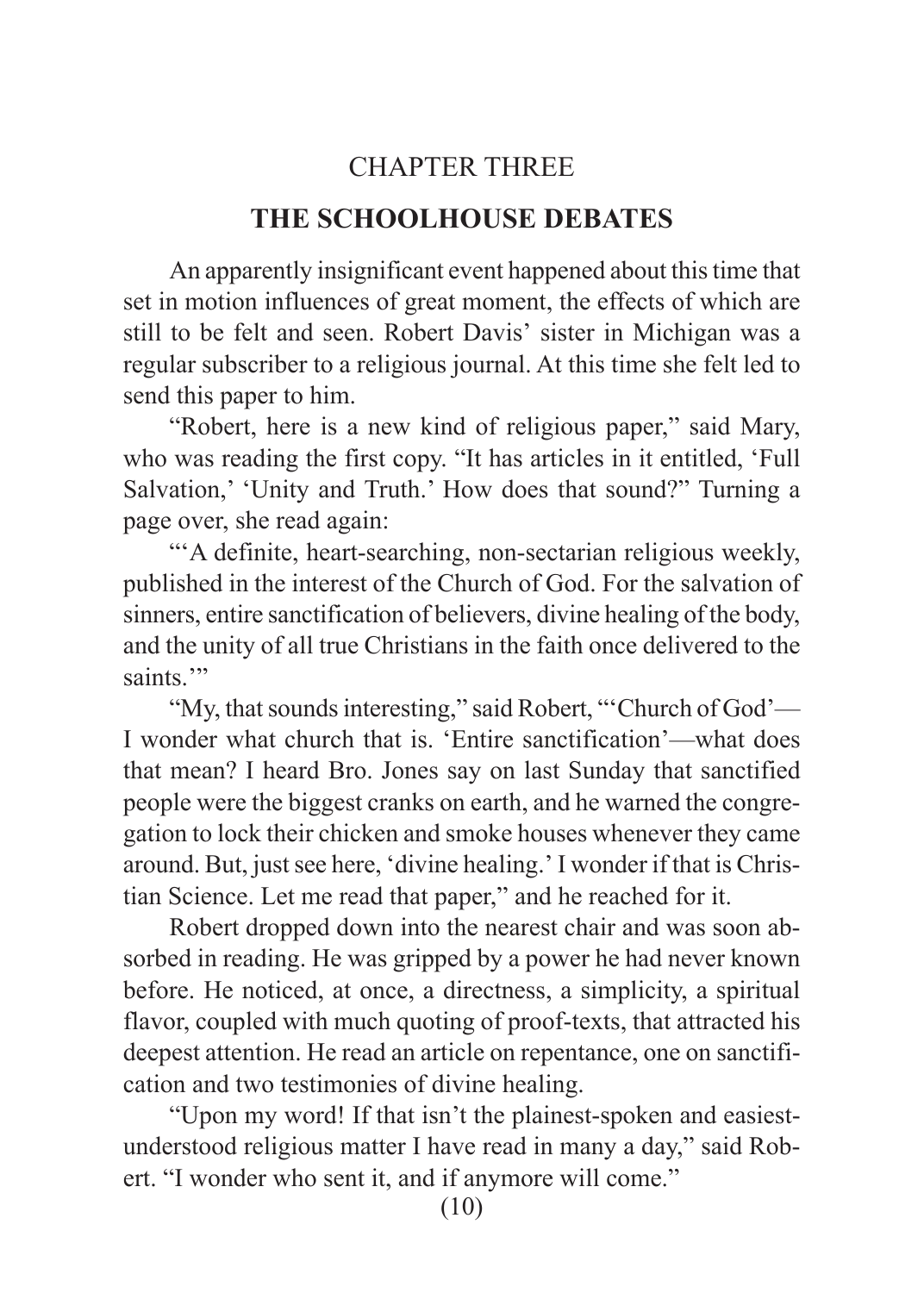## CHAPTER THREE

## THE SCHOOLHOUSE DEBATES

An apparently insignificant event happened about this time that set in motion influences of great moment, the effects of which are still to be felt and seen. Robert Davis' sister in Michigan was a regular subscriber to a religious journal. At this time she felt led to send this paper to him.

"Robert, here is a new kind of religious paper," said Mary, who was reading the first copy. "It has articles in it entitled, 'Full Salvation,' 'Unity and Truth.' How does that sound?" Turning a page over, she read again:

"'A definite, heart-searching, non-sectarian religious weekly, published in the interest of the Church of God. For the salvation of sinners, entire sanctification of believers, divine healing of the body, and the unity of all true Christians in the faith once delivered to the saints.'"

"My, that sounds interesting," said Robert, "'Church of God'—I wonder what church that is. 'Entire sanctification'—what does that mean? I heard Bro. Jones say on last Sunday that sanctified people were the biggest cranks on earth, and he warned the congregation to lock their chicken and smoke houses whenever they came around. But, just see here, 'divine healing.' I wonder if that is Christian Science. Let me read that paper," and he reached for it.

Robert dropped down into the nearest chair and was soon absorbed in reading. He was gripped by a power he had never known before. He noticed, at once, a directness, a simplicity, a spiritual flavor, coupled with much quoting of proof-texts, that attracted his deepest attention. He read an article on repentance, one on sanctification and two testimonies of divine healing.

"Upon my word! If that isn't the plainest-spoken and easiest-understood religious matter I have read in many a day," said Robert. "I wonder who sent it, and if anymore will come."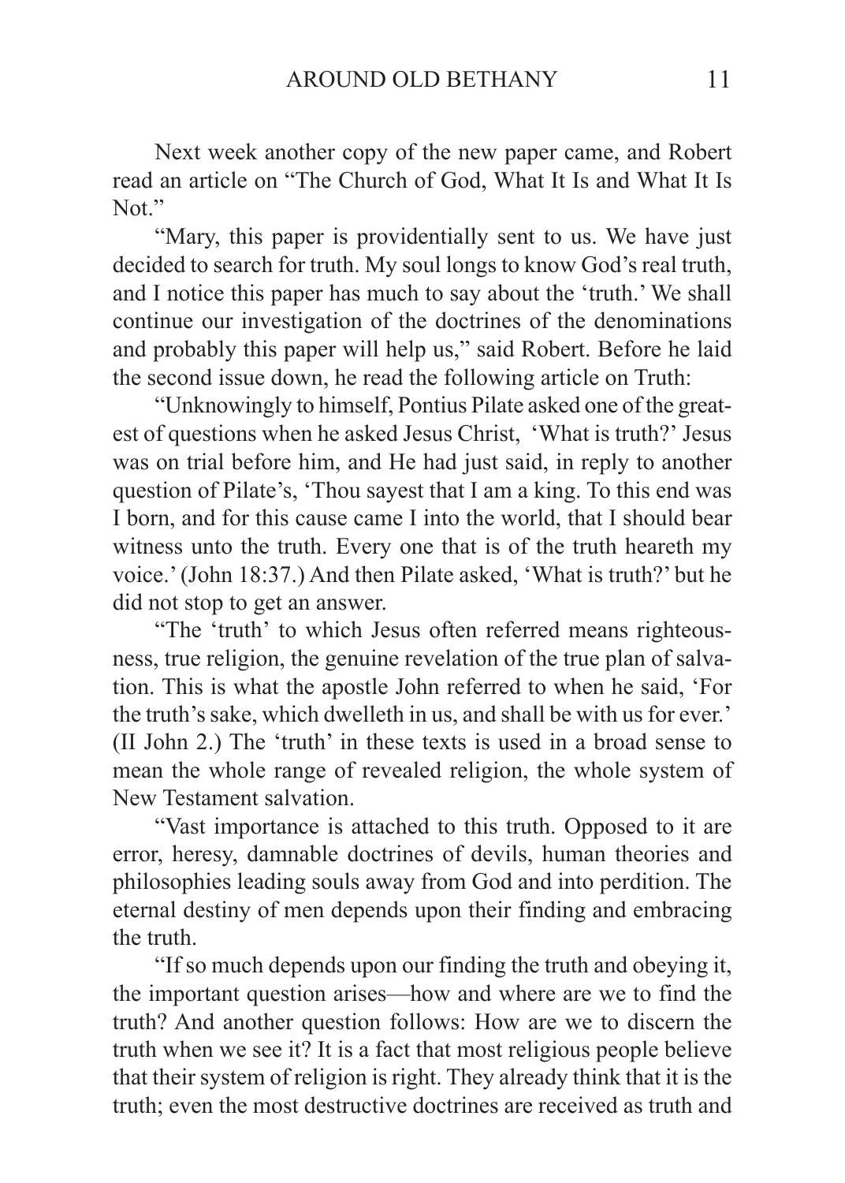Next week another copy of the new paper came, and Robert read an article on "The Church of God, What It Is and What It Is Not."

"Mary, this paper is providentially sent to us. We have just decided to search for truth. My soul longs to know God's real truth, and I notice this paper has much to say about the 'truth.' We shall continue our investigation of the doctrines of the denominations and probably this paper will help us," said Robert. Before he laid the second issue down, he read the following article on Truth:

"Unknowingly to himself, Pontius Pilate asked one of the greatest of questions when he asked Jesus Christ, 'What is truth?' Jesus was on trial before him, and He had just said, in reply to another question of Pilate's, 'Thou sayest that I am a king. To this end was I born, and for this cause came I into the world, that I should bear witness unto the truth. Every one that is of the truth heareth my voice.' (John 18:37.) And then Pilate asked, 'What is truth?' but he did not stop to get an answer.

"The 'truth' to which Jesus often referred means righteousness, true religion, the genuine revelation of the true plan of salvation. This is what the apostle John referred to when he said, 'For the truth's sake, which dwelleth in us, and shall be with us for ever.' (II John 2.) The 'truth' in these texts is used in a broad sense to mean the whole range of revealed religion, the whole system of New Testament salvation.

"Vast importance is attached to this truth. Opposed to it are error, heresy, damnable doctrines of devils, human theories and philosophies leading souls away from God and into perdition. The eternal destiny of men depends upon their finding and embracing the truth.

"If so much depends upon our finding the truth and obeying it, the important question arises—how and where are we to find the truth? And another question follows: How are we to discern the truth when we see it? It is a fact that most religious people believe that their system of religion is right. They already think that it is the truth; even the most destructive doctrines are received as truth and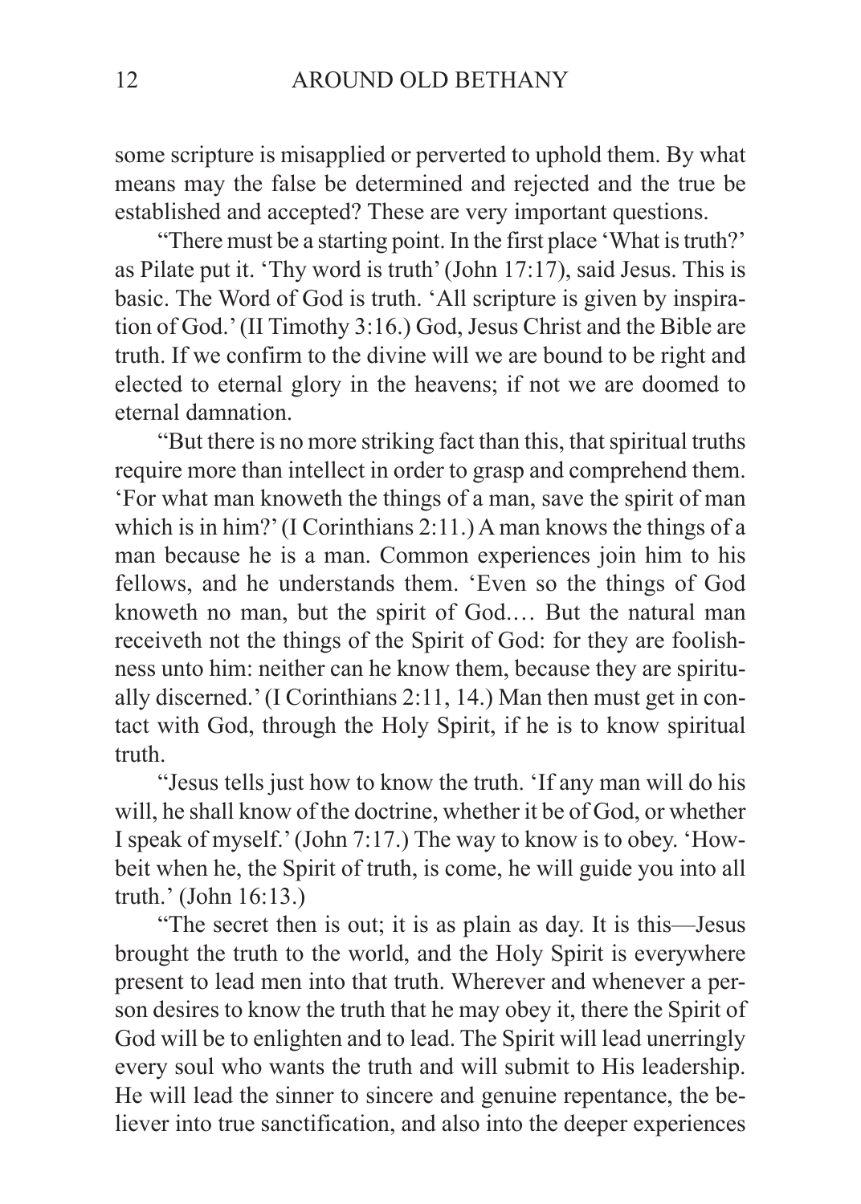some scripture is misapplied or perverted to uphold them. By what means may the false be determined and rejected and the true be established and accepted? These are very important questions.

"There must be a starting point. In the first place 'What is truth?' as Pilate put it. 'Thy word is truth' (John 17:17), said Jesus. This is basic. The Word of God is truth. 'All scripture is given by inspiration of God.' (II Timothy 3:16.) God, Jesus Christ and the Bible are truth. If we confirm to the divine will we are bound to be right and elected to eternal glory in the heavens; if not we are doomed to eternal damnation.

"But there is no more striking fact than this, that spiritual truths require more than intellect in order to grasp and comprehend them. 'For what man knoweth the things of a man, save the spirit of man which is in him?' (I Corinthians 2:11.) A man knows the things of a man because he is a man. Common experiences join him to his fellows, and he understands them. 'Even so the things of God knoweth no man, but the spirit of God.… But the natural man receiveth not the things of the Spirit of God: for they are foolishness unto him: neither can he know them, because they are spiritually discerned.' (I Corinthians 2:11, 14.) Man then must get in contact with God, through the Holy Spirit, if he is to know spiritual truth.

"Jesus tells just how to know the truth. 'If any man will do his will, he shall know of the doctrine, whether it be of God, or whether I speak of myself.' (John 7:17.) The way to know is to obey. 'Howbeit when he, the Spirit of truth, is come, he will guide you into all truth.' (John 16:13.)

"The secret then is out; it is as plain as day. It is this—Jesus brought the truth to the world, and the Holy Spirit is everywhere present to lead men into that truth. Wherever and whenever a person desires to know the truth that he may obey it, there the Spirit of God will be to enlighten and to lead. The Spirit will lead unerringly every soul who wants the truth and will submit to His leadership. He will lead the sinner to sincere and genuine repentance, the believer into true sanctification, and also into the deeper experiences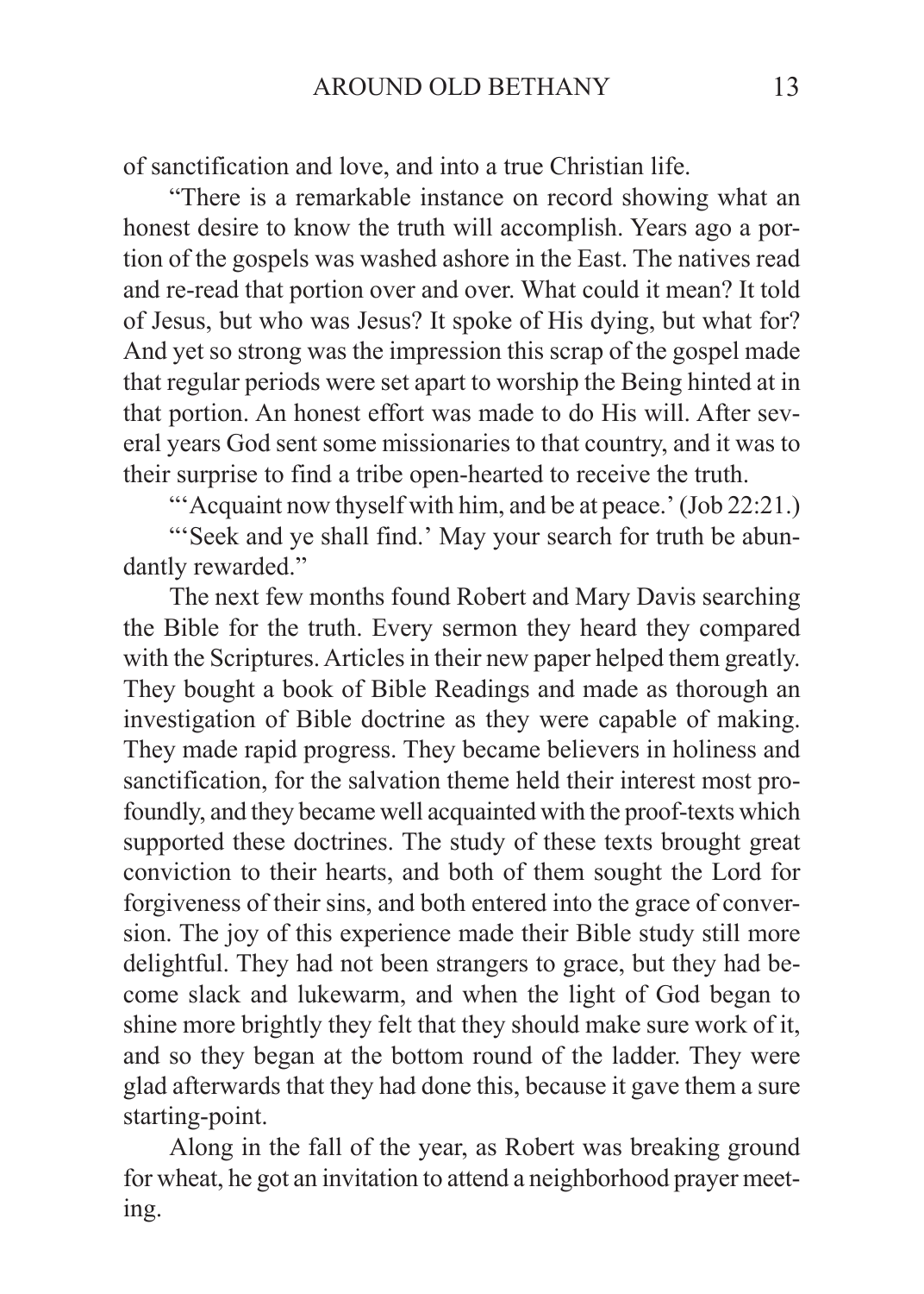of sanctification and love, and into a true Christian life.

"There is a remarkable instance on record showing what an honest desire to know the truth will accomplish. Years ago a portion of the gospels was washed ashore in the East. The natives read and re-read that portion over and over. What could it mean? It told of Jesus, but who was Jesus? It spoke of His dying, but what for? And yet so strong was the impression this scrap of the gospel made that regular periods were set apart to worship the Being hinted at in that portion. An honest effort was made to do His will. After several years God sent some missionaries to that country, and it was to their surprise to find a tribe open-hearted to receive the truth.

"'Acquaint now thyself with him, and be at peace.' (Job 22:21.)

"'Seek and ye shall find.' May your search for truth be abundantly rewarded."

The next few months found Robert and Mary Davis searching the Bible for the truth. Every sermon they heard they compared with the Scriptures. Articles in their new paper helped them greatly. They bought a book of Bible Readings and made as thorough an investigation of Bible doctrine as they were capable of making. They made rapid progress. They became believers in holiness and sanctification, for the salvation theme held their interest most profoundly, and they became well acquainted with the proof-texts which supported these doctrines. The study of these texts brought great conviction to their hearts, and both of them sought the Lord for forgiveness of their sins, and both entered into the grace of conversion. The joy of this experience made their Bible study still more delightful. They had not been strangers to grace, but they had become slack and lukewarm, and when the light of God began to shine more brightly they felt that they should make sure work of it, and so they began at the bottom round of the ladder. They were glad afterwards that they had done this, because it gave them a sure starting-point.

Along in the fall of the year, as Robert was breaking ground for wheat, he got an invitation to attend a neighborhood prayer meeting.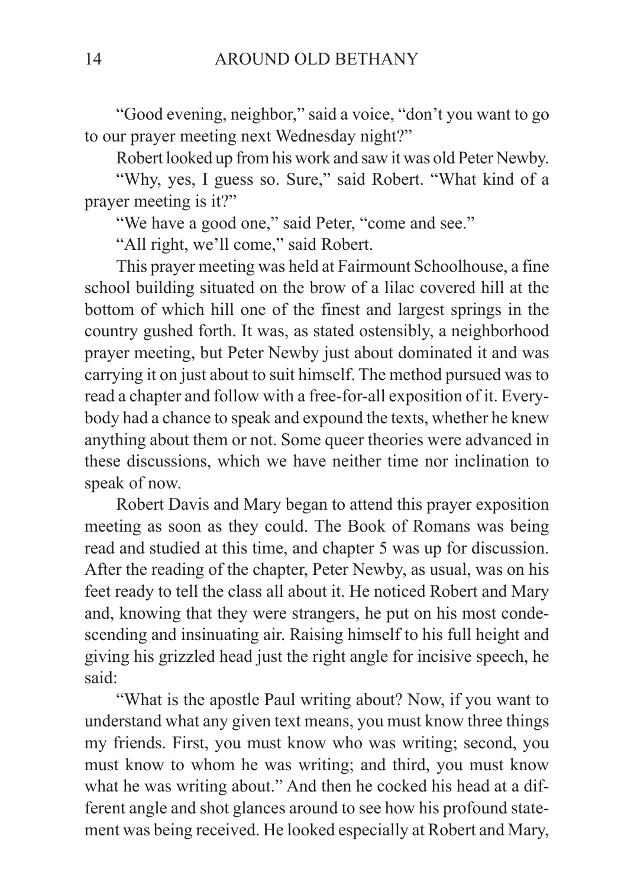"Good evening, neighbor," said a voice, "don't you want to go to our prayer meeting next Wednesday night?"

Robert looked up from his work and saw it was old Peter Newby.

"Why, yes, I guess so. Sure," said Robert. "What kind of a prayer meeting is it?"

"We have a good one," said Peter, "come and see."

"All right, we'll come," said Robert.

This prayer meeting was held at Fairmount Schoolhouse, a fine school building situated on the brow of a lilac covered hill at the bottom of which hill one of the finest and largest springs in the country gushed forth. It was, as stated ostensibly, a neighborhood prayer meeting, but Peter Newby just about dominated it and was carrying it on just about to suit himself. The method pursued was to read a chapter and follow with a free-for-all exposition of it. Everybody had a chance to speak and expound the texts, whether he knew anything about them or not. Some queer theories were advanced in these discussions, which we have neither time nor inclination to speak of now.

Robert Davis and Mary began to attend this prayer exposition meeting as soon as they could. The Book of Romans was being read and studied at this time, and chapter 5 was up for discussion. After the reading of the chapter, Peter Newby, as usual, was on his feet ready to tell the class all about it. He noticed Robert and Mary and, knowing that they were strangers, he put on his most condescending and insinuating air. Raising himself to his full height and giving his grizzled head just the right angle for incisive speech, he said:

"What is the apostle Paul writing about? Now, if you want to understand what any given text means, you must know three things my friends. First, you must know who was writing; second, you must know to whom he was writing; and third, you must know what he was writing about." And then he cocked his head at a different angle and shot glances around to see how his profound statement was being received. He looked especially at Robert and Mary,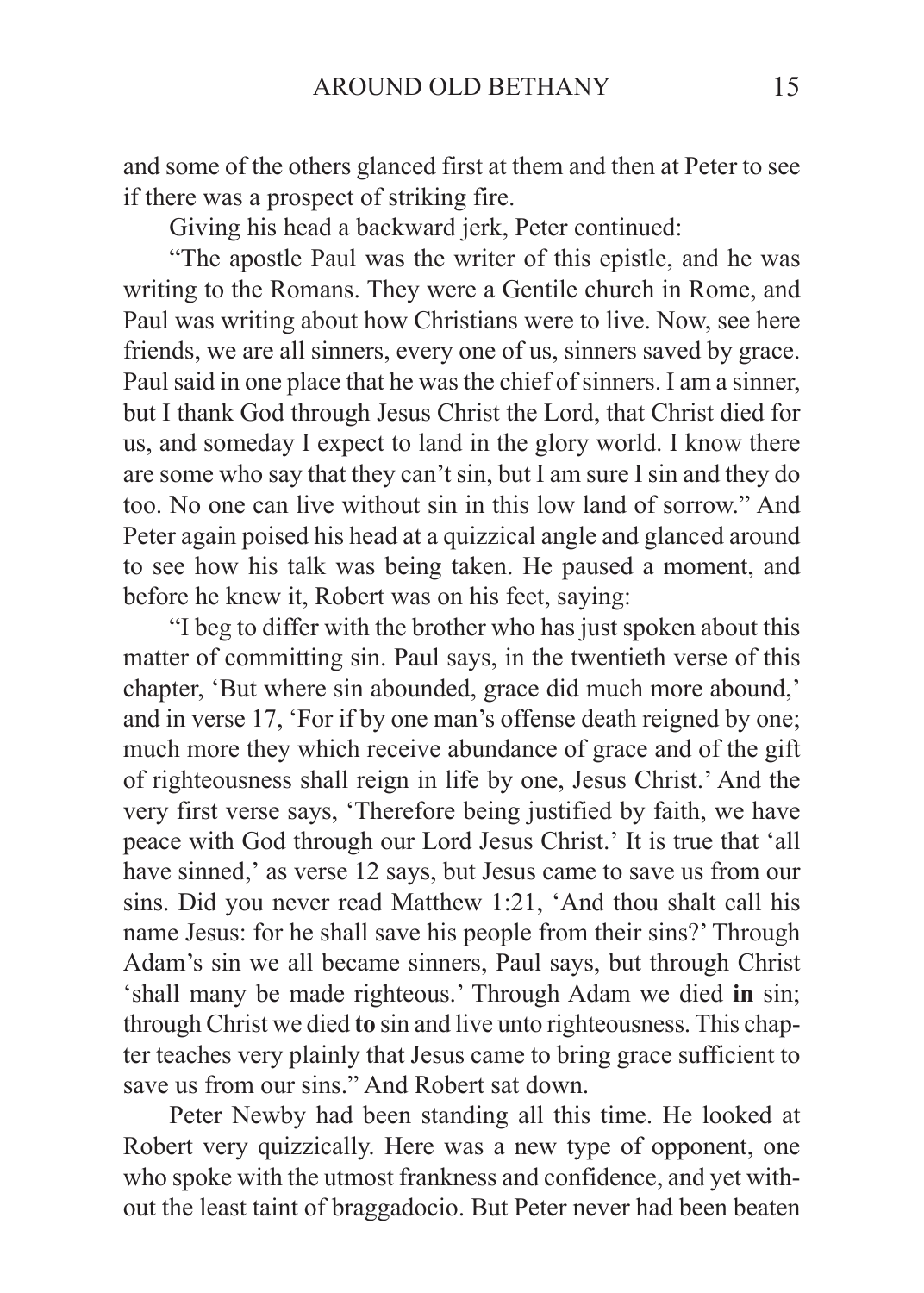and some of the others glanced first at them and then at Peter to see if there was a prospect of striking fire.

Giving his head a backward jerk, Peter continued:

"The apostle Paul was the writer of this epistle, and he was writing to the Romans. They were a Gentile church in Rome, and Paul was writing about how Christians were to live. Now, see here friends, we are all sinners, every one of us, sinners saved by grace. Paul said in one place that he was the chief of sinners. I am a sinner, but I thank God through Jesus Christ the Lord, that Christ died for us, and someday I expect to land in the glory world. I know there are some who say that they can't sin, but I am sure I sin and they do too. No one can live without sin in this low land of sorrow." And Peter again poised his head at a quizzical angle and glanced around to see how his talk was being taken. He paused a moment, and before he knew it, Robert was on his feet, saying:

"I beg to differ with the brother who has just spoken about this matter of committing sin. Paul says, in the twentieth verse of this chapter, 'But where sin abounded, grace did much more abound,' and in verse 17, 'For if by one man's offense death reigned by one; much more they which receive abundance of grace and of the gift of righteousness shall reign in life by one, Jesus Christ.' And the very first verse says, 'Therefore being justified by faith, we have peace with God through our Lord Jesus Christ.' It is true that 'all have sinned,' as verse 12 says, but Jesus came to save us from our sins. Did you never read Matthew 1:21, 'And thou shalt call his name Jesus: for he shall save his people from their sins?' Through Adam's sin we all became sinners, Paul says, but through Christ 'shall many be made righteous.' Through Adam we died **in** sin; through Christ we died **to** sin and live unto righteousness. This chapter teaches very plainly that Jesus came to bring grace sufficient to save us from our sins." And Robert sat down.

Peter Newby had been standing all this time. He looked at Robert very quizzically. Here was a new type of opponent, one who spoke with the utmost frankness and confidence, and yet without the least taint of braggadocio. But Peter never had been beaten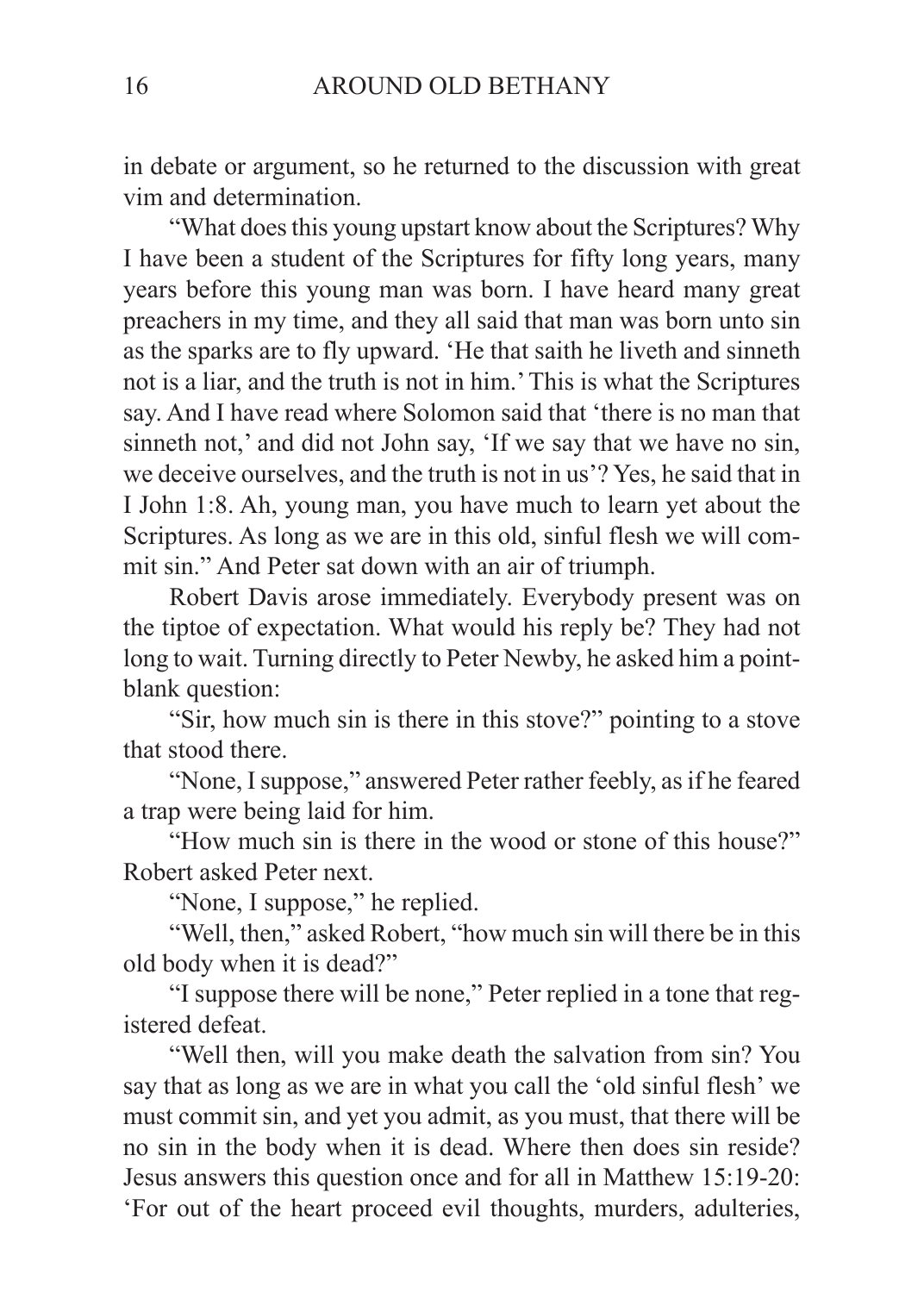in debate or argument, so he returned to the discussion with great vim and determination.

"What does this young upstart know about the Scriptures? Why I have been a student of the Scriptures for fifty long years, many years before this young man was born. I have heard many great preachers in my time, and they all said that man was born unto sin as the sparks are to fly upward. 'He that saith he liveth and sinneth not is a liar, and the truth is not in him.' This is what the Scriptures say. And I have read where Solomon said that 'there is no man that sinneth not,' and did not John say, 'If we say that we have no sin, we deceive ourselves, and the truth is not in us'? Yes, he said that in I John 1:8. Ah, young man, you have much to learn yet about the Scriptures. As long as we are in this old, sinful flesh we will commit sin." And Peter sat down with an air of triumph.

Robert Davis arose immediately. Everybody present was on the tiptoe of expectation. What would his reply be? They had not long to wait. Turning directly to Peter Newby, he asked him a point-blank question:

"Sir, how much sin is there in this stove?" pointing to a stove that stood there.

"None, I suppose," answered Peter rather feebly, as if he feared a trap were being laid for him.

"How much sin is there in the wood or stone of this house?" Robert asked Peter next.

"None, I suppose," he replied.

"Well, then," asked Robert, "how much sin will there be in this old body when it is dead?"

"I suppose there will be none," Peter replied in a tone that registered defeat.

"Well then, will you make death the salvation from sin? You say that as long as we are in what you call the 'old sinful flesh' we must commit sin, and yet you admit, as you must, that there will be no sin in the body when it is dead. Where then does sin reside? Jesus answers this question once and for all in Matthew 15:19-20: 'For out of the heart proceed evil thoughts, murders, adulteries,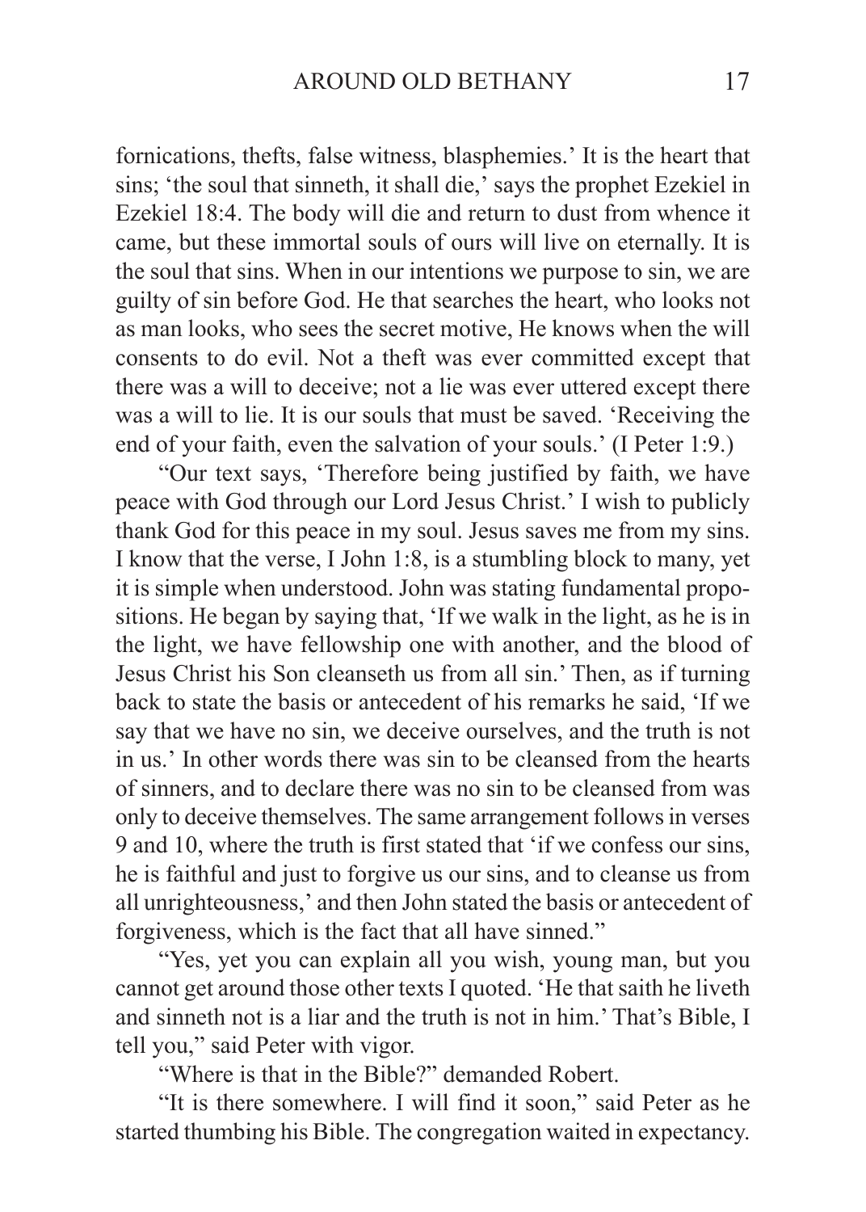fornications, thefts, false witness, blasphemies.' It is the heart that sins; 'the soul that sinneth, it shall die,' says the prophet Ezekiel in Ezekiel 18:4. The body will die and return to dust from whence it came, but these immortal souls of ours will live on eternally. It is the soul that sins. When in our intentions we purpose to sin, we are guilty of sin before God. He that searches the heart, who looks not as man looks, who sees the secret motive, He knows when the will consents to do evil. Not a theft was ever committed except that there was a will to deceive; not a lie was ever uttered except there was a will to lie. It is our souls that must be saved. 'Receiving the end of your faith, even the salvation of your souls.' (I Peter 1:9.)

"Our text says, 'Therefore being justified by faith, we have peace with God through our Lord Jesus Christ.' I wish to publicly thank God for this peace in my soul. Jesus saves me from my sins. I know that the verse, I John 1:8, is a stumbling block to many, yet it is simple when understood. John was stating fundamental propositions. He began by saying that, 'If we walk in the light, as he is in the light, we have fellowship one with another, and the blood of Jesus Christ his Son cleanseth us from all sin.' Then, as if turning back to state the basis or antecedent of his remarks he said, 'If we say that we have no sin, we deceive ourselves, and the truth is not in us.' In other words there was sin to be cleansed from the hearts of sinners, and to declare there was no sin to be cleansed from was only to deceive themselves. The same arrangement follows in verses 9 and 10, where the truth is first stated that 'if we confess our sins, he is faithful and just to forgive us our sins, and to cleanse us from all unrighteousness,' and then John stated the basis or antecedent of forgiveness, which is the fact that all have sinned."

"Yes, yet you can explain all you wish, young man, but you cannot get around those other texts I quoted. 'He that saith he liveth and sinneth not is a liar and the truth is not in him.' That's Bible, I tell you," said Peter with vigor.

"Where is that in the Bible?" demanded Robert.

"It is there somewhere. I will find it soon," said Peter as he started thumbing his Bible. The congregation waited in expectancy.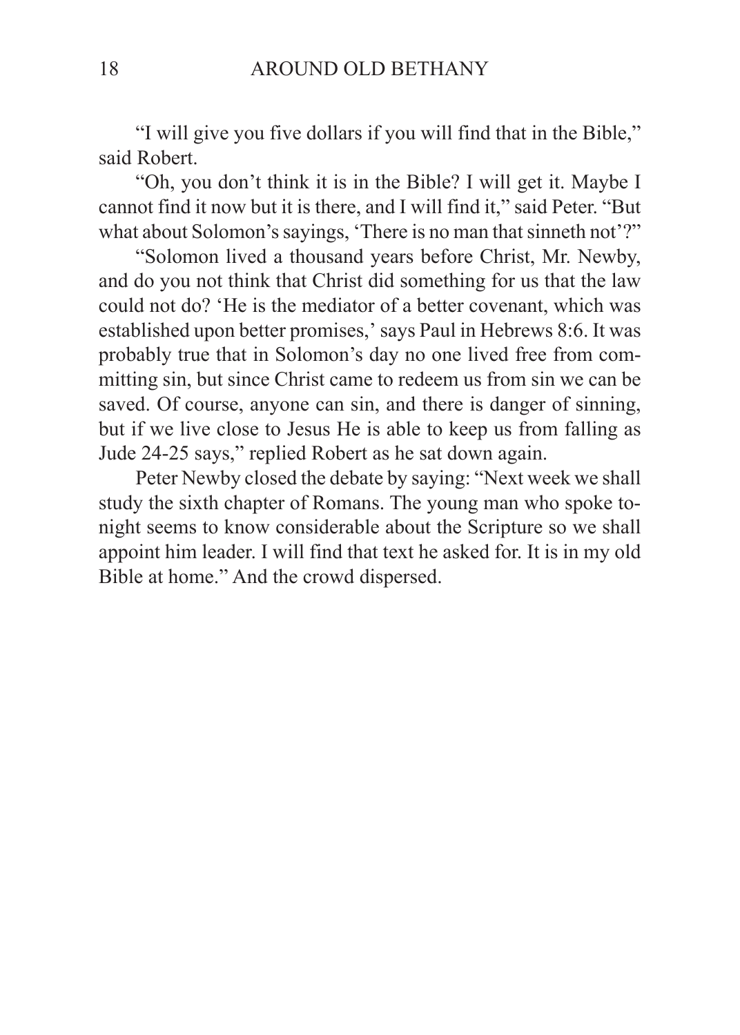"I will give you five dollars if you will find that in the Bible," said Robert.

"Oh, you don't think it is in the Bible? I will get it. Maybe I cannot find it now but it is there, and I will find it," said Peter. "But what about Solomon's sayings, 'There is no man that sinneth not'?"

"Solomon lived a thousand years before Christ, Mr. Newby, and do you not think that Christ did something for us that the law could not do? 'He is the mediator of a better covenant, which was established upon better promises,' says Paul in Hebrews 8:6. It was probably true that in Solomon's day no one lived free from committing sin, but since Christ came to redeem us from sin we can be saved. Of course, anyone can sin, and there is danger of sinning, but if we live close to Jesus He is able to keep us from falling as Jude 24-25 says," replied Robert as he sat down again.

Peter Newby closed the debate by saying: "Next week we shall study the sixth chapter of Romans. The young man who spoke tonight seems to know considerable about the Scripture so we shall appoint him leader. I will find that text he asked for. It is in my old Bible at home." And the crowd dispersed.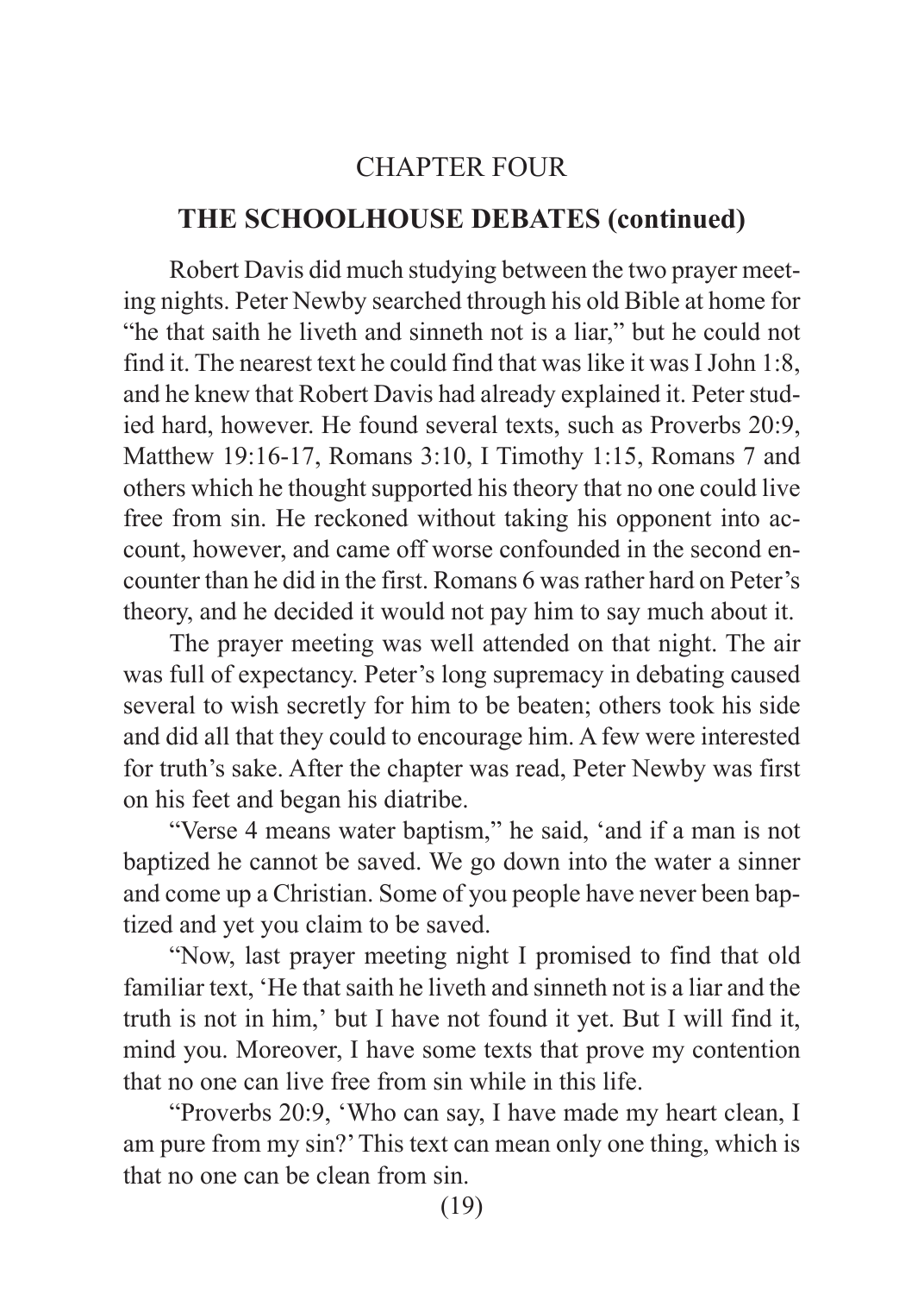## CHAPTER FOUR

## THE SCHOOLHOUSE DEBATES (continued)

Robert Davis did much studying between the two prayer meeting nights. Peter Newby searched through his old Bible at home for "he that saith he liveth and sinneth not is a liar," but he could not find it. The nearest text he could find that was like it was I John 1:8, and he knew that Robert Davis had already explained it. Peter studied hard, however. He found several texts, such as Proverbs 20:9, Matthew 19:16-17, Romans 3:10, I Timothy 1:15, Romans 7 and others which he thought supported his theory that no one could live free from sin. He reckoned without taking his opponent into account, however, and came off worse confounded in the second encounter than he did in the first. Romans 6 was rather hard on Peter's theory, and he decided it would not pay him to say much about it.

The prayer meeting was well attended on that night. The air was full of expectancy. Peter's long supremacy in debating caused several to wish secretly for him to be beaten; others took his side and did all that they could to encourage him. A few were interested for truth's sake. After the chapter was read, Peter Newby was first on his feet and began his diatribe.

"Verse 4 means water baptism," he said, 'and if a man is not baptized he cannot be saved. We go down into the water a sinner and come up a Christian. Some of you people have never been baptized and yet you claim to be saved.

"Now, last prayer meeting night I promised to find that old familiar text, 'He that saith he liveth and sinneth not is a liar and the truth is not in him,' but I have not found it yet. But I will find it, mind you. Moreover, I have some texts that prove my contention that no one can live free from sin while in this life.

"Proverbs 20:9, 'Who can say, I have made my heart clean, I am pure from my sin?' This text can mean only one thing, which is that no one can be clean from sin.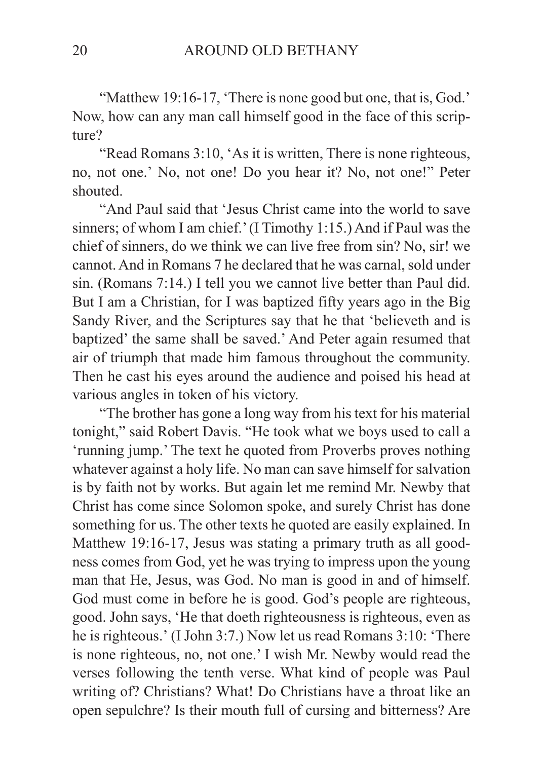"Matthew 19:16-17, 'There is none good but one, that is, God.' Now, how can any man call himself good in the face of this scripture?

"Read Romans 3:10, 'As it is written, There is none righteous, no, not one.' No, not one! Do you hear it? No, not one!" Peter shouted.

"And Paul said that 'Jesus Christ came into the world to save sinners; of whom I am chief.' (I Timothy 1:15.) And if Paul was the chief of sinners, do we think we can live free from sin? No, sir! we cannot. And in Romans 7 he declared that he was carnal, sold under sin. (Romans 7:14.) I tell you we cannot live better than Paul did. But I am a Christian, for I was baptized fifty years ago in the Big Sandy River, and the Scriptures say that he that 'believeth and is baptized' the same shall be saved.' And Peter again resumed that air of triumph that made him famous throughout the community. Then he cast his eyes around the audience and poised his head at various angles in token of his victory.

"The brother has gone a long way from his text for his material tonight," said Robert Davis. "He took what we boys used to call a 'running jump.' The text he quoted from Proverbs proves nothing whatever against a holy life. No man can save himself for salvation is by faith not by works. But again let me remind Mr. Newby that Christ has come since Solomon spoke, and surely Christ has done something for us. The other texts he quoted are easily explained. In Matthew 19:16-17, Jesus was stating a primary truth as all goodness comes from God, yet he was trying to impress upon the young man that He, Jesus, was God. No man is good in and of himself. God must come in before he is good. God's people are righteous, good. John says, 'He that doeth righteousness is righteous, even as he is righteous.' (I John 3:7.) Now let us read Romans 3:10: 'There is none righteous, no, not one.' I wish Mr. Newby would read the verses following the tenth verse. What kind of people was Paul writing of? Christians? What! Do Christians have a throat like an open sepulchre? Is their mouth full of cursing and bitterness? Are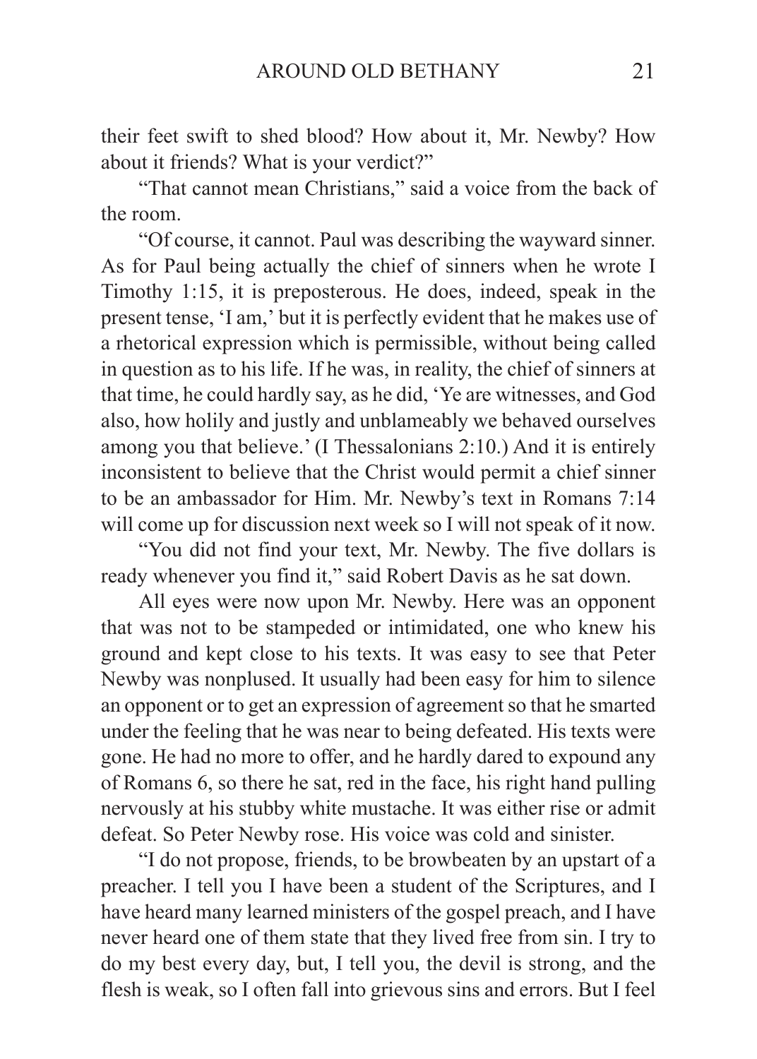their feet swift to shed blood? How about it, Mr. Newby? How about it friends? What is your verdict?"

"That cannot mean Christians," said a voice from the back of the room.

"Of course, it cannot. Paul was describing the wayward sinner. As for Paul being actually the chief of sinners when he wrote I Timothy 1:15, it is preposterous. He does, indeed, speak in the present tense, 'I am,' but it is perfectly evident that he makes use of a rhetorical expression which is permissible, without being called in question as to his life. If he was, in reality, the chief of sinners at that time, he could hardly say, as he did, 'Ye are witnesses, and God also, how holily and justly and unblameably we behaved ourselves among you that believe.' (I Thessalonians 2:10.) And it is entirely inconsistent to believe that the Christ would permit a chief sinner to be an ambassador for Him. Mr. Newby's text in Romans 7:14 will come up for discussion next week so I will not speak of it now.

"You did not find your text, Mr. Newby. The five dollars is ready whenever you find it," said Robert Davis as he sat down.

All eyes were now upon Mr. Newby. Here was an opponent that was not to be stampeded or intimidated, one who knew his ground and kept close to his texts. It was easy to see that Peter Newby was nonplused. It usually had been easy for him to silence an opponent or to get an expression of agreement so that he smarted under the feeling that he was near to being defeated. His texts were gone. He had no more to offer, and he hardly dared to expound any of Romans 6, so there he sat, red in the face, his right hand pulling nervously at his stubby white mustache. It was either rise or admit defeat. So Peter Newby rose. His voice was cold and sinister.

"I do not propose, friends, to be browbeaten by an upstart of a preacher. I tell you I have been a student of the Scriptures, and I have heard many learned ministers of the gospel preach, and I have never heard one of them state that they lived free from sin. I try to do my best every day, but, I tell you, the devil is strong, and the flesh is weak, so I often fall into grievous sins and errors. But I feel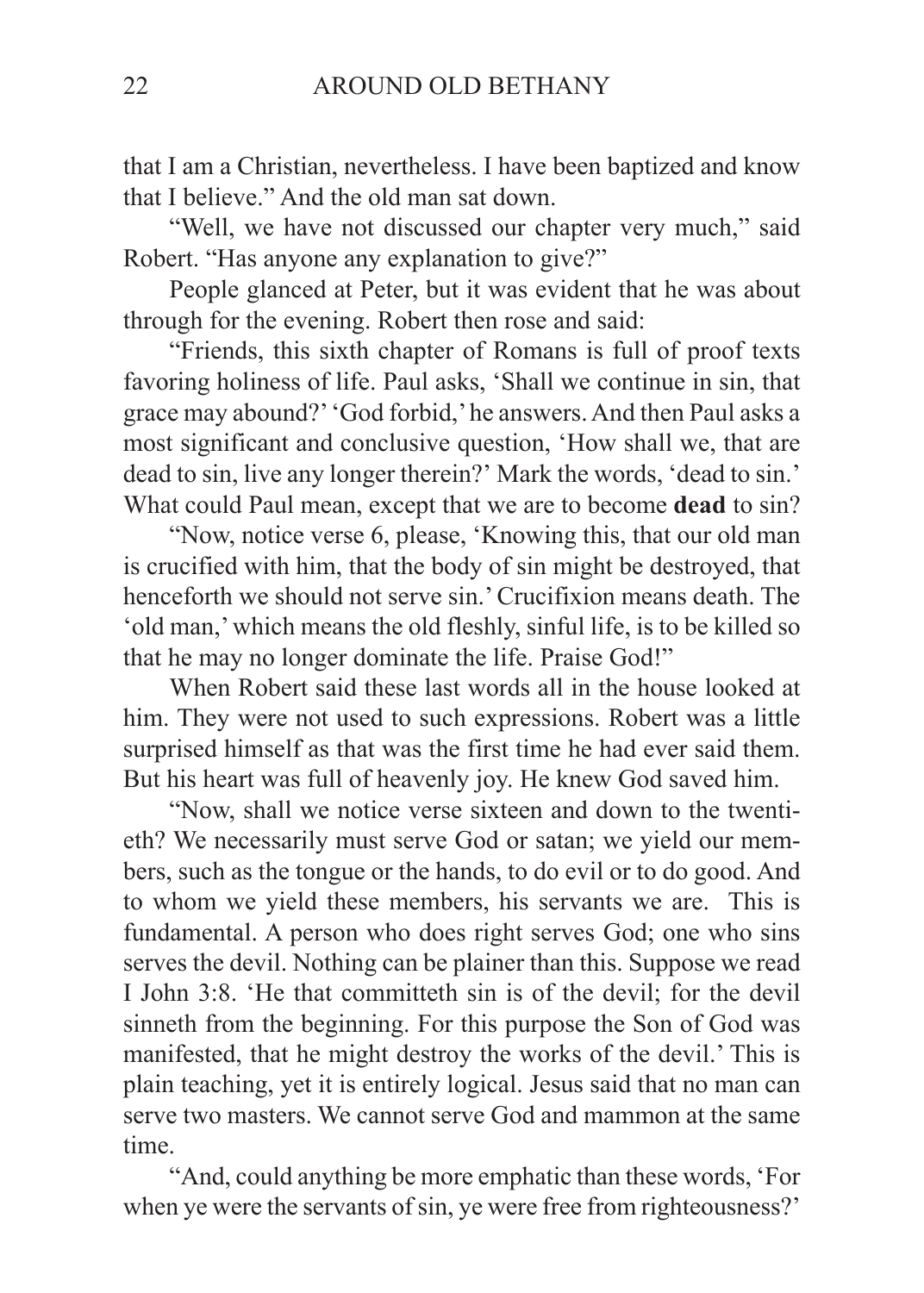that I am a Christian, nevertheless. I have been baptized and know that I believe." And the old man sat down.

"Well, we have not discussed our chapter very much," said Robert. "Has anyone any explanation to give?"

People glanced at Peter, but it was evident that he was about through for the evening. Robert then rose and said:

"Friends, this sixth chapter of Romans is full of proof texts favoring holiness of life. Paul asks, 'Shall we continue in sin, that grace may abound?' 'God forbid,' he answers. And then Paul asks a most significant and conclusive question, 'How shall we, that are dead to sin, live any longer therein?' Mark the words, 'dead to sin.' What could Paul mean, except that we are to become **dead** to sin?

"Now, notice verse 6, please, 'Knowing this, that our old man is crucified with him, that the body of sin might be destroyed, that henceforth we should not serve sin.' Crucifixion means death. The 'old man,' which means the old fleshly, sinful life, is to be killed so that he may no longer dominate the life. Praise God!"

When Robert said these last words all in the house looked at him. They were not used to such expressions. Robert was a little surprised himself as that was the first time he had ever said them. But his heart was full of heavenly joy. He knew God saved him.

"Now, shall we notice verse sixteen and down to the twentieth? We necessarily must serve God or satan; we yield our members, such as the tongue or the hands, to do evil or to do good. And to whom we yield these members, his servants we are. This is fundamental. A person who does right serves God; one who sins serves the devil. Nothing can be plainer than this. Suppose we read I John 3:8. 'He that committeth sin is of the devil; for the devil sinneth from the beginning. For this purpose the Son of God was manifested, that he might destroy the works of the devil.' This is plain teaching, yet it is entirely logical. Jesus said that no man can serve two masters. We cannot serve God and mammon at the same time.

"And, could anything be more emphatic than these words, 'For when ye were the servants of sin, ye were free from righteousness?'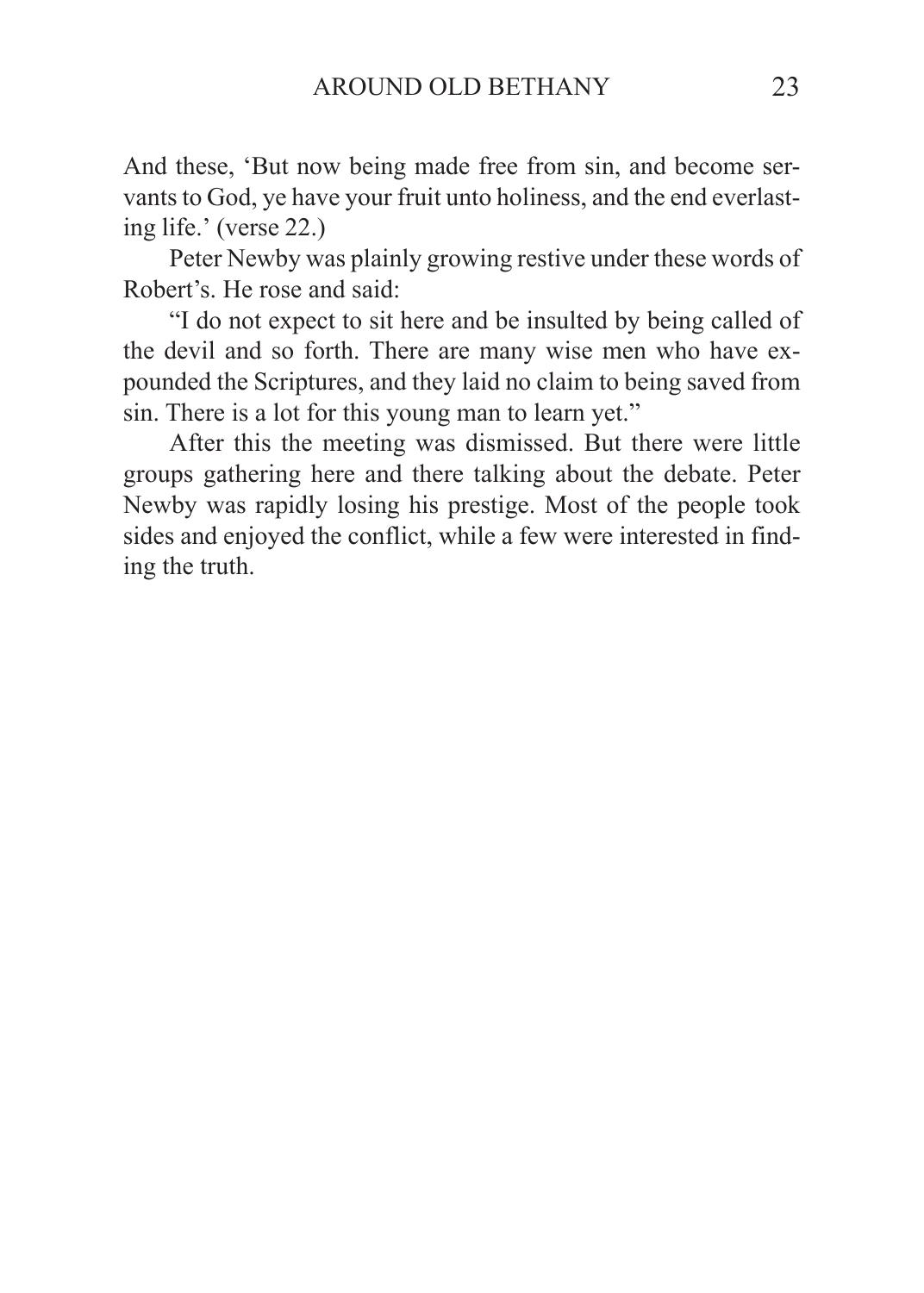And these, 'But now being made free from sin, and become servants to God, ye have your fruit unto holiness, and the end everlasting life.' (verse 22.)

Peter Newby was plainly growing restive under these words of Robert's. He rose and said:

"I do not expect to sit here and be insulted by being called of the devil and so forth. There are many wise men who have expounded the Scriptures, and they laid no claim to being saved from sin. There is a lot for this young man to learn yet."

After this the meeting was dismissed. But there were little groups gathering here and there talking about the debate. Peter Newby was rapidly losing his prestige. Most of the people took sides and enjoyed the conflict, while a few were interested in finding the truth.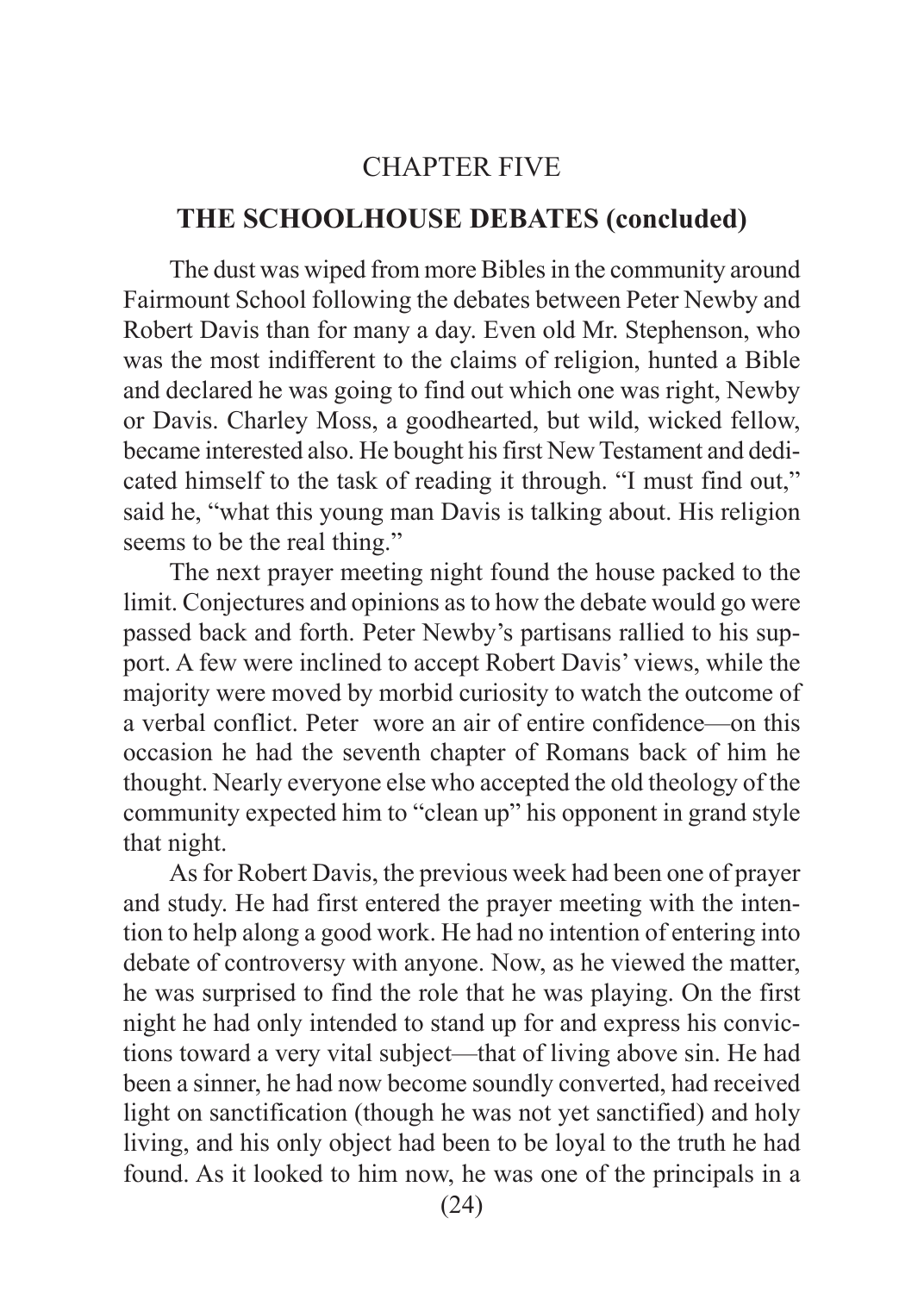## CHAPTER FIVE

## THE SCHOOLHOUSE DEBATES (concluded)

The dust was wiped from more Bibles in the community around Fairmount School following the debates between Peter Newby and Robert Davis than for many a day. Even old Mr. Stephenson, who was the most indifferent to the claims of religion, hunted a Bible and declared he was going to find out which one was right, Newby or Davis. Charley Moss, a goodhearted, but wild, wicked fellow, became interested also. He bought his first New Testament and dedicated himself to the task of reading it through. "I must find out," said he, "what this young man Davis is talking about. His religion seems to be the real thing."

The next prayer meeting night found the house packed to the limit. Conjectures and opinions as to how the debate would go were passed back and forth. Peter Newby's partisans rallied to his support. A few were inclined to accept Robert Davis' views, while the majority were moved by morbid curiosity to watch the outcome of a verbal conflict. Peter wore an air of entire confidence—on this occasion he had the seventh chapter of Romans back of him he thought. Nearly everyone else who accepted the old theology of the community expected him to "clean up" his opponent in grand style that night.

As for Robert Davis, the previous week had been one of prayer and study. He had first entered the prayer meeting with the intention to help along a good work. He had no intention of entering into debate of controversy with anyone. Now, as he viewed the matter, he was surprised to find the role that he was playing. On the first night he had only intended to stand up for and express his convictions toward a very vital subject—that of living above sin. He had been a sinner, he had now become soundly converted, had received light on sanctification (though he was not yet sanctified) and holy living, and his only object had been to be loyal to the truth he had found. As it looked to him now, he was one of the principals in a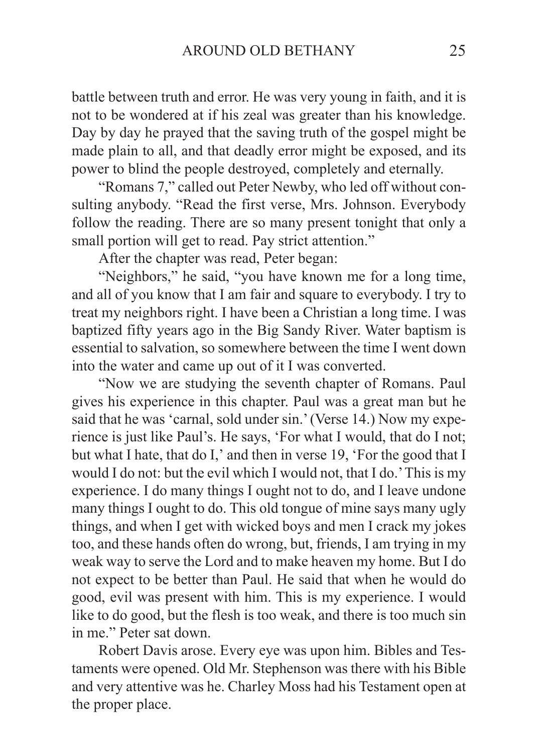battle between truth and error. He was very young in faith, and it is not to be wondered at if his zeal was greater than his knowledge. Day by day he prayed that the saving truth of the gospel might be made plain to all, and that deadly error might be exposed, and its power to blind the people destroyed, completely and eternally.

"Romans 7," called out Peter Newby, who led off without consulting anybody. "Read the first verse, Mrs. Johnson. Everybody follow the reading. There are so many present tonight that only a small portion will get to read. Pay strict attention."

After the chapter was read, Peter began:

"Neighbors," he said, "you have known me for a long time, and all of you know that I am fair and square to everybody. I try to treat my neighbors right. I have been a Christian a long time. I was baptized fifty years ago in the Big Sandy River. Water baptism is essential to salvation, so somewhere between the time I went down into the water and came up out of it I was converted.

"Now we are studying the seventh chapter of Romans. Paul gives his experience in this chapter. Paul was a great man but he said that he was 'carnal, sold under sin.' (Verse 14.) Now my experience is just like Paul's. He says, 'For what I would, that do I not; but what I hate, that do I,' and then in verse 19, 'For the good that I would I do not: but the evil which I would not, that I do.' This is my experience. I do many things I ought not to do, and I leave undone many things I ought to do. This old tongue of mine says many ugly things, and when I get with wicked boys and men I crack my jokes too, and these hands often do wrong, but, friends, I am trying in my weak way to serve the Lord and to make heaven my home. But I do not expect to be better than Paul. He said that when he would do good, evil was present with him. This is my experience. I would like to do good, but the flesh is too weak, and there is too much sin in me." Peter sat down.

Robert Davis arose. Every eye was upon him. Bibles and Testaments were opened. Old Mr. Stephenson was there with his Bible and very attentive was he. Charley Moss had his Testament open at the proper place.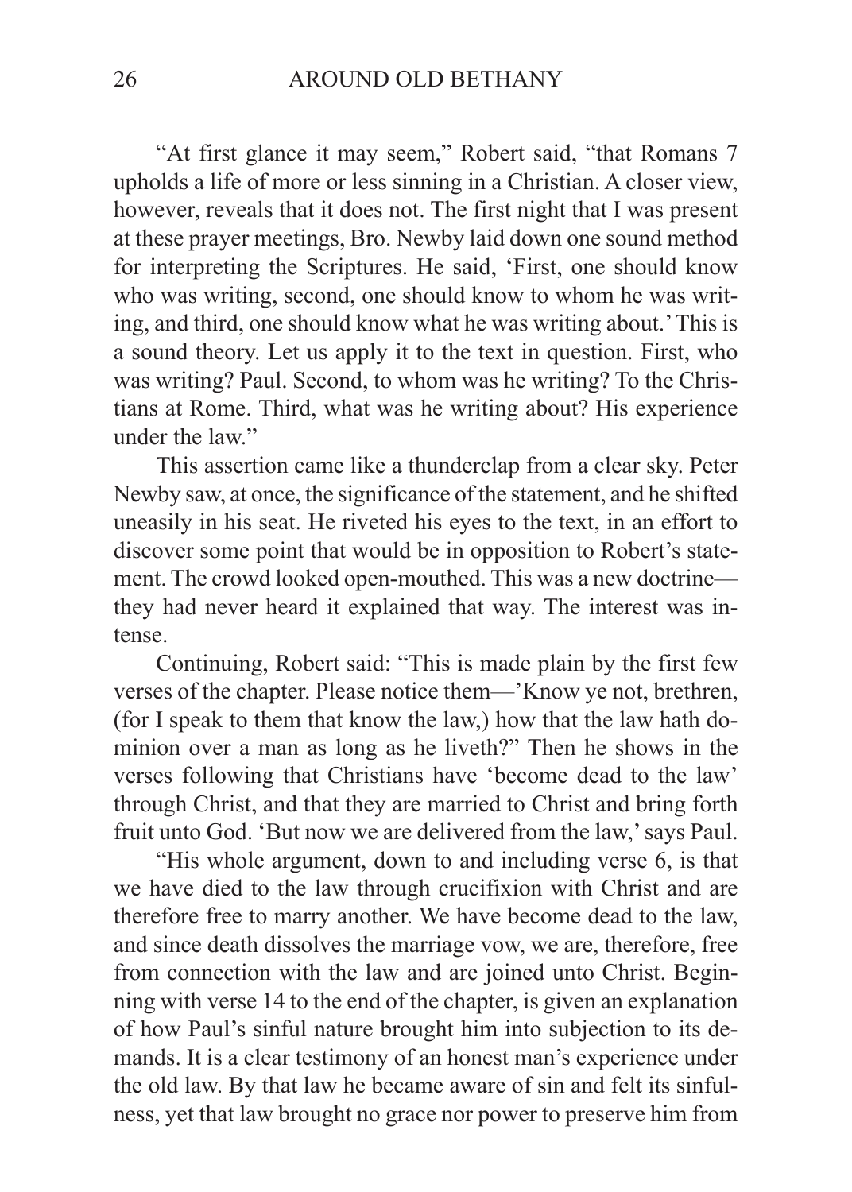"At first glance it may seem," Robert said, "that Romans 7 upholds a life of more or less sinning in a Christian. A closer view, however, reveals that it does not. The first night that I was present at these prayer meetings, Bro. Newby laid down one sound method for interpreting the Scriptures. He said, 'First, one should know who was writing, second, one should know to whom he was writing, and third, one should know what he was writing about.' This is a sound theory. Let us apply it to the text in question. First, who was writing? Paul. Second, to whom was he writing? To the Christians at Rome. Third, what was he writing about? His experience under the law."

This assertion came like a thunderclap from a clear sky. Peter Newby saw, at once, the significance of the statement, and he shifted uneasily in his seat. He riveted his eyes to the text, in an effort to discover some point that would be in opposition to Robert's statement. The crowd looked open-mouthed. This was a new doctrine—they had never heard it explained that way. The interest was intense.

Continuing, Robert said: "This is made plain by the first few verses of the chapter. Please notice them—'Know ye not, brethren, (for I speak to them that know the law,) how that the law hath dominion over a man as long as he liveth?" Then he shows in the verses following that Christians have 'become dead to the law' through Christ, and that they are married to Christ and bring forth fruit unto God. 'But now we are delivered from the law,' says Paul.

"His whole argument, down to and including verse 6, is that we have died to the law through crucifixion with Christ and are therefore free to marry another. We have become dead to the law, and since death dissolves the marriage vow, we are, therefore, free from connection with the law and are joined unto Christ. Beginning with verse 14 to the end of the chapter, is given an explanation of how Paul's sinful nature brought him into subjection to its demands. It is a clear testimony of an honest man's experience under the old law. By that law he became aware of sin and felt its sinfulness, yet that law brought no grace nor power to preserve him from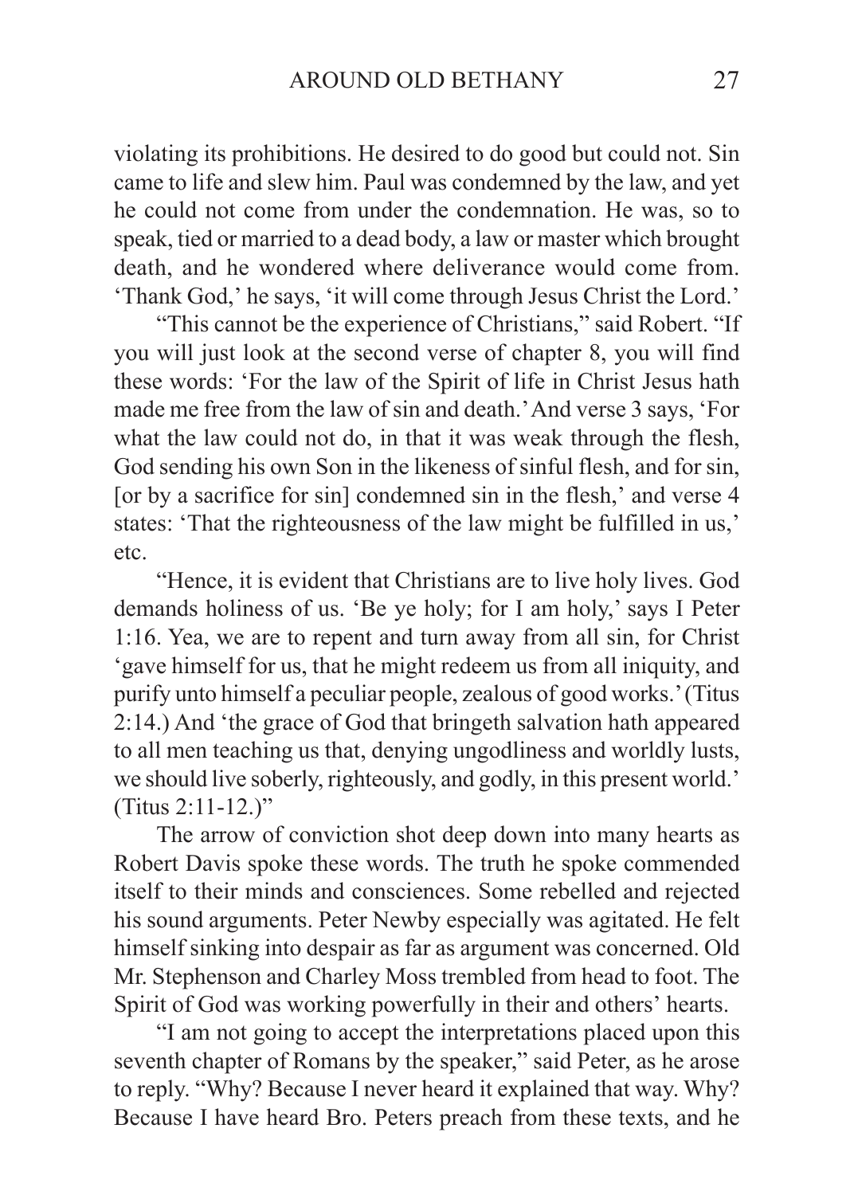violating its prohibitions. He desired to do good but could not. Sin came to life and slew him. Paul was condemned by the law, and yet he could not come from under the condemnation. He was, so to speak, tied or married to a dead body, a law or master which brought death, and he wondered where deliverance would come from. 'Thank God,' he says, 'it will come through Jesus Christ the Lord.'

"This cannot be the experience of Christians," said Robert. "If you will just look at the second verse of chapter 8, you will find these words: 'For the law of the Spirit of life in Christ Jesus hath made me free from the law of sin and death.' And verse 3 says, 'For what the law could not do, in that it was weak through the flesh, God sending his own Son in the likeness of sinful flesh, and for sin, [or by a sacrifice for sin] condemned sin in the flesh,' and verse 4 states: 'That the righteousness of the law might be fulfilled in us,' etc.

"Hence, it is evident that Christians are to live holy lives. God demands holiness of us. 'Be ye holy; for I am holy,' says I Peter 1:16. Yea, we are to repent and turn away from all sin, for Christ 'gave himself for us, that he might redeem us from all iniquity, and purify unto himself a peculiar people, zealous of good works.' (Titus 2:14.) And 'the grace of God that bringeth salvation hath appeared to all men teaching us that, denying ungodliness and worldly lusts, we should live soberly, righteously, and godly, in this present world.' (Titus 2:11-12.)"

The arrow of conviction shot deep down into many hearts as Robert Davis spoke these words. The truth he spoke commended itself to their minds and consciences. Some rebelled and rejected his sound arguments. Peter Newby especially was agitated. He felt himself sinking into despair as far as argument was concerned. Old Mr. Stephenson and Charley Moss trembled from head to foot. The Spirit of God was working powerfully in their and others' hearts.

"I am not going to accept the interpretations placed upon this seventh chapter of Romans by the speaker," said Peter, as he arose to reply. "Why? Because I never heard it explained that way. Why? Because I have heard Bro. Peters preach from these texts, and he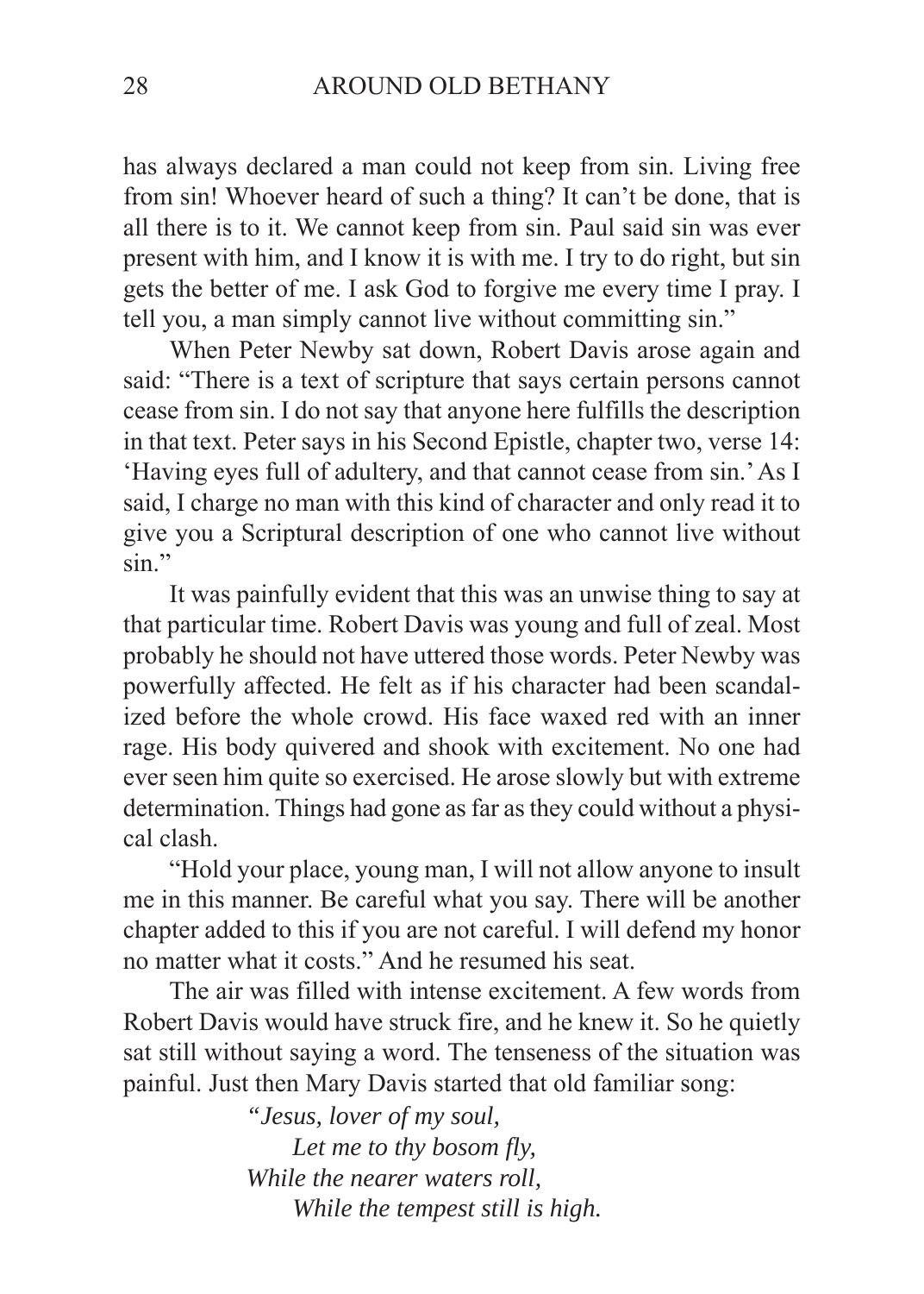has always declared a man could not keep from sin. Living free from sin! Whoever heard of such a thing? It can't be done, that is all there is to it. We cannot keep from sin. Paul said sin was ever present with him, and I know it is with me. I try to do right, but sin gets the better of me. I ask God to forgive me every time I pray. I tell you, a man simply cannot live without committing sin."

When Peter Newby sat down, Robert Davis arose again and said: "There is a text of scripture that says certain persons cannot cease from sin. I do not say that anyone here fulfills the description in that text. Peter says in his Second Epistle, chapter two, verse 14: 'Having eyes full of adultery, and that cannot cease from sin.' As I said, I charge no man with this kind of character and only read it to give you a Scriptural description of one who cannot live without sin."

It was painfully evident that this was an unwise thing to say at that particular time. Robert Davis was young and full of zeal. Most probably he should not have uttered those words. Peter Newby was powerfully affected. He felt as if his character had been scandalized before the whole crowd. His face waxed red with an inner rage. His body quivered and shook with excitement. No one had ever seen him quite so exercised. He arose slowly but with extreme determination. Things had gone as far as they could without a physical clash.

"Hold your place, young man, I will not allow anyone to insult me in this manner. Be careful what you say. There will be another chapter added to this if you are not careful. I will defend my honor no matter what it costs." And he resumed his seat.

The air was filled with intense excitement. A few words from Robert Davis would have struck fire, and he knew it. So he quietly sat still without saying a word. The tenseness of the situation was painful. Just then Mary Davis started that old familiar song:

*"Jesus, lover of my soul,*
*Let me to thy bosom fly,*
*While the nearer waters roll,*
*While the tempest still is high.*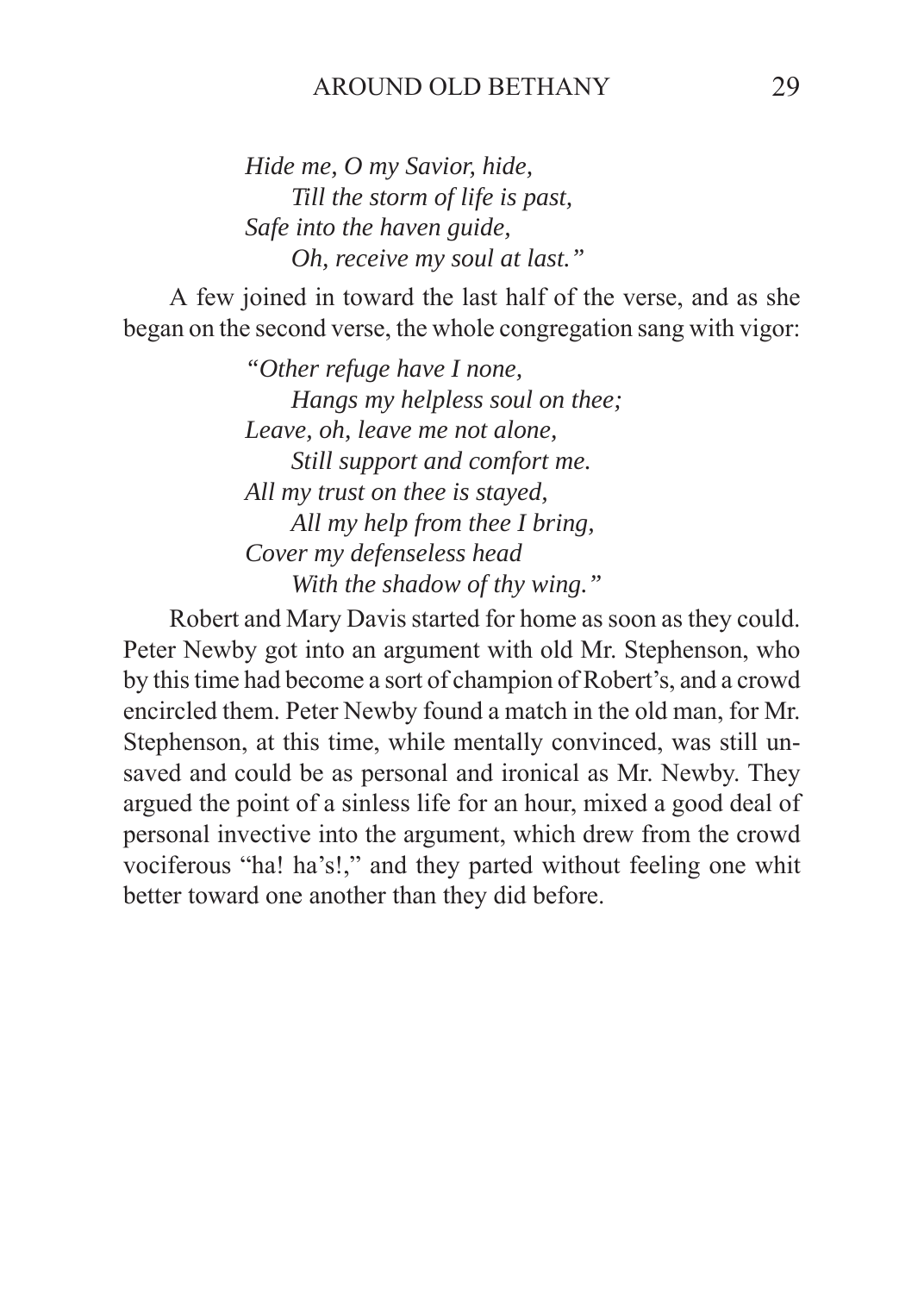*Hide me, O my Savior, hide,*
*Till the storm of life is past,*
*Safe into the haven guide,*
*Oh, receive my soul at last."*

A few joined in toward the last half of the verse, and as she began on the second verse, the whole congregation sang with vigor:

*"Other refuge have I none,*
*Hangs my helpless soul on thee;*
*Leave, oh, leave me not alone,*
*Still support and comfort me.*
*All my trust on thee is stayed,*
*All my help from thee I bring,*
*Cover my defenseless head*
*With the shadow of thy wing."*

Robert and Mary Davis started for home as soon as they could. Peter Newby got into an argument with old Mr. Stephenson, who by this time had become a sort of champion of Robert's, and a crowd encircled them. Peter Newby found a match in the old man, for Mr. Stephenson, at this time, while mentally convinced, was still unsaved and could be as personal and ironical as Mr. Newby. They argued the point of a sinless life for an hour, mixed a good deal of personal invective into the argument, which drew from the crowd vociferous "ha! ha's!," and they parted without feeling one whit better toward one another than they did before.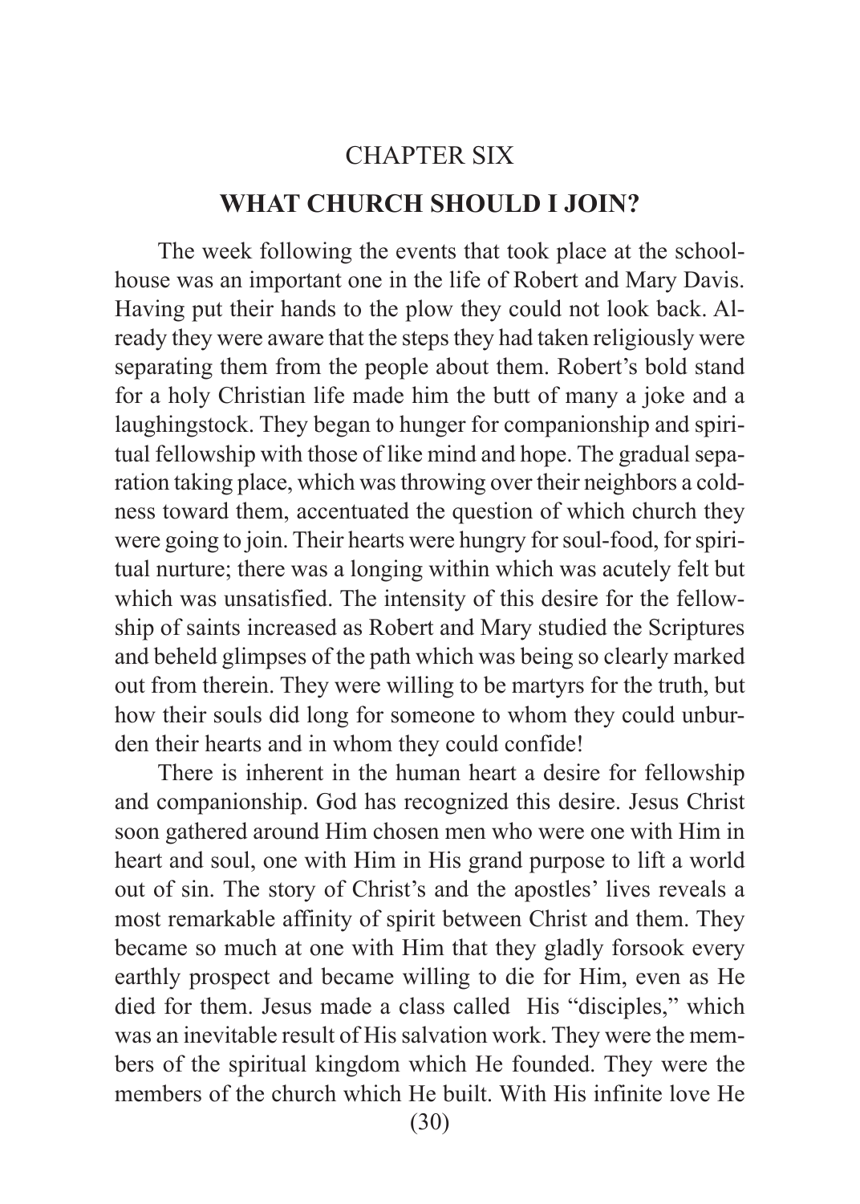## CHAPTER SIX

## WHAT CHURCH SHOULD I JOIN?

The week following the events that took place at the schoolhouse was an important one in the life of Robert and Mary Davis. Having put their hands to the plow they could not look back. Already they were aware that the steps they had taken religiously were separating them from the people about them. Robert's bold stand for a holy Christian life made him the butt of many a joke and a laughingstock. They began to hunger for companionship and spiritual fellowship with those of like mind and hope. The gradual separation taking place, which was throwing over their neighbors a coldness toward them, accentuated the question of which church they were going to join. Their hearts were hungry for soul-food, for spiritual nurture; there was a longing within which was acutely felt but which was unsatisfied. The intensity of this desire for the fellowship of saints increased as Robert and Mary studied the Scriptures and beheld glimpses of the path which was being so clearly marked out from therein. They were willing to be martyrs for the truth, but how their souls did long for someone to whom they could unburden their hearts and in whom they could confide!

There is inherent in the human heart a desire for fellowship and companionship. God has recognized this desire. Jesus Christ soon gathered around Him chosen men who were one with Him in heart and soul, one with Him in His grand purpose to lift a world out of sin. The story of Christ's and the apostles' lives reveals a most remarkable affinity of spirit between Christ and them. They became so much at one with Him that they gladly forsook every earthly prospect and became willing to die for Him, even as He died for them. Jesus made a class called His "disciples," which was an inevitable result of His salvation work. They were the members of the spiritual kingdom which He founded. They were the members of the church which He built. With His infinite love He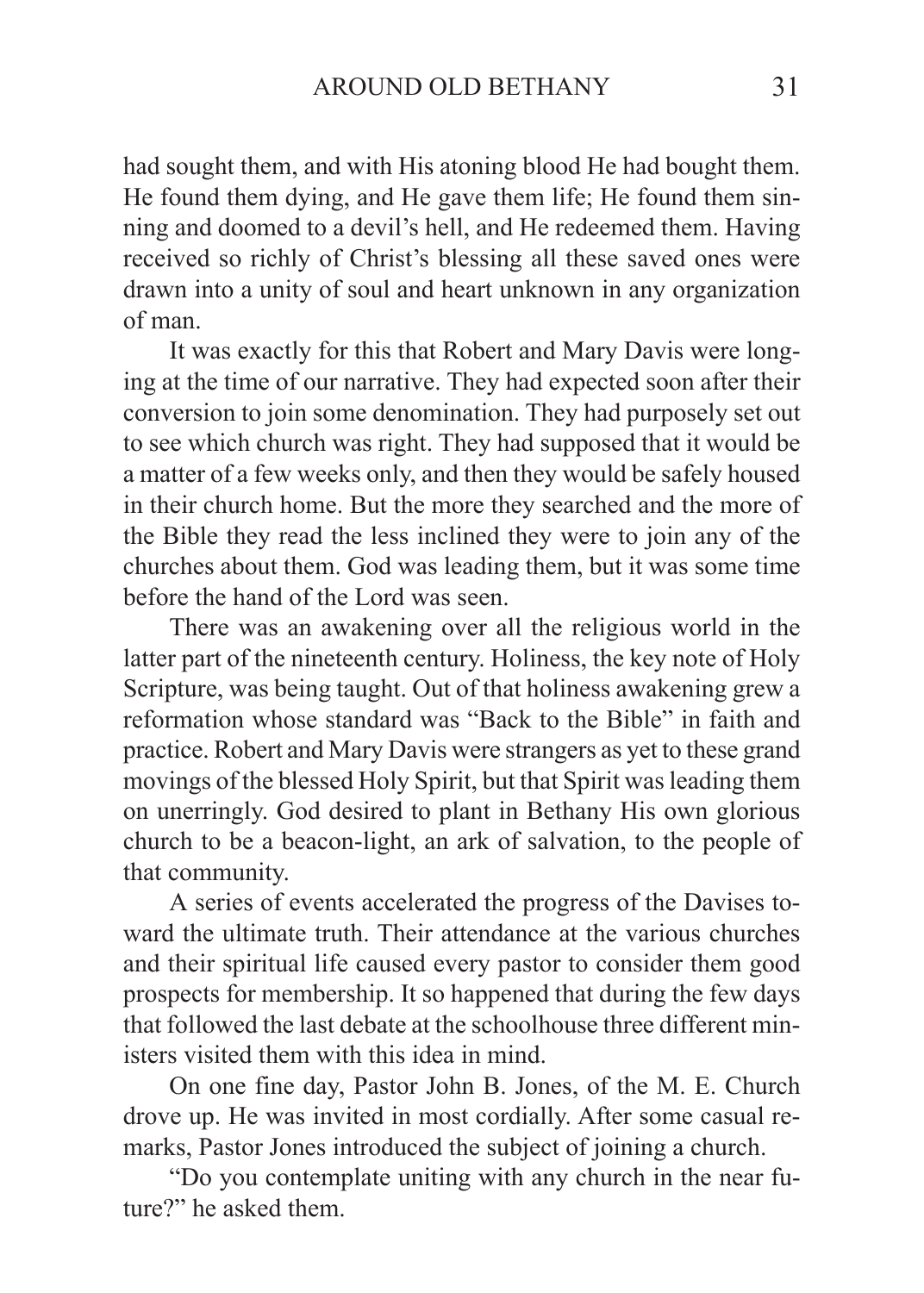had sought them, and with His atoning blood He had bought them. He found them dying, and He gave them life; He found them sinning and doomed to a devil's hell, and He redeemed them. Having received so richly of Christ's blessing all these saved ones were drawn into a unity of soul and heart unknown in any organization of man.

It was exactly for this that Robert and Mary Davis were longing at the time of our narrative. They had expected soon after their conversion to join some denomination. They had purposely set out to see which church was right. They had supposed that it would be a matter of a few weeks only, and then they would be safely housed in their church home. But the more they searched and the more of the Bible they read the less inclined they were to join any of the churches about them. God was leading them, but it was some time before the hand of the Lord was seen.

There was an awakening over all the religious world in the latter part of the nineteenth century. Holiness, the key note of Holy Scripture, was being taught. Out of that holiness awakening grew a reformation whose standard was "Back to the Bible" in faith and practice. Robert and Mary Davis were strangers as yet to these grand movings of the blessed Holy Spirit, but that Spirit was leading them on unerringly. God desired to plant in Bethany His own glorious church to be a beacon-light, an ark of salvation, to the people of that community.

A series of events accelerated the progress of the Davises toward the ultimate truth. Their attendance at the various churches and their spiritual life caused every pastor to consider them good prospects for membership. It so happened that during the few days that followed the last debate at the schoolhouse three different ministers visited them with this idea in mind.

On one fine day, Pastor John B. Jones, of the M. E. Church drove up. He was invited in most cordially. After some casual remarks, Pastor Jones introduced the subject of joining a church.

"Do you contemplate uniting with any church in the near future?" he asked them.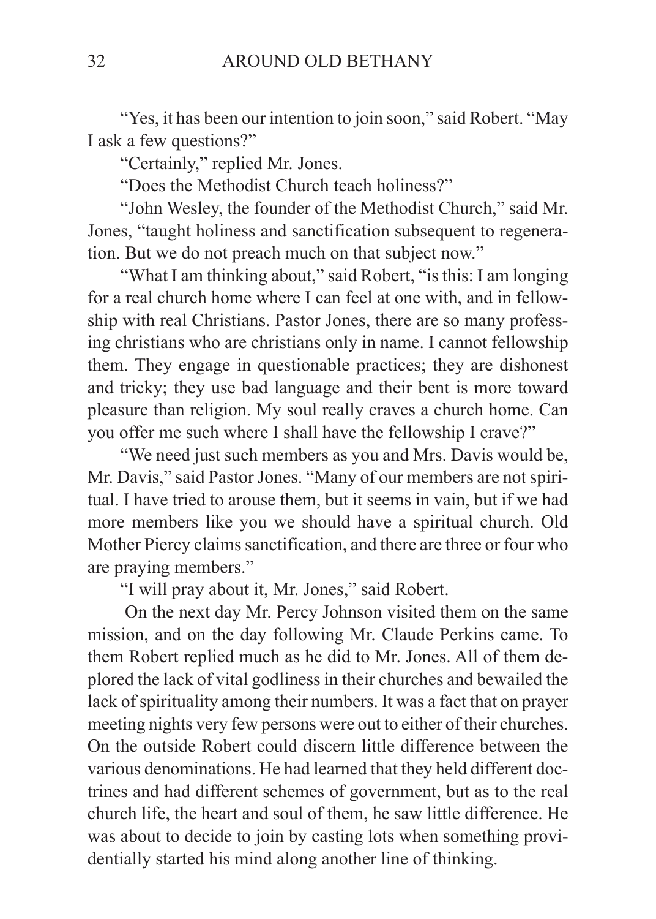"Yes, it has been our intention to join soon," said Robert. "May I ask a few questions?"

"Certainly," replied Mr. Jones.

"Does the Methodist Church teach holiness?"

"John Wesley, the founder of the Methodist Church," said Mr. Jones, "taught holiness and sanctification subsequent to regeneration. But we do not preach much on that subject now."

"What I am thinking about," said Robert, "is this: I am longing for a real church home where I can feel at one with, and in fellowship with real Christians. Pastor Jones, there are so many professing christians who are christians only in name. I cannot fellowship them. They engage in questionable practices; they are dishonest and tricky; they use bad language and their bent is more toward pleasure than religion. My soul really craves a church home. Can you offer me such where I shall have the fellowship I crave?"

"We need just such members as you and Mrs. Davis would be, Mr. Davis," said Pastor Jones. "Many of our members are not spiritual. I have tried to arouse them, but it seems in vain, but if we had more members like you we should have a spiritual church. Old Mother Piercy claims sanctification, and there are three or four who are praying members."

"I will pray about it, Mr. Jones," said Robert.

On the next day Mr. Percy Johnson visited them on the same mission, and on the day following Mr. Claude Perkins came. To them Robert replied much as he did to Mr. Jones. All of them deplored the lack of vital godliness in their churches and bewailed the lack of spirituality among their numbers. It was a fact that on prayer meeting nights very few persons were out to either of their churches. On the outside Robert could discern little difference between the various denominations. He had learned that they held different doctrines and had different schemes of government, but as to the real church life, the heart and soul of them, he saw little difference. He was about to decide to join by casting lots when something providentially started his mind along another line of thinking.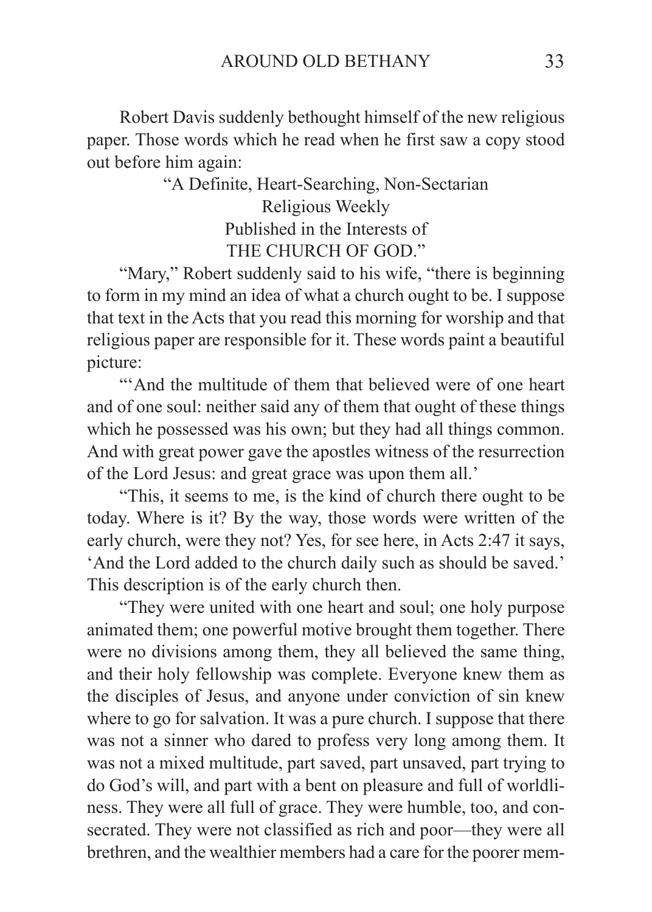Robert Davis suddenly bethought himself of the new religious paper. Those words which he read when he first saw a copy stood out before him again:

"A Definite, Heart-Searching, Non-Sectarian
Religious Weekly
Published in the Interests of
THE CHURCH OF GOD."

"Mary," Robert suddenly said to his wife, "there is beginning to form in my mind an idea of what a church ought to be. I suppose that text in the Acts that you read this morning for worship and that religious paper are responsible for it. These words paint a beautiful picture:

"'And the multitude of them that believed were of one heart and of one soul: neither said any of them that ought of these things which he possessed was his own; but they had all things common. And with great power gave the apostles witness of the resurrection of the Lord Jesus: and great grace was upon them all.'

"This, it seems to me, is the kind of church there ought to be today. Where is it? By the way, those words were written of the early church, were they not? Yes, for see here, in Acts 2:47 it says, 'And the Lord added to the church daily such as should be saved.' This description is of the early church then.

"They were united with one heart and soul; one holy purpose animated them; one powerful motive brought them together. There were no divisions among them, they all believed the same thing, and their holy fellowship was complete. Everyone knew them as the disciples of Jesus, and anyone under conviction of sin knew where to go for salvation. It was a pure church. I suppose that there was not a sinner who dared to profess very long among them. It was not a mixed multitude, part saved, part unsaved, part trying to do God's will, and part with a bent on pleasure and full of worldliness. They were all full of grace. They were humble, too, and consecrated. They were not classified as rich and poor—they were all brethren, and the wealthier members had a care for the poorer mem-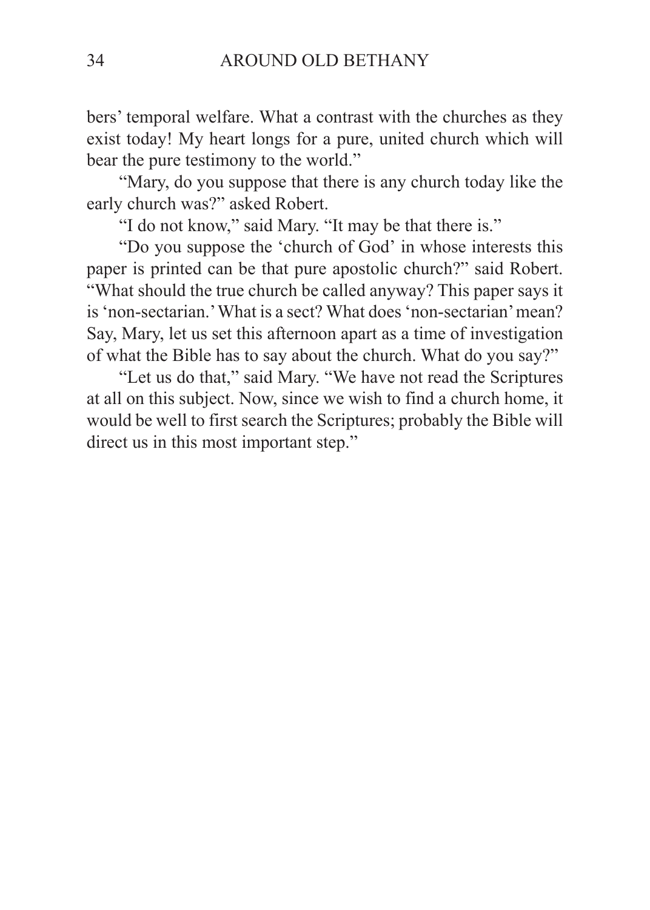bers' temporal welfare. What a contrast with the churches as they exist today! My heart longs for a pure, united church which will bear the pure testimony to the world."

"Mary, do you suppose that there is any church today like the early church was?" asked Robert.

"I do not know," said Mary. "It may be that there is."

"Do you suppose the 'church of God' in whose interests this paper is printed can be that pure apostolic church?" said Robert. "What should the true church be called anyway? This paper says it is 'non-sectarian.' What is a sect? What does 'non-sectarian' mean? Say, Mary, let us set this afternoon apart as a time of investigation of what the Bible has to say about the church. What do you say?"

"Let us do that," said Mary. "We have not read the Scriptures at all on this subject. Now, since we wish to find a church home, it would be well to first search the Scriptures; probably the Bible will direct us in this most important step."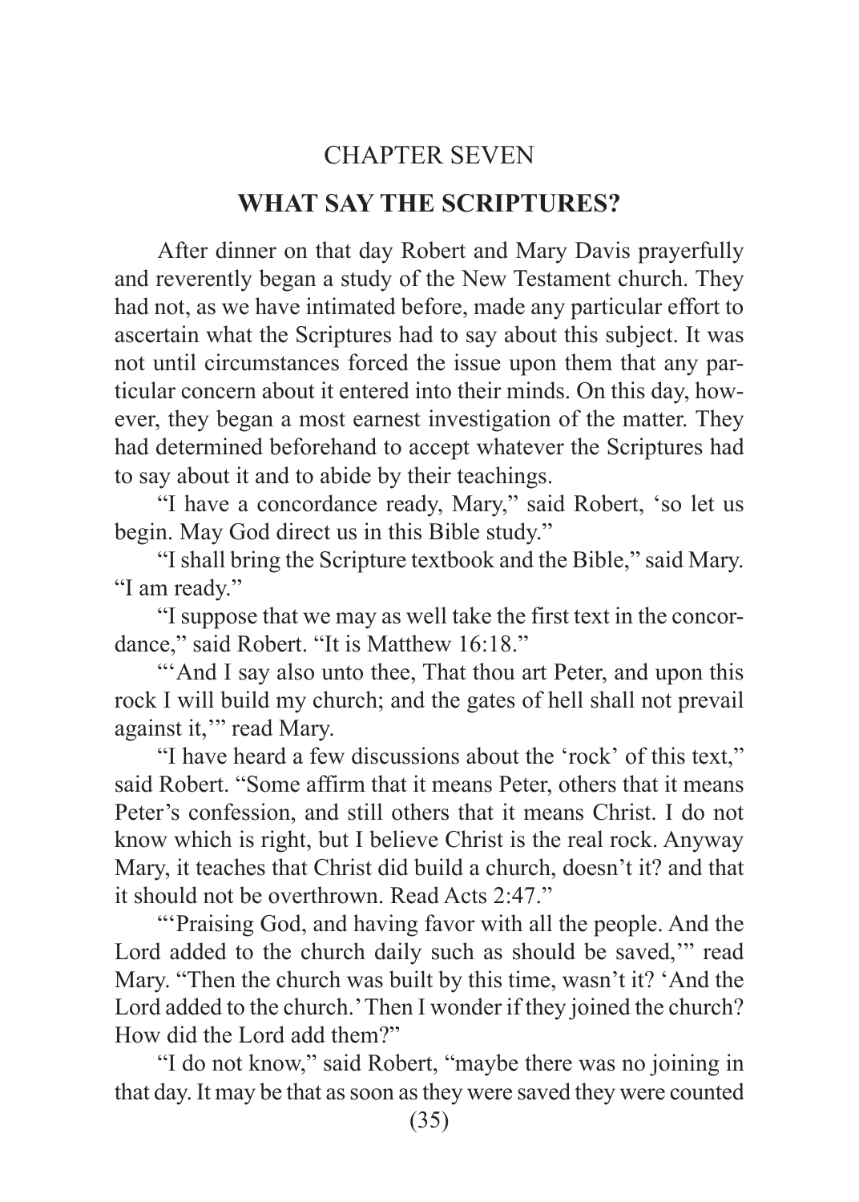# CHAPTER SEVEN

## WHAT SAY THE SCRIPTURES?

After dinner on that day Robert and Mary Davis prayerfully and reverently began a study of the New Testament church. They had not, as we have intimated before, made any particular effort to ascertain what the Scriptures had to say about this subject. It was not until circumstances forced the issue upon them that any particular concern about it entered into their minds. On this day, however, they began a most earnest investigation of the matter. They had determined beforehand to accept whatever the Scriptures had to say about it and to abide by their teachings.

"I have a concordance ready, Mary," said Robert, 'so let us begin. May God direct us in this Bible study."

"I shall bring the Scripture textbook and the Bible," said Mary. "I am ready."

"I suppose that we may as well take the first text in the concordance," said Robert. "It is Matthew 16:18."

"'And I say also unto thee, That thou art Peter, and upon this rock I will build my church; and the gates of hell shall not prevail against it,'" read Mary.

"I have heard a few discussions about the 'rock' of this text," said Robert. "Some affirm that it means Peter, others that it means Peter's confession, and still others that it means Christ. I do not know which is right, but I believe Christ is the real rock. Anyway Mary, it teaches that Christ did build a church, doesn't it? and that it should not be overthrown. Read Acts 2:47."

"'Praising God, and having favor with all the people. And the Lord added to the church daily such as should be saved,'" read Mary. "Then the church was built by this time, wasn't it? 'And the Lord added to the church.' Then I wonder if they joined the church? How did the Lord add them?"

"I do not know," said Robert, "maybe there was no joining in that day. It may be that as soon as they were saved they were counted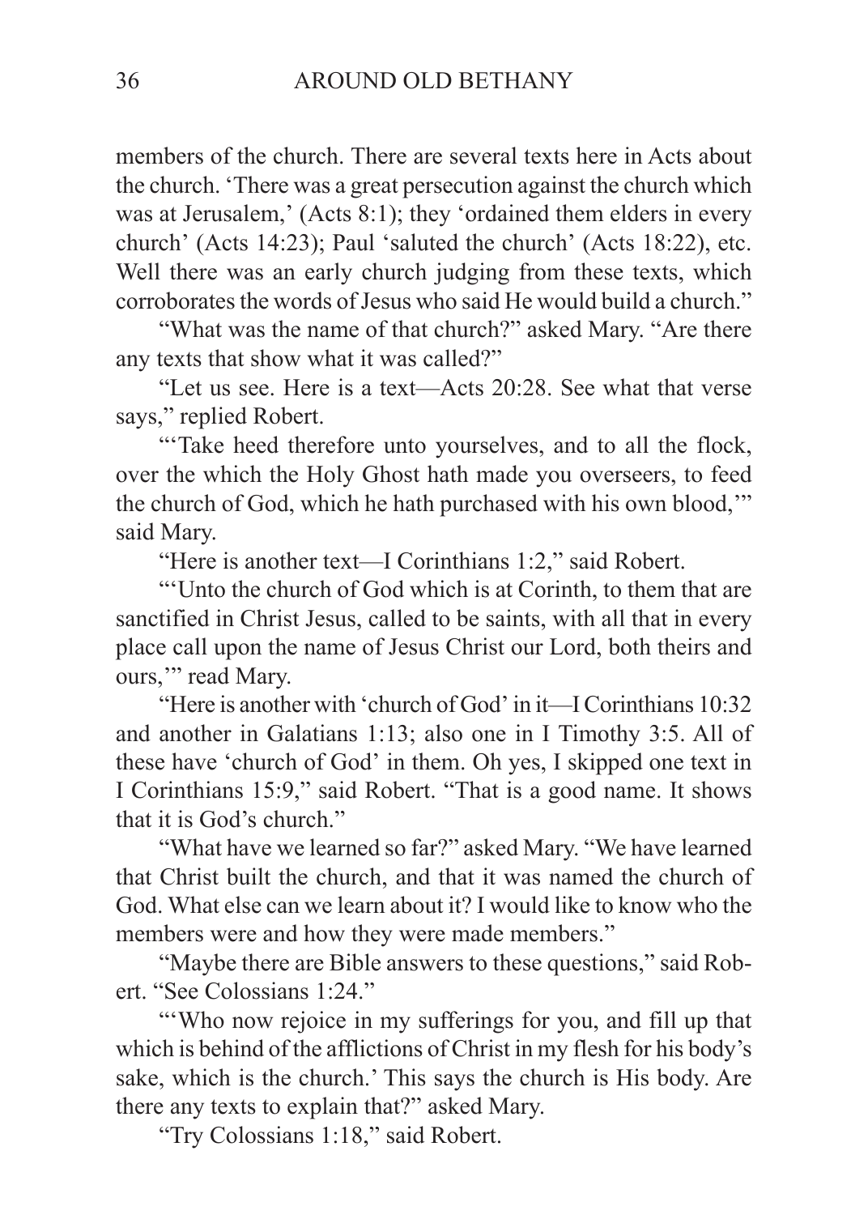members of the church. There are several texts here in Acts about the church. 'There was a great persecution against the church which was at Jerusalem,' (Acts 8:1); they 'ordained them elders in every church' (Acts 14:23); Paul 'saluted the church' (Acts 18:22), etc. Well there was an early church judging from these texts, which corroborates the words of Jesus who said He would build a church."

"What was the name of that church?" asked Mary. "Are there any texts that show what it was called?"

"Let us see. Here is a text—Acts 20:28. See what that verse says," replied Robert.

"'Take heed therefore unto yourselves, and to all the flock, over the which the Holy Ghost hath made you overseers, to feed the church of God, which he hath purchased with his own blood,'" said Mary.

"Here is another text—I Corinthians 1:2," said Robert.

"'Unto the church of God which is at Corinth, to them that are sanctified in Christ Jesus, called to be saints, with all that in every place call upon the name of Jesus Christ our Lord, both theirs and ours,'" read Mary.

"Here is another with 'church of God' in it—I Corinthians 10:32 and another in Galatians 1:13; also one in I Timothy 3:5. All of these have 'church of God' in them. Oh yes, I skipped one text in I Corinthians 15:9," said Robert. "That is a good name. It shows that it is God's church."

"What have we learned so far?" asked Mary. "We have learned that Christ built the church, and that it was named the church of God. What else can we learn about it? I would like to know who the members were and how they were made members."

"Maybe there are Bible answers to these questions," said Robert. "See Colossians 1:24."

"'Who now rejoice in my sufferings for you, and fill up that which is behind of the afflictions of Christ in my flesh for his body's sake, which is the church.' This says the church is His body. Are there any texts to explain that?" asked Mary.

"Try Colossians 1:18," said Robert.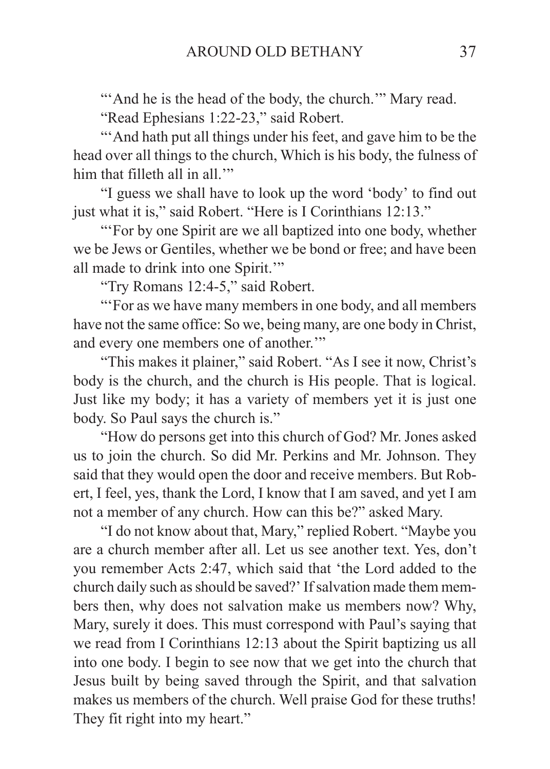"'And he is the head of the body, the church.'" Mary read.

"Read Ephesians 1:22-23," said Robert.

"'And hath put all things under his feet, and gave him to be the head over all things to the church, Which is his body, the fulness of him that filleth all in all.'"

"I guess we shall have to look up the word 'body' to find out just what it is," said Robert. "Here is I Corinthians 12:13."

"'For by one Spirit are we all baptized into one body, whether we be Jews or Gentiles, whether we be bond or free; and have been all made to drink into one Spirit.'"

"Try Romans 12:4-5," said Robert.

"'For as we have many members in one body, and all members have not the same office: So we, being many, are one body in Christ, and every one members one of another.'"

"This makes it plainer," said Robert. "As I see it now, Christ's body is the church, and the church is His people. That is logical. Just like my body; it has a variety of members yet it is just one body. So Paul says the church is."

"How do persons get into this church of God? Mr. Jones asked us to join the church. So did Mr. Perkins and Mr. Johnson. They said that they would open the door and receive members. But Robert, I feel, yes, thank the Lord, I know that I am saved, and yet I am not a member of any church. How can this be?" asked Mary.

"I do not know about that, Mary," replied Robert. "Maybe you are a church member after all. Let us see another text. Yes, don't you remember Acts 2:47, which said that 'the Lord added to the church daily such as should be saved?' If salvation made them members then, why does not salvation make us members now? Why, Mary, surely it does. This must correspond with Paul's saying that we read from I Corinthians 12:13 about the Spirit baptizing us all into one body. I begin to see now that we get into the church that Jesus built by being saved through the Spirit, and that salvation makes us members of the church. Well praise God for these truths! They fit right into my heart."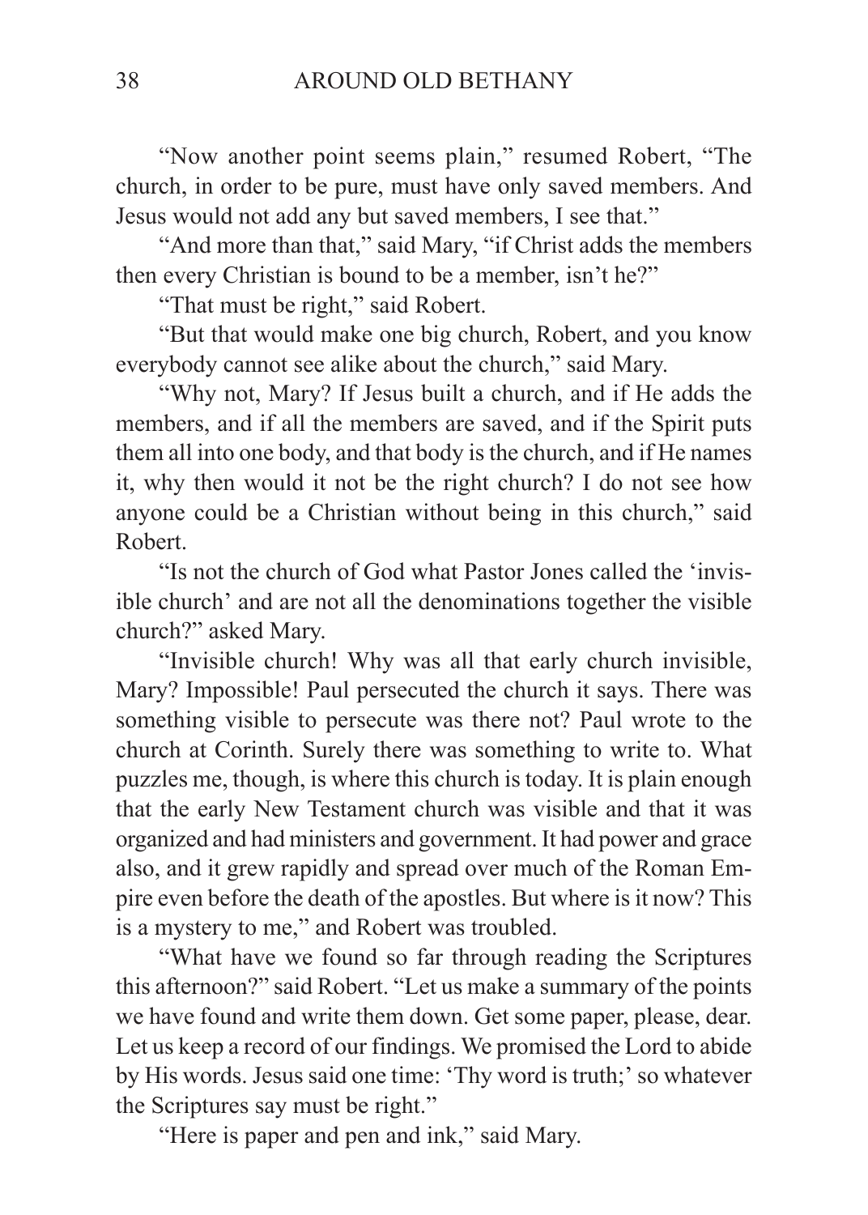"Now another point seems plain," resumed Robert, "The church, in order to be pure, must have only saved members. And Jesus would not add any but saved members, I see that."

"And more than that," said Mary, "if Christ adds the members then every Christian is bound to be a member, isn't he?"

"That must be right," said Robert.

"But that would make one big church, Robert, and you know everybody cannot see alike about the church," said Mary.

"Why not, Mary? If Jesus built a church, and if He adds the members, and if all the members are saved, and if the Spirit puts them all into one body, and that body is the church, and if He names it, why then would it not be the right church? I do not see how anyone could be a Christian without being in this church," said Robert.

"Is not the church of God what Pastor Jones called the 'invisible church' and are not all the denominations together the visible church?" asked Mary.

"Invisible church! Why was all that early church invisible, Mary? Impossible! Paul persecuted the church it says. There was something visible to persecute was there not? Paul wrote to the church at Corinth. Surely there was something to write to. What puzzles me, though, is where this church is today. It is plain enough that the early New Testament church was visible and that it was organized and had ministers and government. It had power and grace also, and it grew rapidly and spread over much of the Roman Empire even before the death of the apostles. But where is it now? This is a mystery to me," and Robert was troubled.

"What have we found so far through reading the Scriptures this afternoon?" said Robert. "Let us make a summary of the points we have found and write them down. Get some paper, please, dear. Let us keep a record of our findings. We promised the Lord to abide by His words. Jesus said one time: 'Thy word is truth;' so whatever the Scriptures say must be right."

"Here is paper and pen and ink," said Mary.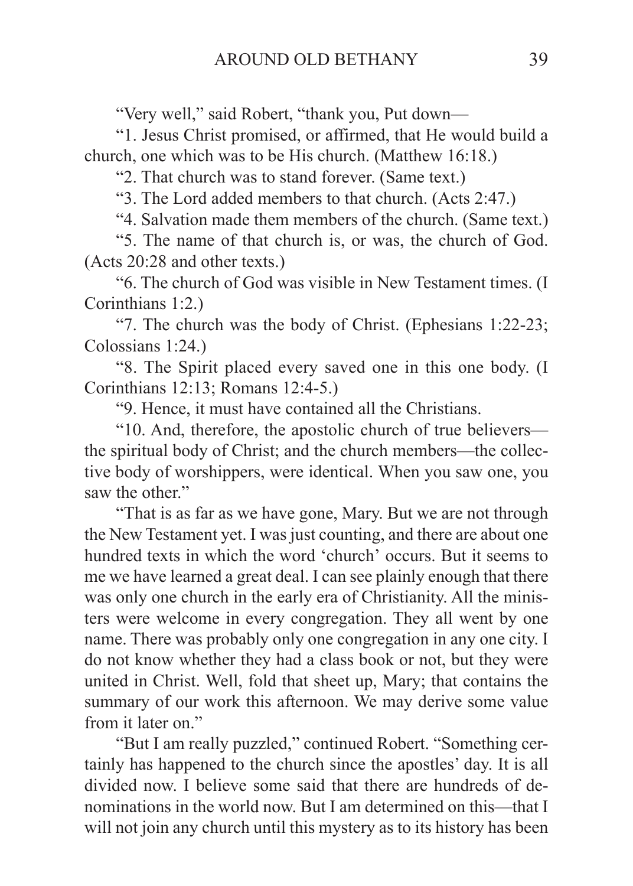"Very well," said Robert, "thank you, Put down—

"1. Jesus Christ promised, or affirmed, that He would build a church, one which was to be His church. (Matthew 16:18.)

"2. That church was to stand forever. (Same text.)

"3. The Lord added members to that church. (Acts 2:47.)

"4. Salvation made them members of the church. (Same text.)

"5. The name of that church is, or was, the church of God. (Acts 20:28 and other texts.)

"6. The church of God was visible in New Testament times. (I Corinthians 1:2.)

"7. The church was the body of Christ. (Ephesians 1:22-23; Colossians 1:24.)

"8. The Spirit placed every saved one in this one body. (I Corinthians 12:13; Romans 12:4-5.)

"9. Hence, it must have contained all the Christians.

"10. And, therefore, the apostolic church of true believers—the spiritual body of Christ; and the church members—the collective body of worshippers, were identical. When you saw one, you saw the other."

"That is as far as we have gone, Mary. But we are not through the New Testament yet. I was just counting, and there are about one hundred texts in which the word 'church' occurs. But it seems to me we have learned a great deal. I can see plainly enough that there was only one church in the early era of Christianity. All the ministers were welcome in every congregation. They all went by one name. There was probably only one congregation in any one city. I do not know whether they had a class book or not, but they were united in Christ. Well, fold that sheet up, Mary; that contains the summary of our work this afternoon. We may derive some value from it later on."

"But I am really puzzled," continued Robert. "Something certainly has happened to the church since the apostles' day. It is all divided now. I believe some said that there are hundreds of denominations in the world now. But I am determined on this—that I will not join any church until this mystery as to its history has been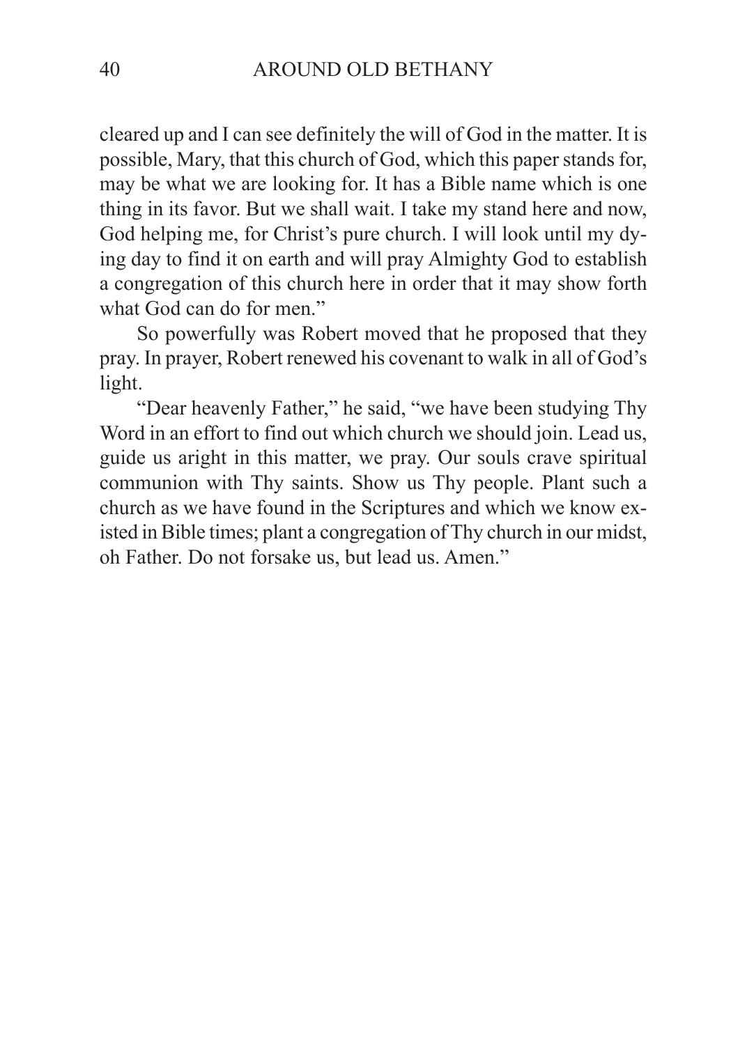cleared up and I can see definitely the will of God in the matter. It is possible, Mary, that this church of God, which this paper stands for, may be what we are looking for. It has a Bible name which is one thing in its favor. But we shall wait. I take my stand here and now, God helping me, for Christ's pure church. I will look until my dying day to find it on earth and will pray Almighty God to establish a congregation of this church here in order that it may show forth what God can do for men."

So powerfully was Robert moved that he proposed that they pray. In prayer, Robert renewed his covenant to walk in all of God's light.

"Dear heavenly Father," he said, "we have been studying Thy Word in an effort to find out which church we should join. Lead us, guide us aright in this matter, we pray. Our souls crave spiritual communion with Thy saints. Show us Thy people. Plant such a church as we have found in the Scriptures and which we know existed in Bible times; plant a congregation of Thy church in our midst, oh Father. Do not forsake us, but lead us. Amen."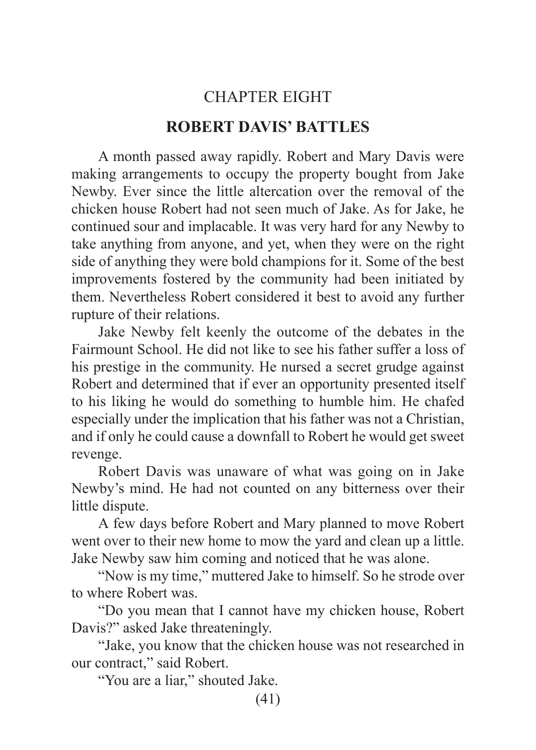## CHAPTER EIGHT

## ROBERT DAVIS' BATTLES

A month passed away rapidly. Robert and Mary Davis were making arrangements to occupy the property bought from Jake Newby. Ever since the little altercation over the removal of the chicken house Robert had not seen much of Jake. As for Jake, he continued sour and implacable. It was very hard for any Newby to take anything from anyone, and yet, when they were on the right side of anything they were bold champions for it. Some of the best improvements fostered by the community had been initiated by them. Nevertheless Robert considered it best to avoid any further rupture of their relations.

Jake Newby felt keenly the outcome of the debates in the Fairmount School. He did not like to see his father suffer a loss of his prestige in the community. He nursed a secret grudge against Robert and determined that if ever an opportunity presented itself to his liking he would do something to humble him. He chafed especially under the implication that his father was not a Christian, and if only he could cause a downfall to Robert he would get sweet revenge.

Robert Davis was unaware of what was going on in Jake Newby's mind. He had not counted on any bitterness over their little dispute.

A few days before Robert and Mary planned to move Robert went over to their new home to mow the yard and clean up a little. Jake Newby saw him coming and noticed that he was alone.

"Now is my time," muttered Jake to himself. So he strode over to where Robert was.

"Do you mean that I cannot have my chicken house, Robert Davis?" asked Jake threateningly.

"Jake, you know that the chicken house was not researched in our contract," said Robert.

"You are a liar," shouted Jake.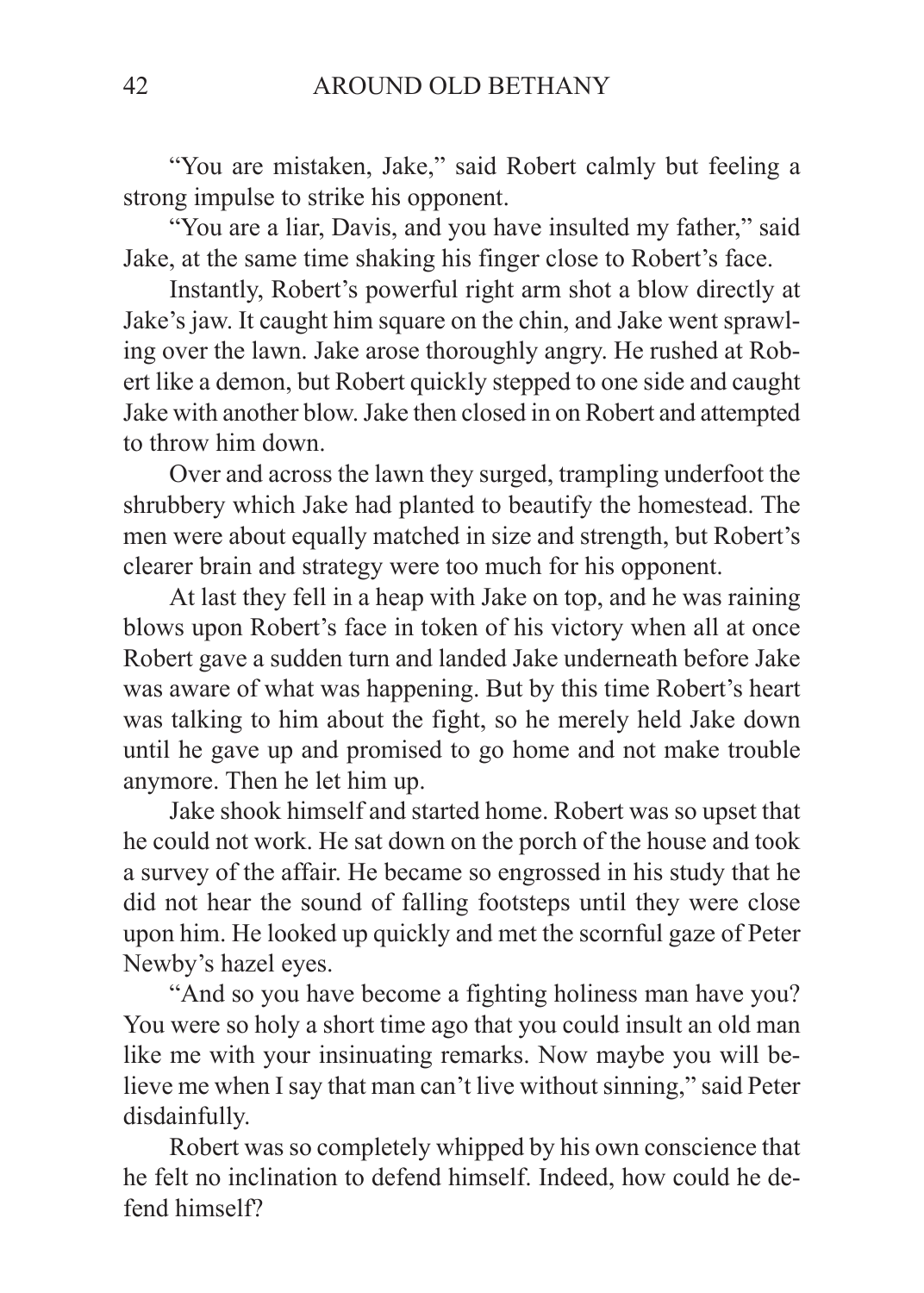"You are mistaken, Jake," said Robert calmly but feeling a strong impulse to strike his opponent.

"You are a liar, Davis, and you have insulted my father," said Jake, at the same time shaking his finger close to Robert's face.

Instantly, Robert's powerful right arm shot a blow directly at Jake's jaw. It caught him square on the chin, and Jake went sprawling over the lawn. Jake arose thoroughly angry. He rushed at Robert like a demon, but Robert quickly stepped to one side and caught Jake with another blow. Jake then closed in on Robert and attempted to throw him down.

Over and across the lawn they surged, trampling underfoot the shrubbery which Jake had planted to beautify the homestead. The men were about equally matched in size and strength, but Robert's clearer brain and strategy were too much for his opponent.

At last they fell in a heap with Jake on top, and he was raining blows upon Robert's face in token of his victory when all at once Robert gave a sudden turn and landed Jake underneath before Jake was aware of what was happening. But by this time Robert's heart was talking to him about the fight, so he merely held Jake down until he gave up and promised to go home and not make trouble anymore. Then he let him up.

Jake shook himself and started home. Robert was so upset that he could not work. He sat down on the porch of the house and took a survey of the affair. He became so engrossed in his study that he did not hear the sound of falling footsteps until they were close upon him. He looked up quickly and met the scornful gaze of Peter Newby's hazel eyes.

"And so you have become a fighting holiness man have you? You were so holy a short time ago that you could insult an old man like me with your insinuating remarks. Now maybe you will believe me when I say that man can't live without sinning," said Peter disdainfully.

Robert was so completely whipped by his own conscience that he felt no inclination to defend himself. Indeed, how could he defend himself?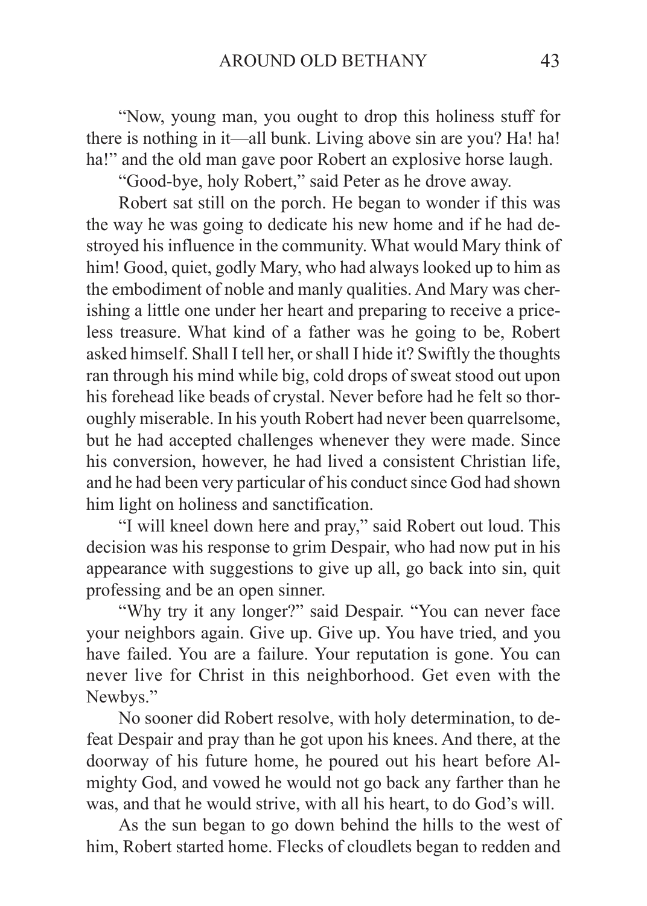"Now, young man, you ought to drop this holiness stuff for there is nothing in it—all bunk. Living above sin are you? Ha! ha! ha!" and the old man gave poor Robert an explosive horse laugh.

"Good-bye, holy Robert," said Peter as he drove away.

Robert sat still on the porch. He began to wonder if this was the way he was going to dedicate his new home and if he had destroyed his influence in the community. What would Mary think of him! Good, quiet, godly Mary, who had always looked up to him as the embodiment of noble and manly qualities. And Mary was cherishing a little one under her heart and preparing to receive a priceless treasure. What kind of a father was he going to be, Robert asked himself. Shall I tell her, or shall I hide it? Swiftly the thoughts ran through his mind while big, cold drops of sweat stood out upon his forehead like beads of crystal. Never before had he felt so thoroughly miserable. In his youth Robert had never been quarrelsome, but he had accepted challenges whenever they were made. Since his conversion, however, he had lived a consistent Christian life, and he had been very particular of his conduct since God had shown him light on holiness and sanctification.

"I will kneel down here and pray," said Robert out loud. This decision was his response to grim Despair, who had now put in his appearance with suggestions to give up all, go back into sin, quit professing and be an open sinner.

"Why try it any longer?" said Despair. "You can never face your neighbors again. Give up. Give up. You have tried, and you have failed. You are a failure. Your reputation is gone. You can never live for Christ in this neighborhood. Get even with the Newbys."

No sooner did Robert resolve, with holy determination, to defeat Despair and pray than he got upon his knees. And there, at the doorway of his future home, he poured out his heart before Almighty God, and vowed he would not go back any farther than he was, and that he would strive, with all his heart, to do God's will.

As the sun began to go down behind the hills to the west of him, Robert started home. Flecks of cloudlets began to redden and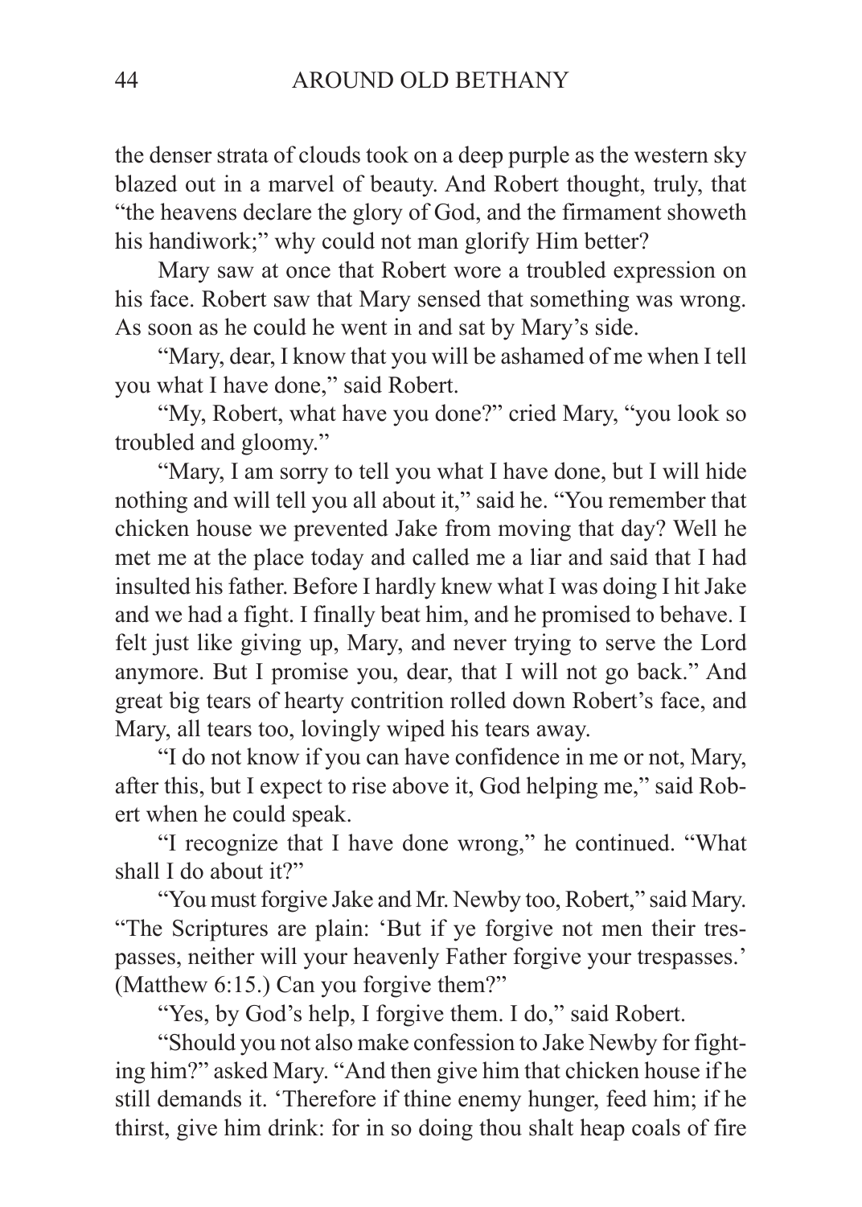the denser strata of clouds took on a deep purple as the western sky blazed out in a marvel of beauty. And Robert thought, truly, that "the heavens declare the glory of God, and the firmament showeth his handiwork;" why could not man glorify Him better?

Mary saw at once that Robert wore a troubled expression on his face. Robert saw that Mary sensed that something was wrong. As soon as he could he went in and sat by Mary's side.

"Mary, dear, I know that you will be ashamed of me when I tell you what I have done," said Robert.

"My, Robert, what have you done?" cried Mary, "you look so troubled and gloomy."

"Mary, I am sorry to tell you what I have done, but I will hide nothing and will tell you all about it," said he. "You remember that chicken house we prevented Jake from moving that day? Well he met me at the place today and called me a liar and said that I had insulted his father. Before I hardly knew what I was doing I hit Jake and we had a fight. I finally beat him, and he promised to behave. I felt just like giving up, Mary, and never trying to serve the Lord anymore. But I promise you, dear, that I will not go back." And great big tears of hearty contrition rolled down Robert's face, and Mary, all tears too, lovingly wiped his tears away.

"I do not know if you can have confidence in me or not, Mary, after this, but I expect to rise above it, God helping me," said Robert when he could speak.

"I recognize that I have done wrong," he continued. "What shall I do about it?"

"You must forgive Jake and Mr. Newby too, Robert," said Mary. "The Scriptures are plain: 'But if ye forgive not men their trespasses, neither will your heavenly Father forgive your trespasses.' (Matthew 6:15.) Can you forgive them?"

"Yes, by God's help, I forgive them. I do," said Robert.

"Should you not also make confession to Jake Newby for fighting him?" asked Mary. "And then give him that chicken house if he still demands it. 'Therefore if thine enemy hunger, feed him; if he thirst, give him drink: for in so doing thou shalt heap coals of fire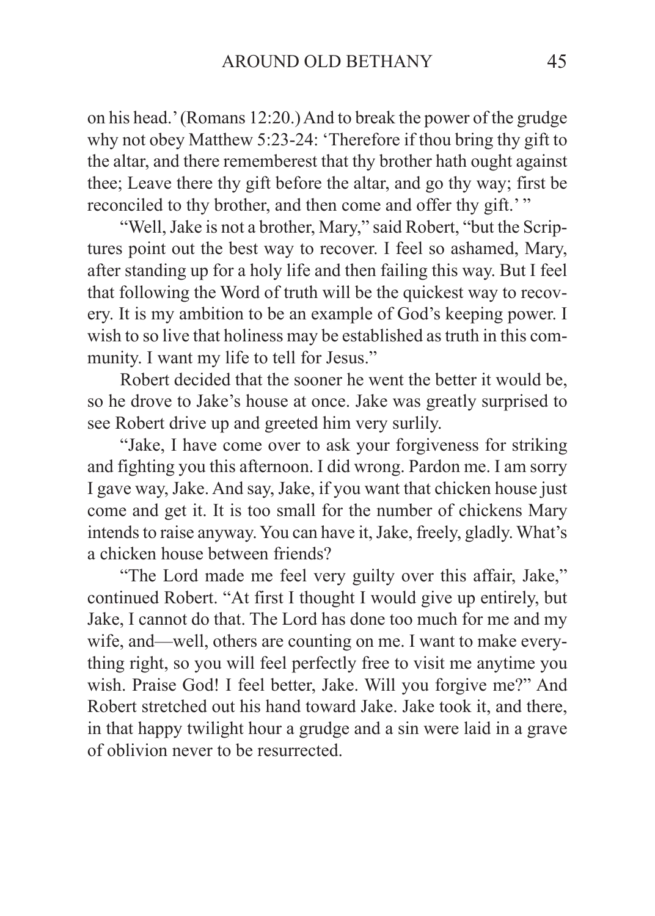on his head.' (Romans 12:20.) And to break the power of the grudge why not obey Matthew 5:23-24: 'Therefore if thou bring thy gift to the altar, and there rememberest that thy brother hath ought against thee; Leave there thy gift before the altar, and go thy way; first be reconciled to thy brother, and then come and offer thy gift.' "

"Well, Jake is not a brother, Mary," said Robert, "but the Scriptures point out the best way to recover. I feel so ashamed, Mary, after standing up for a holy life and then failing this way. But I feel that following the Word of truth will be the quickest way to recovery. It is my ambition to be an example of God's keeping power. I wish to so live that holiness may be established as truth in this community. I want my life to tell for Jesus."

Robert decided that the sooner he went the better it would be, so he drove to Jake's house at once. Jake was greatly surprised to see Robert drive up and greeted him very surlily.

"Jake, I have come over to ask your forgiveness for striking and fighting you this afternoon. I did wrong. Pardon me. I am sorry I gave way, Jake. And say, Jake, if you want that chicken house just come and get it. It is too small for the number of chickens Mary intends to raise anyway. You can have it, Jake, freely, gladly. What's a chicken house between friends?

"The Lord made me feel very guilty over this affair, Jake," continued Robert. "At first I thought I would give up entirely, but Jake, I cannot do that. The Lord has done too much for me and my wife, and—well, others are counting on me. I want to make everything right, so you will feel perfectly free to visit me anytime you wish. Praise God! I feel better, Jake. Will you forgive me?" And Robert stretched out his hand toward Jake. Jake took it, and there, in that happy twilight hour a grudge and a sin were laid in a grave of oblivion never to be resurrected.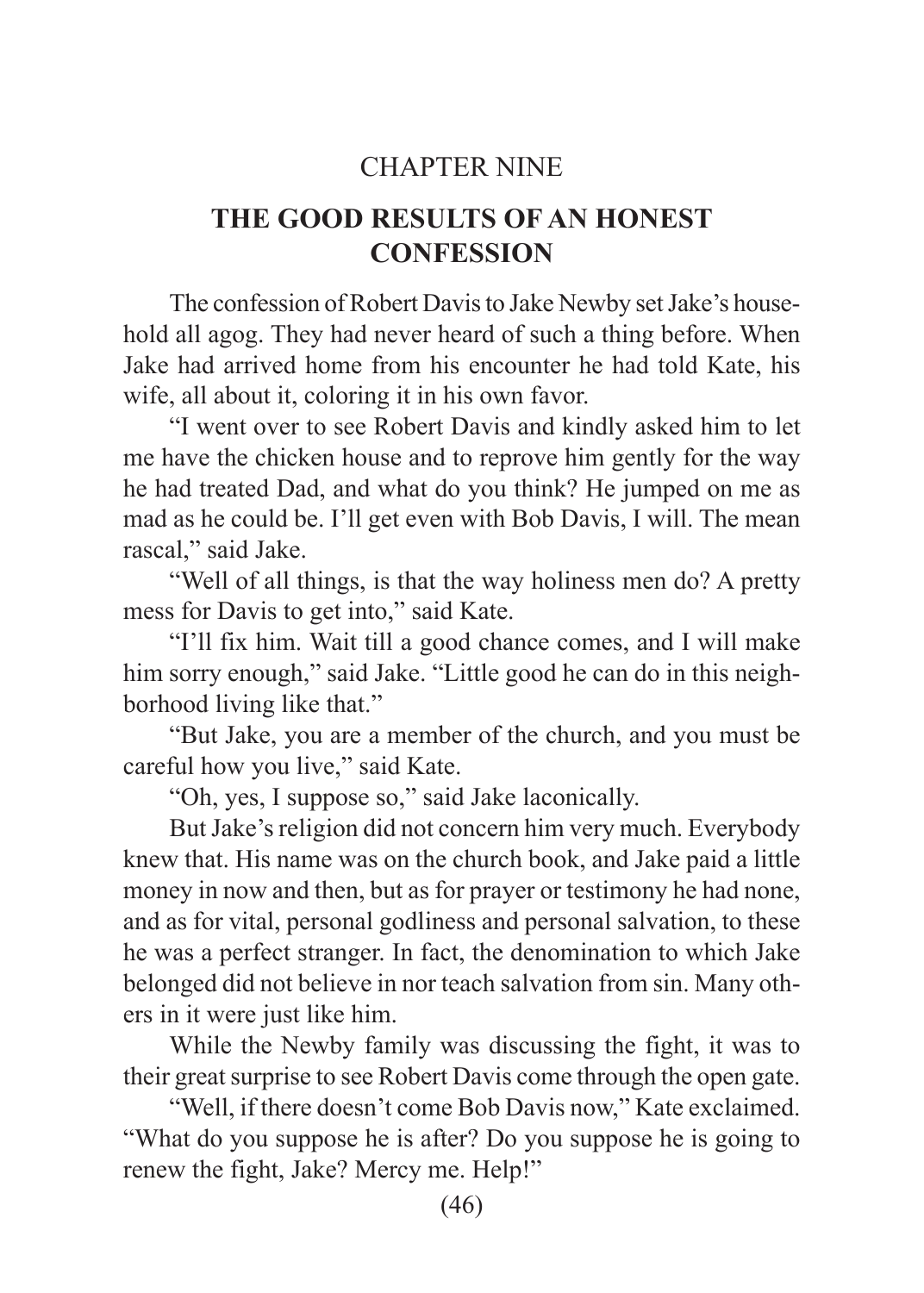## CHAPTER NINE

## THE GOOD RESULTS OF AN HONEST CONFESSION

The confession of Robert Davis to Jake Newby set Jake's household all agog. They had never heard of such a thing before. When Jake had arrived home from his encounter he had told Kate, his wife, all about it, coloring it in his own favor.

"I went over to see Robert Davis and kindly asked him to let me have the chicken house and to reprove him gently for the way he had treated Dad, and what do you think? He jumped on me as mad as he could be. I'll get even with Bob Davis, I will. The mean rascal," said Jake.

"Well of all things, is that the way holiness men do? A pretty mess for Davis to get into," said Kate.

"I'll fix him. Wait till a good chance comes, and I will make him sorry enough," said Jake. "Little good he can do in this neighborhood living like that."

"But Jake, you are a member of the church, and you must be careful how you live," said Kate.

"Oh, yes, I suppose so," said Jake laconically.

But Jake's religion did not concern him very much. Everybody knew that. His name was on the church book, and Jake paid a little money in now and then, but as for prayer or testimony he had none, and as for vital, personal godliness and personal salvation, to these he was a perfect stranger. In fact, the denomination to which Jake belonged did not believe in nor teach salvation from sin. Many others in it were just like him.

While the Newby family was discussing the fight, it was to their great surprise to see Robert Davis come through the open gate.

"Well, if there doesn't come Bob Davis now," Kate exclaimed. "What do you suppose he is after? Do you suppose he is going to renew the fight, Jake? Mercy me. Help!"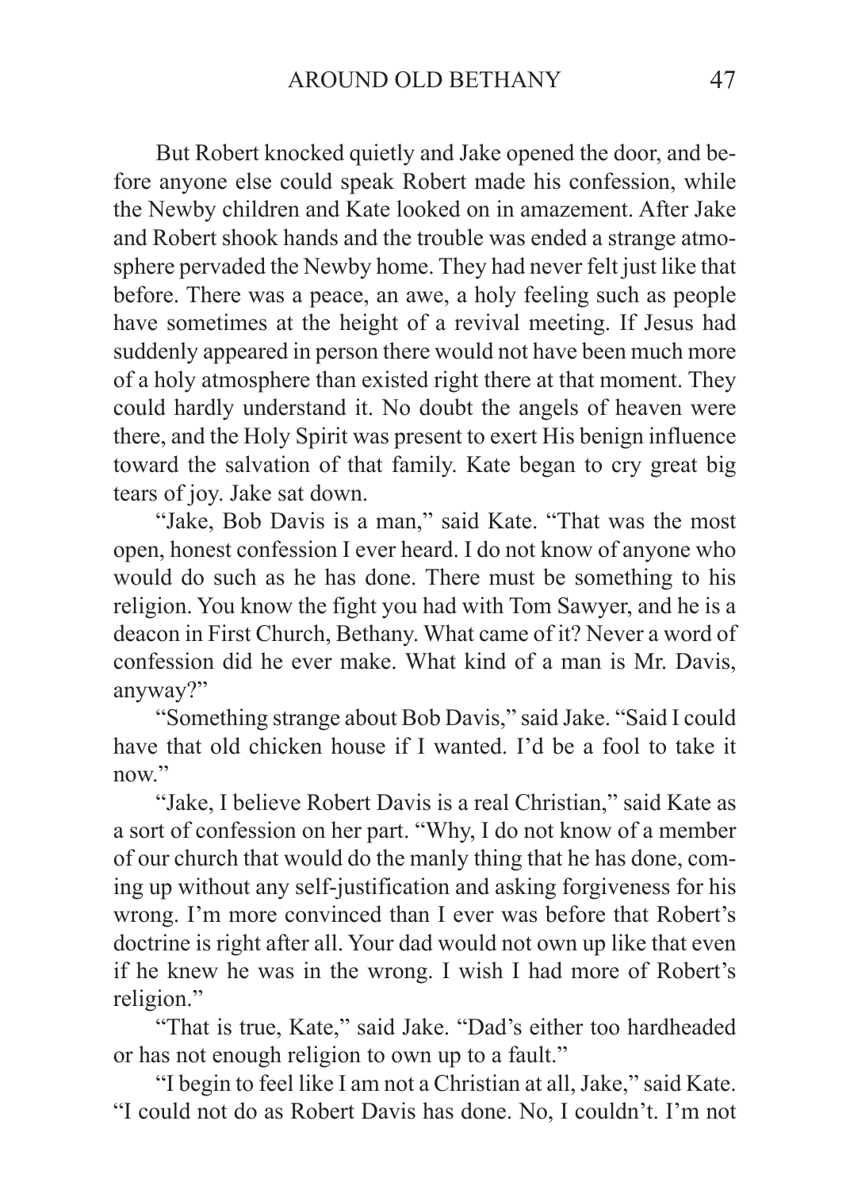But Robert knocked quietly and Jake opened the door, and before anyone else could speak Robert made his confession, while the Newby children and Kate looked on in amazement. After Jake and Robert shook hands and the trouble was ended a strange atmosphere pervaded the Newby home. They had never felt just like that before. There was a peace, an awe, a holy feeling such as people have sometimes at the height of a revival meeting. If Jesus had suddenly appeared in person there would not have been much more of a holy atmosphere than existed right there at that moment. They could hardly understand it. No doubt the angels of heaven were there, and the Holy Spirit was present to exert His benign influence toward the salvation of that family. Kate began to cry great big tears of joy. Jake sat down.

"Jake, Bob Davis is a man," said Kate. "That was the most open, honest confession I ever heard. I do not know of anyone who would do such as he has done. There must be something to his religion. You know the fight you had with Tom Sawyer, and he is a deacon in First Church, Bethany. What came of it? Never a word of confession did he ever make. What kind of a man is Mr. Davis, anyway?"

"Something strange about Bob Davis," said Jake. "Said I could have that old chicken house if I wanted. I'd be a fool to take it now."

"Jake, I believe Robert Davis is a real Christian," said Kate as a sort of confession on her part. "Why, I do not know of a member of our church that would do the manly thing that he has done, coming up without any self-justification and asking forgiveness for his wrong. I'm more convinced than I ever was before that Robert's doctrine is right after all. Your dad would not own up like that even if he knew he was in the wrong. I wish I had more of Robert's religion."

"That is true, Kate," said Jake. "Dad's either too hardheaded or has not enough religion to own up to a fault."

"I begin to feel like I am not a Christian at all, Jake," said Kate. "I could not do as Robert Davis has done. No, I couldn't. I'm not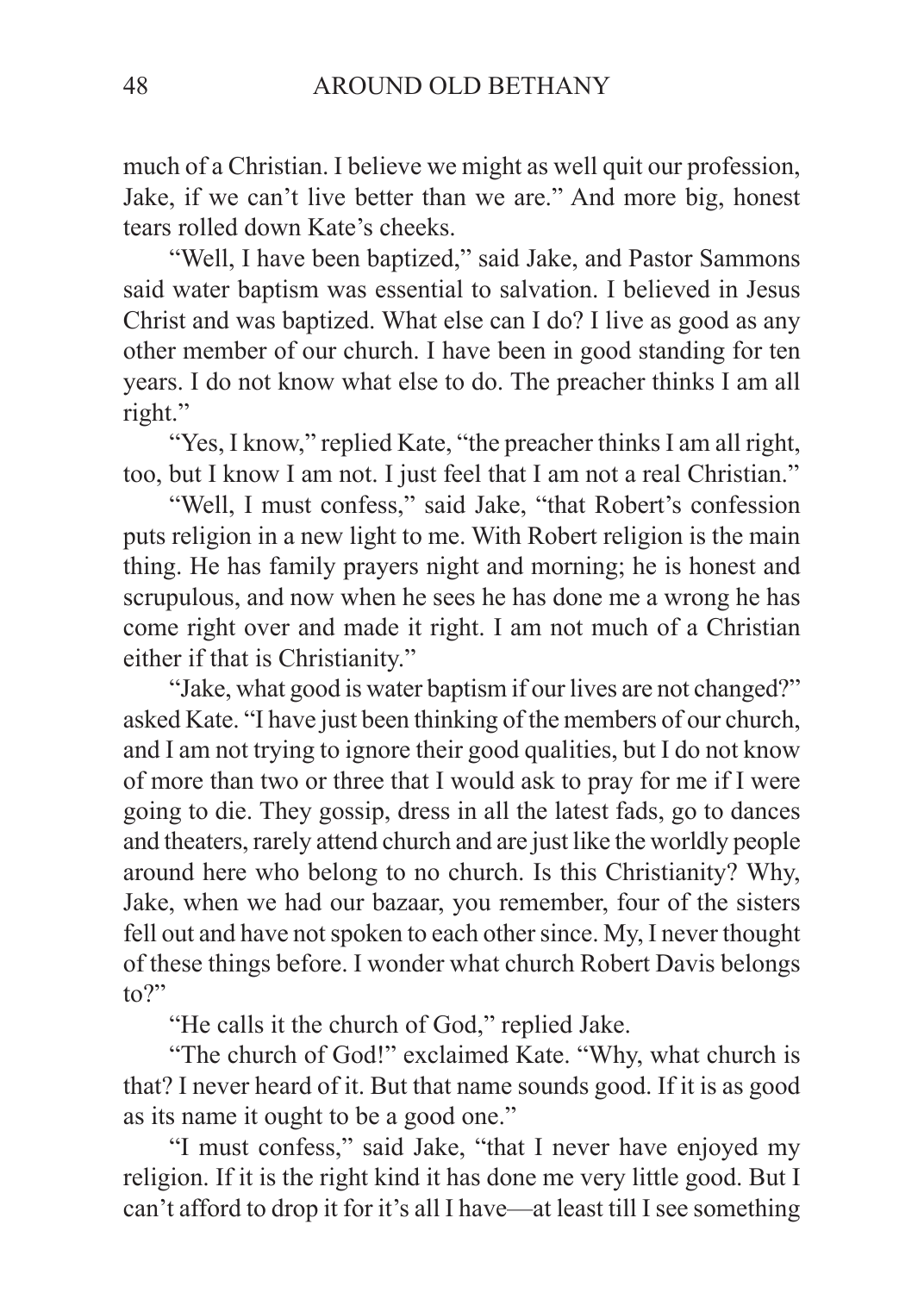much of a Christian. I believe we might as well quit our profession, Jake, if we can't live better than we are." And more big, honest tears rolled down Kate's cheeks.

"Well, I have been baptized," said Jake, and Pastor Sammons said water baptism was essential to salvation. I believed in Jesus Christ and was baptized. What else can I do? I live as good as any other member of our church. I have been in good standing for ten years. I do not know what else to do. The preacher thinks I am all right."

"Yes, I know," replied Kate, "the preacher thinks I am all right, too, but I know I am not. I just feel that I am not a real Christian."

"Well, I must confess," said Jake, "that Robert's confession puts religion in a new light to me. With Robert religion is the main thing. He has family prayers night and morning; he is honest and scrupulous, and now when he sees he has done me a wrong he has come right over and made it right. I am not much of a Christian either if that is Christianity."

"Jake, what good is water baptism if our lives are not changed?" asked Kate. "I have just been thinking of the members of our church, and I am not trying to ignore their good qualities, but I do not know of more than two or three that I would ask to pray for me if I were going to die. They gossip, dress in all the latest fads, go to dances and theaters, rarely attend church and are just like the worldly people around here who belong to no church. Is this Christianity? Why, Jake, when we had our bazaar, you remember, four of the sisters fell out and have not spoken to each other since. My, I never thought of these things before. I wonder what church Robert Davis belongs to?"

"He calls it the church of God," replied Jake.

"The church of God!" exclaimed Kate. "Why, what church is that? I never heard of it. But that name sounds good. If it is as good as its name it ought to be a good one."

"I must confess," said Jake, "that I never have enjoyed my religion. If it is the right kind it has done me very little good. But I can't afford to drop it for it's all I have—at least till I see something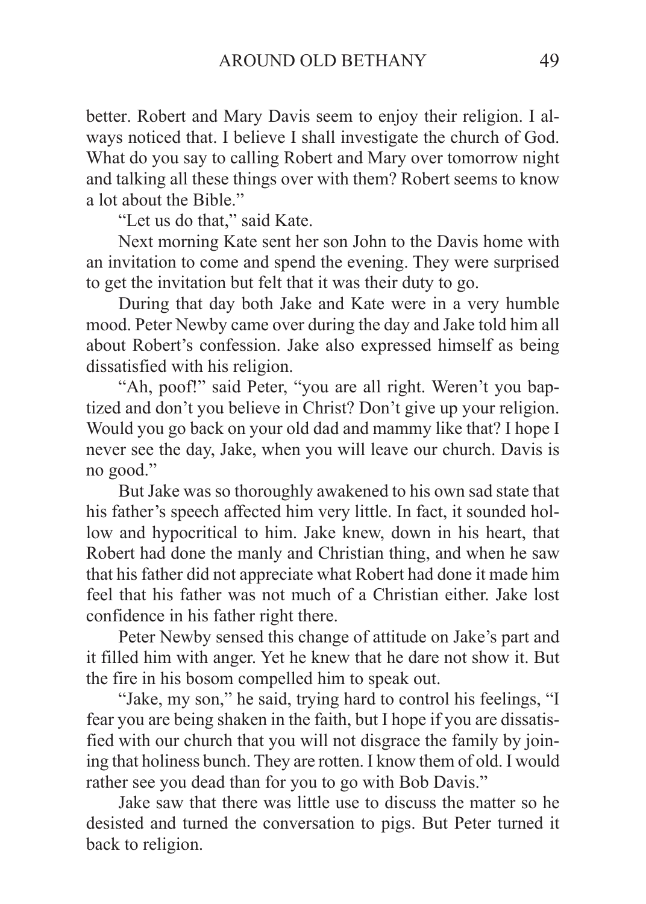better. Robert and Mary Davis seem to enjoy their religion. I always noticed that. I believe I shall investigate the church of God. What do you say to calling Robert and Mary over tomorrow night and talking all these things over with them? Robert seems to know a lot about the Bible."

"Let us do that," said Kate.

Next morning Kate sent her son John to the Davis home with an invitation to come and spend the evening. They were surprised to get the invitation but felt that it was their duty to go.

During that day both Jake and Kate were in a very humble mood. Peter Newby came over during the day and Jake told him all about Robert's confession. Jake also expressed himself as being dissatisfied with his religion.

"Ah, poof!" said Peter, "you are all right. Weren't you baptized and don't you believe in Christ? Don't give up your religion. Would you go back on your old dad and mammy like that? I hope I never see the day, Jake, when you will leave our church. Davis is no good."

But Jake was so thoroughly awakened to his own sad state that his father's speech affected him very little. In fact, it sounded hollow and hypocritical to him. Jake knew, down in his heart, that Robert had done the manly and Christian thing, and when he saw that his father did not appreciate what Robert had done it made him feel that his father was not much of a Christian either. Jake lost confidence in his father right there.

Peter Newby sensed this change of attitude on Jake's part and it filled him with anger. Yet he knew that he dare not show it. But the fire in his bosom compelled him to speak out.

"Jake, my son," he said, trying hard to control his feelings, "I fear you are being shaken in the faith, but I hope if you are dissatisfied with our church that you will not disgrace the family by joining that holiness bunch. They are rotten. I know them of old. I would rather see you dead than for you to go with Bob Davis."

Jake saw that there was little use to discuss the matter so he desisted and turned the conversation to pigs. But Peter turned it back to religion.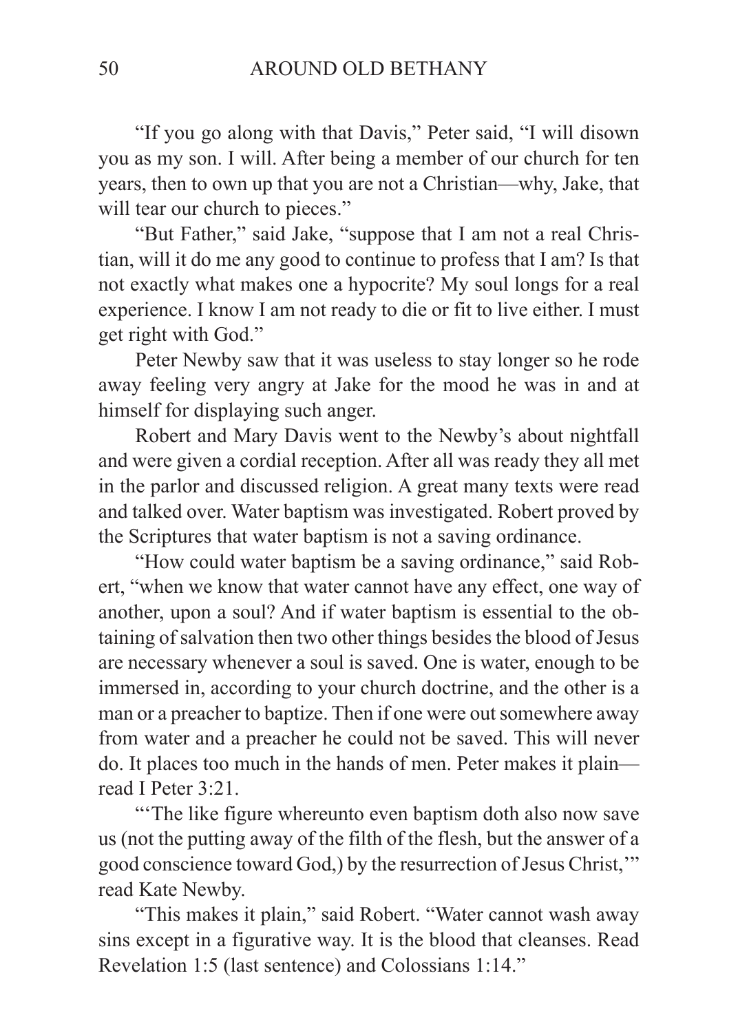"If you go along with that Davis," Peter said, "I will disown you as my son. I will. After being a member of our church for ten years, then to own up that you are not a Christian—why, Jake, that will tear our church to pieces."

"But Father," said Jake, "suppose that I am not a real Christian, will it do me any good to continue to profess that I am? Is that not exactly what makes one a hypocrite? My soul longs for a real experience. I know I am not ready to die or fit to live either. I must get right with God."

Peter Newby saw that it was useless to stay longer so he rode away feeling very angry at Jake for the mood he was in and at himself for displaying such anger.

Robert and Mary Davis went to the Newby's about nightfall and were given a cordial reception. After all was ready they all met in the parlor and discussed religion. A great many texts were read and talked over. Water baptism was investigated. Robert proved by the Scriptures that water baptism is not a saving ordinance.

"How could water baptism be a saving ordinance," said Robert, "when we know that water cannot have any effect, one way of another, upon a soul? And if water baptism is essential to the obtaining of salvation then two other things besides the blood of Jesus are necessary whenever a soul is saved. One is water, enough to be immersed in, according to your church doctrine, and the other is a man or a preacher to baptize. Then if one were out somewhere away from water and a preacher he could not be saved. This will never do. It places too much in the hands of men. Peter makes it plain—read I Peter 3:21.

"'The like figure whereunto even baptism doth also now save us (not the putting away of the filth of the flesh, but the answer of a good conscience toward God,) by the resurrection of Jesus Christ,'" read Kate Newby.

"This makes it plain," said Robert. "Water cannot wash away sins except in a figurative way. It is the blood that cleanses. Read Revelation 1:5 (last sentence) and Colossians 1:14."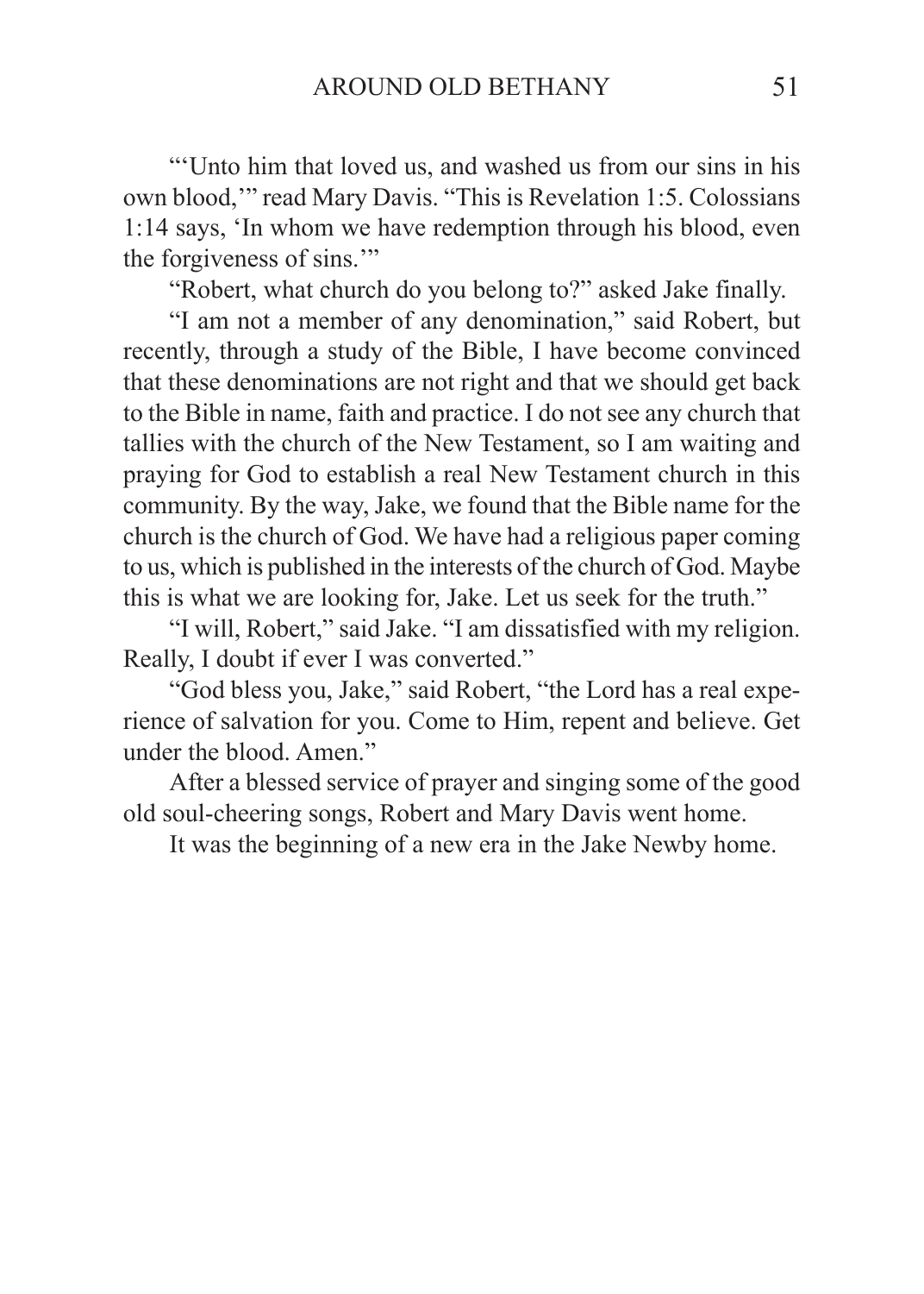"'Unto him that loved us, and washed us from our sins in his own blood,'" read Mary Davis. "This is Revelation 1:5. Colossians 1:14 says, 'In whom we have redemption through his blood, even the forgiveness of sins.'"

"Robert, what church do you belong to?" asked Jake finally.

"I am not a member of any denomination," said Robert, but recently, through a study of the Bible, I have become convinced that these denominations are not right and that we should get back to the Bible in name, faith and practice. I do not see any church that tallies with the church of the New Testament, so I am waiting and praying for God to establish a real New Testament church in this community. By the way, Jake, we found that the Bible name for the church is the church of God. We have had a religious paper coming to us, which is published in the interests of the church of God. Maybe this is what we are looking for, Jake. Let us seek for the truth."

"I will, Robert," said Jake. "I am dissatisfied with my religion. Really, I doubt if ever I was converted."

"God bless you, Jake," said Robert, "the Lord has a real experience of salvation for you. Come to Him, repent and believe. Get under the blood. Amen."

After a blessed service of prayer and singing some of the good old soul-cheering songs, Robert and Mary Davis went home.

It was the beginning of a new era in the Jake Newby home.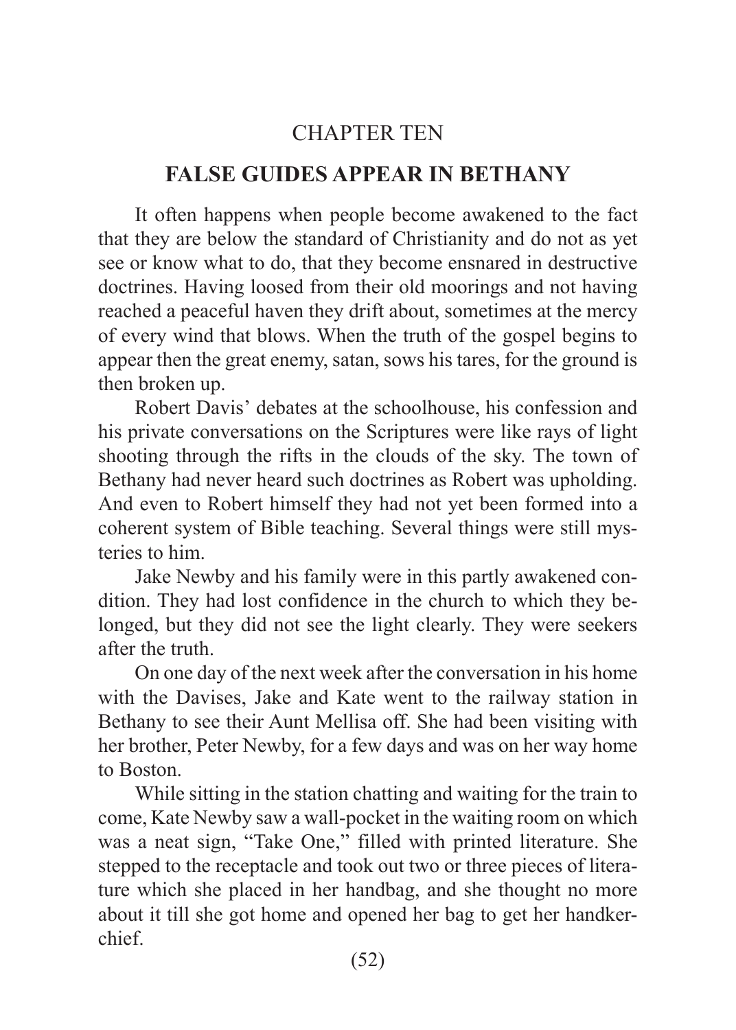## CHAPTER TEN

## FALSE GUIDES APPEAR IN BETHANY

It often happens when people become awakened to the fact that they are below the standard of Christianity and do not as yet see or know what to do, that they become ensnared in destructive doctrines. Having loosed from their old moorings and not having reached a peaceful haven they drift about, sometimes at the mercy of every wind that blows. When the truth of the gospel begins to appear then the great enemy, satan, sows his tares, for the ground is then broken up.

Robert Davis' debates at the schoolhouse, his confession and his private conversations on the Scriptures were like rays of light shooting through the rifts in the clouds of the sky. The town of Bethany had never heard such doctrines as Robert was upholding. And even to Robert himself they had not yet been formed into a coherent system of Bible teaching. Several things were still mysteries to him.

Jake Newby and his family were in this partly awakened condition. They had lost confidence in the church to which they belonged, but they did not see the light clearly. They were seekers after the truth.

On one day of the next week after the conversation in his home with the Davises, Jake and Kate went to the railway station in Bethany to see their Aunt Mellisa off. She had been visiting with her brother, Peter Newby, for a few days and was on her way home to Boston.

While sitting in the station chatting and waiting for the train to come, Kate Newby saw a wall-pocket in the waiting room on which was a neat sign, "Take One," filled with printed literature. She stepped to the receptacle and took out two or three pieces of literature which she placed in her handbag, and she thought no more about it till she got home and opened her bag to get her handkerchief.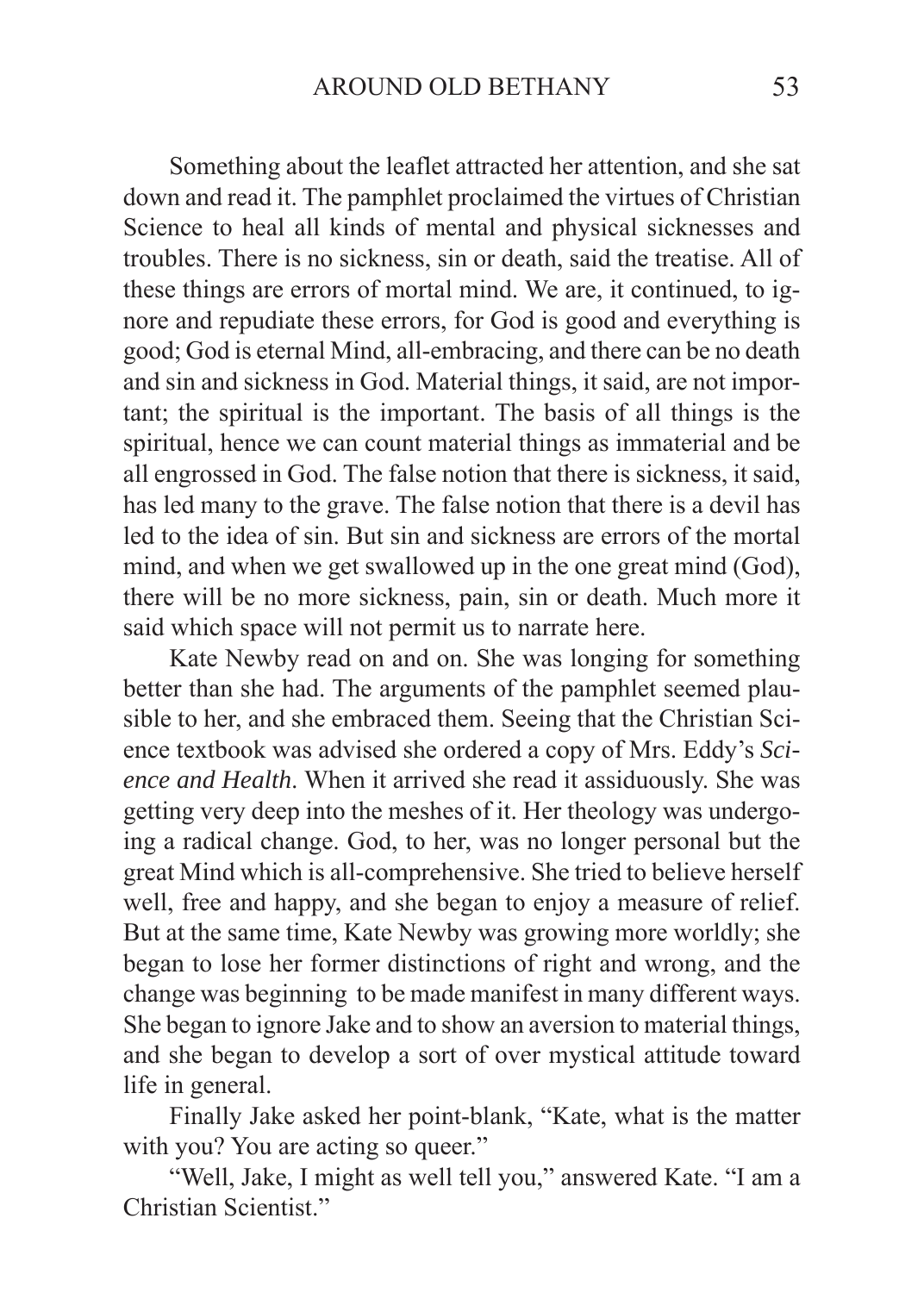Something about the leaflet attracted her attention, and she sat down and read it. The pamphlet proclaimed the virtues of Christian Science to heal all kinds of mental and physical sicknesses and troubles. There is no sickness, sin or death, said the treatise. All of these things are errors of mortal mind. We are, it continued, to ignore and repudiate these errors, for God is good and everything is good; God is eternal Mind, all-embracing, and there can be no death and sin and sickness in God. Material things, it said, are not important; the spiritual is the important. The basis of all things is the spiritual, hence we can count material things as immaterial and be all engrossed in God. The false notion that there is sickness, it said, has led many to the grave. The false notion that there is a devil has led to the idea of sin. But sin and sickness are errors of the mortal mind, and when we get swallowed up in the one great mind (God), there will be no more sickness, pain, sin or death. Much more it said which space will not permit us to narrate here.

Kate Newby read on and on. She was longing for something better than she had. The arguments of the pamphlet seemed plausible to her, and she embraced them. Seeing that the Christian Science textbook was advised she ordered a copy of Mrs. Eddy's *Science and Health*. When it arrived she read it assiduously. She was getting very deep into the meshes of it. Her theology was undergoing a radical change. God, to her, was no longer personal but the great Mind which is all-comprehensive. She tried to believe herself well, free and happy, and she began to enjoy a measure of relief. But at the same time, Kate Newby was growing more worldly; she began to lose her former distinctions of right and wrong, and the change was beginning to be made manifest in many different ways. She began to ignore Jake and to show an aversion to material things, and she began to develop a sort of over mystical attitude toward life in general.

Finally Jake asked her point-blank, "Kate, what is the matter with you? You are acting so queer."

"Well, Jake, I might as well tell you," answered Kate. "I am a Christian Scientist."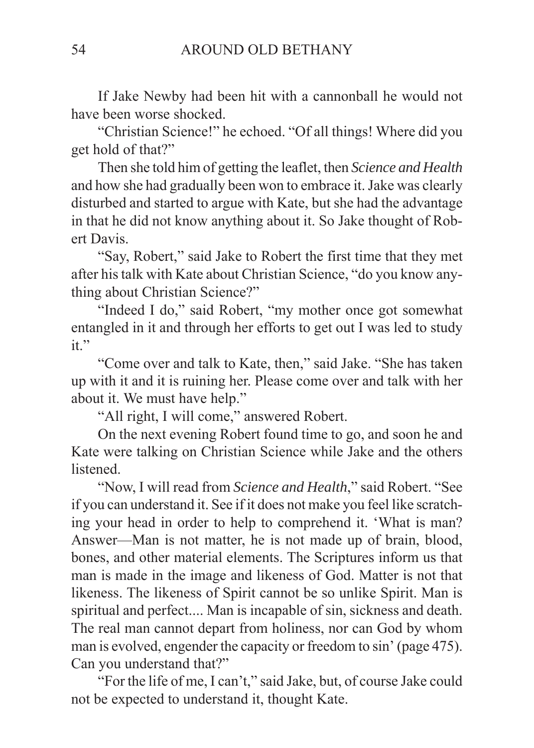If Jake Newby had been hit with a cannonball he would not have been worse shocked.

"Christian Science!" he echoed. "Of all things! Where did you get hold of that?"

Then she told him of getting the leaflet, then *Science and Health* and how she had gradually been won to embrace it. Jake was clearly disturbed and started to argue with Kate, but she had the advantage in that he did not know anything about it. So Jake thought of Robert Davis.

"Say, Robert," said Jake to Robert the first time that they met after his talk with Kate about Christian Science, "do you know anything about Christian Science?"

"Indeed I do," said Robert, "my mother once got somewhat entangled in it and through her efforts to get out I was led to study it."

"Come over and talk to Kate, then," said Jake. "She has taken up with it and it is ruining her. Please come over and talk with her about it. We must have help."

"All right, I will come," answered Robert.

On the next evening Robert found time to go, and soon he and Kate were talking on Christian Science while Jake and the others listened.

"Now, I will read from *Science and Health*," said Robert. "See if you can understand it. See if it does not make you feel like scratching your head in order to help to comprehend it. 'What is man? Answer—Man is not matter, he is not made up of brain, blood, bones, and other material elements. The Scriptures inform us that man is made in the image and likeness of God. Matter is not that likeness. The likeness of Spirit cannot be so unlike Spirit. Man is spiritual and perfect.... Man is incapable of sin, sickness and death. The real man cannot depart from holiness, nor can God by whom man is evolved, engender the capacity or freedom to sin' (page 475). Can you understand that?"

"For the life of me, I can't," said Jake, but, of course Jake could not be expected to understand it, thought Kate.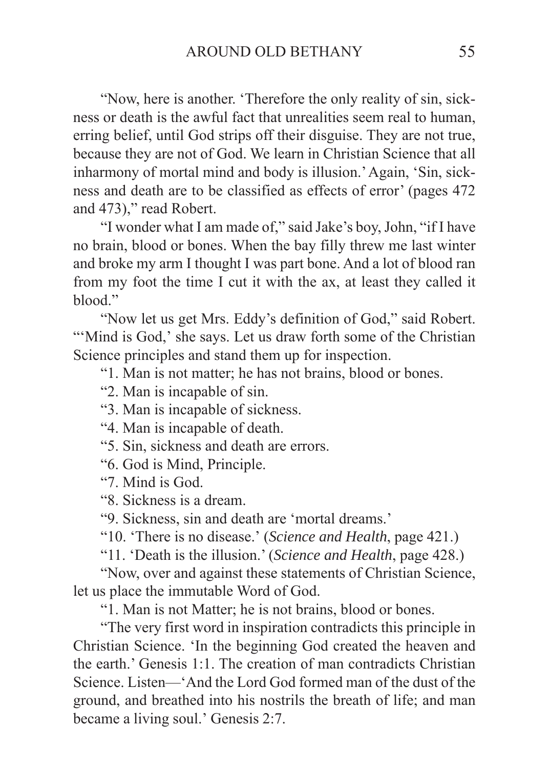"Now, here is another. 'Therefore the only reality of sin, sickness or death is the awful fact that unrealities seem real to human, erring belief, until God strips off their disguise. They are not true, because they are not of God. We learn in Christian Science that all inharmony of mortal mind and body is illusion.' Again, 'Sin, sickness and death are to be classified as effects of error' (pages 472 and 473)," read Robert.

"I wonder what I am made of," said Jake's boy, John, "if I have no brain, blood or bones. When the bay filly threw me last winter and broke my arm I thought I was part bone. And a lot of blood ran from my foot the time I cut it with the ax, at least they called it blood."

"Now let us get Mrs. Eddy's definition of God," said Robert. "'Mind is God,' she says. Let us draw forth some of the Christian Science principles and stand them up for inspection.

"1. Man is not matter; he has not brains, blood or bones.

"2. Man is incapable of sin.

"3. Man is incapable of sickness.

"4. Man is incapable of death.

"5. Sin, sickness and death are errors.

"6. God is Mind, Principle.

"7. Mind is God.

"8. Sickness is a dream.

"9. Sickness, sin and death are 'mortal dreams.'

"10. 'There is no disease.' (*Science and Health*, page 421.)

"11. 'Death is the illusion.' (*Science and Health*, page 428.)

"Now, over and against these statements of Christian Science, let us place the immutable Word of God.

"1. Man is not Matter; he is not brains, blood or bones.

"The very first word in inspiration contradicts this principle in Christian Science. 'In the beginning God created the heaven and the earth.' Genesis 1:1. The creation of man contradicts Christian Science. Listen—'And the Lord God formed man of the dust of the ground, and breathed into his nostrils the breath of life; and man became a living soul.' Genesis 2:7.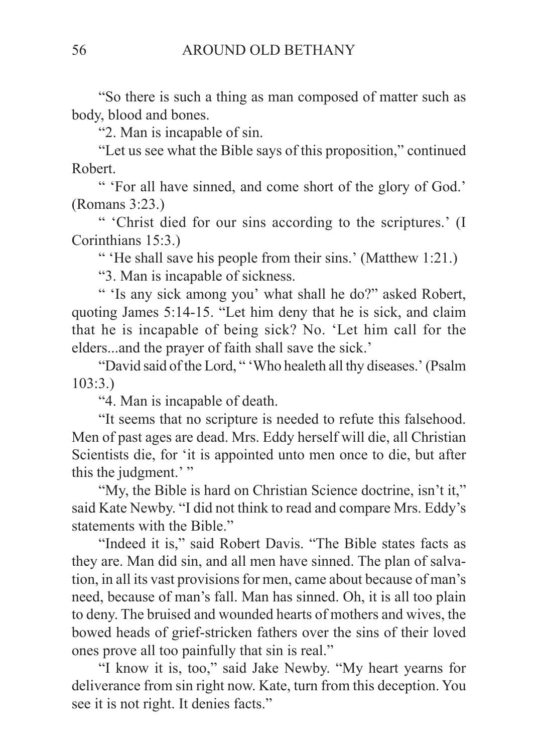"So there is such a thing as man composed of matter such as body, blood and bones.

"2. Man is incapable of sin.

"Let us see what the Bible says of this proposition," continued Robert.

" 'For all have sinned, and come short of the glory of God.' (Romans 3:23.)

" 'Christ died for our sins according to the scriptures.' (I Corinthians 15:3.)

" 'He shall save his people from their sins.' (Matthew 1:21.)

"3. Man is incapable of sickness.

" 'Is any sick among you' what shall he do?" asked Robert, quoting James 5:14-15. "Let him deny that he is sick, and claim that he is incapable of being sick? No. 'Let him call for the elders...and the prayer of faith shall save the sick.'

"David said of the Lord, " 'Who healeth all thy diseases.' (Psalm 103:3.)

"4. Man is incapable of death.

"It seems that no scripture is needed to refute this falsehood. Men of past ages are dead. Mrs. Eddy herself will die, all Christian Scientists die, for 'it is appointed unto men once to die, but after this the judgment.' "

"My, the Bible is hard on Christian Science doctrine, isn't it," said Kate Newby. "I did not think to read and compare Mrs. Eddy's statements with the Bible."

"Indeed it is," said Robert Davis. "The Bible states facts as they are. Man did sin, and all men have sinned. The plan of salvation, in all its vast provisions for men, came about because of man's need, because of man's fall. Man has sinned. Oh, it is all too plain to deny. The bruised and wounded hearts of mothers and wives, the bowed heads of grief-stricken fathers over the sins of their loved ones prove all too painfully that sin is real."

"I know it is, too," said Jake Newby. "My heart yearns for deliverance from sin right now. Kate, turn from this deception. You see it is not right. It denies facts."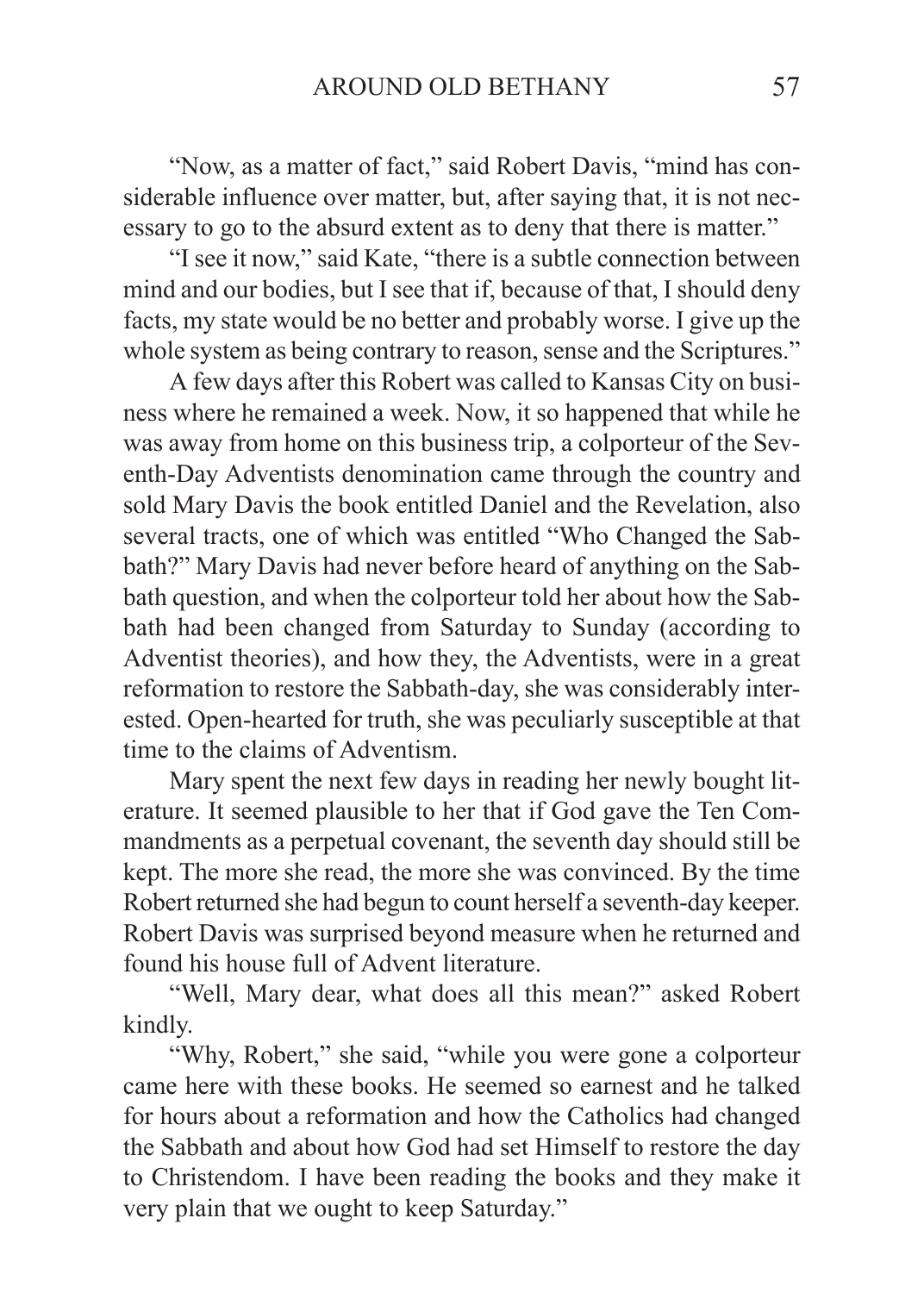"Now, as a matter of fact," said Robert Davis, "mind has considerable influence over matter, but, after saying that, it is not necessary to go to the absurd extent as to deny that there is matter."

"I see it now," said Kate, "there is a subtle connection between mind and our bodies, but I see that if, because of that, I should deny facts, my state would be no better and probably worse. I give up the whole system as being contrary to reason, sense and the Scriptures."

A few days after this Robert was called to Kansas City on business where he remained a week. Now, it so happened that while he was away from home on this business trip, a colporteur of the Seventh-Day Adventists denomination came through the country and sold Mary Davis the book entitled Daniel and the Revelation, also several tracts, one of which was entitled "Who Changed the Sabbath?" Mary Davis had never before heard of anything on the Sabbath question, and when the colporteur told her about how the Sabbath had been changed from Saturday to Sunday (according to Adventist theories), and how they, the Adventists, were in a great reformation to restore the Sabbath-day, she was considerably interested. Open-hearted for truth, she was peculiarly susceptible at that time to the claims of Adventism.

Mary spent the next few days in reading her newly bought literature. It seemed plausible to her that if God gave the Ten Commandments as a perpetual covenant, the seventh day should still be kept. The more she read, the more she was convinced. By the time Robert returned she had begun to count herself a seventh-day keeper. Robert Davis was surprised beyond measure when he returned and found his house full of Advent literature.

"Well, Mary dear, what does all this mean?" asked Robert kindly.

"Why, Robert," she said, "while you were gone a colporteur came here with these books. He seemed so earnest and he talked for hours about a reformation and how the Catholics had changed the Sabbath and about how God had set Himself to restore the day to Christendom. I have been reading the books and they make it very plain that we ought to keep Saturday."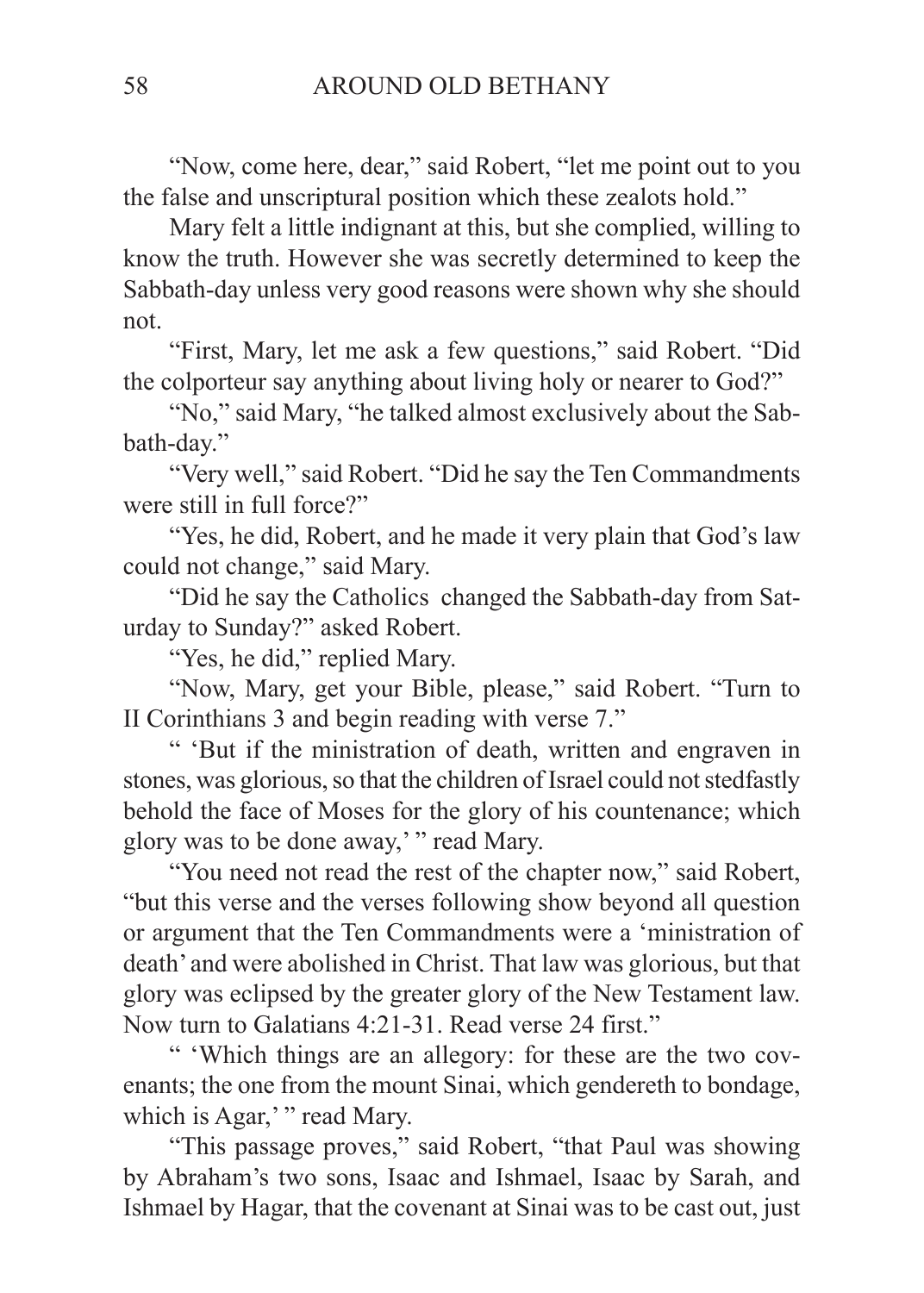"Now, come here, dear," said Robert, "let me point out to you the false and unscriptural position which these zealots hold."

Mary felt a little indignant at this, but she complied, willing to know the truth. However she was secretly determined to keep the Sabbath-day unless very good reasons were shown why she should not.

"First, Mary, let me ask a few questions," said Robert. "Did the colporteur say anything about living holy or nearer to God?"

"No," said Mary, "he talked almost exclusively about the Sabbath-day."

"Very well," said Robert. "Did he say the Ten Commandments were still in full force?"

"Yes, he did, Robert, and he made it very plain that God's law could not change," said Mary.

"Did he say the Catholics changed the Sabbath-day from Saturday to Sunday?" asked Robert.

"Yes, he did," replied Mary.

"Now, Mary, get your Bible, please," said Robert. "Turn to II Corinthians 3 and begin reading with verse 7."

" 'But if the ministration of death, written and engraven in stones, was glorious, so that the children of Israel could not stedfastly behold the face of Moses for the glory of his countenance; which glory was to be done away,' " read Mary.

"You need not read the rest of the chapter now," said Robert, "but this verse and the verses following show beyond all question or argument that the Ten Commandments were a 'ministration of death' and were abolished in Christ. That law was glorious, but that glory was eclipsed by the greater glory of the New Testament law. Now turn to Galatians 4:21-31. Read verse 24 first."

" 'Which things are an allegory: for these are the two covenants; the one from the mount Sinai, which gendereth to bondage, which is Agar,' " read Mary.

"This passage proves," said Robert, "that Paul was showing by Abraham's two sons, Isaac and Ishmael, Isaac by Sarah, and Ishmael by Hagar, that the covenant at Sinai was to be cast out, just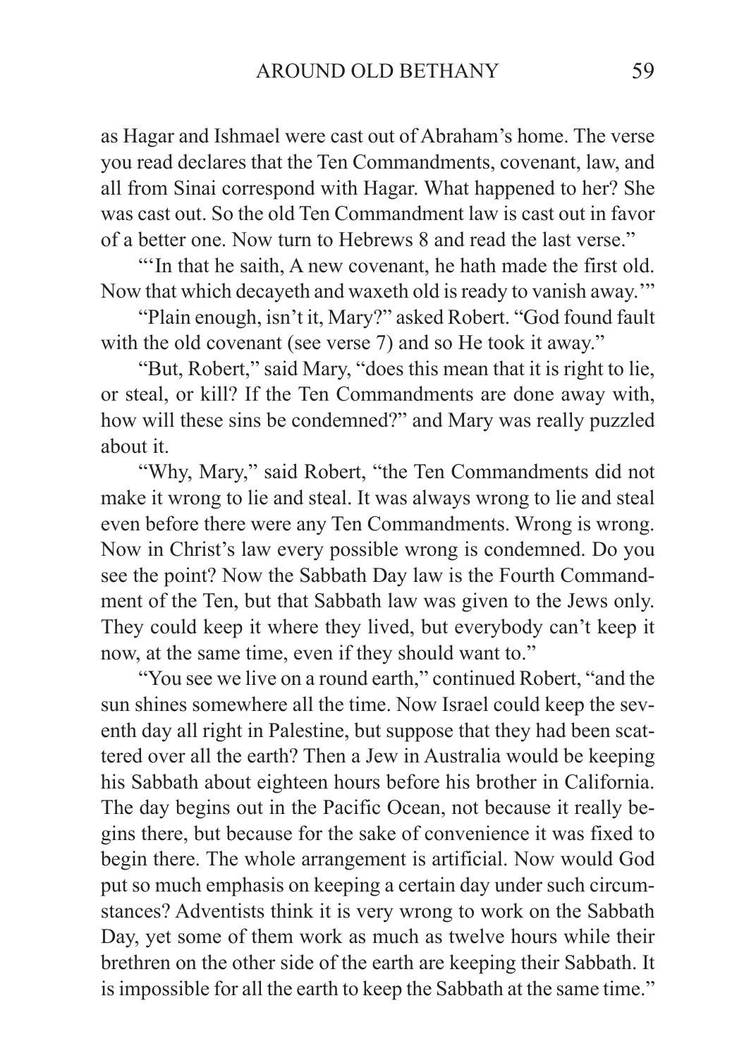as Hagar and Ishmael were cast out of Abraham's home. The verse you read declares that the Ten Commandments, covenant, law, and all from Sinai correspond with Hagar. What happened to her? She was cast out. So the old Ten Commandment law is cast out in favor of a better one. Now turn to Hebrews 8 and read the last verse."

"'In that he saith, A new covenant, he hath made the first old. Now that which decayeth and waxeth old is ready to vanish away.'"

"Plain enough, isn't it, Mary?" asked Robert. "God found fault with the old covenant (see verse 7) and so He took it away."

"But, Robert," said Mary, "does this mean that it is right to lie, or steal, or kill? If the Ten Commandments are done away with, how will these sins be condemned?" and Mary was really puzzled about it.

"Why, Mary," said Robert, "the Ten Commandments did not make it wrong to lie and steal. It was always wrong to lie and steal even before there were any Ten Commandments. Wrong is wrong. Now in Christ's law every possible wrong is condemned. Do you see the point? Now the Sabbath Day law is the Fourth Commandment of the Ten, but that Sabbath law was given to the Jews only. They could keep it where they lived, but everybody can't keep it now, at the same time, even if they should want to."

"You see we live on a round earth," continued Robert, "and the sun shines somewhere all the time. Now Israel could keep the seventh day all right in Palestine, but suppose that they had been scattered over all the earth? Then a Jew in Australia would be keeping his Sabbath about eighteen hours before his brother in California. The day begins out in the Pacific Ocean, not because it really begins there, but because for the sake of convenience it was fixed to begin there. The whole arrangement is artificial. Now would God put so much emphasis on keeping a certain day under such circumstances? Adventists think it is very wrong to work on the Sabbath Day, yet some of them work as much as twelve hours while their brethren on the other side of the earth are keeping their Sabbath. It is impossible for all the earth to keep the Sabbath at the same time."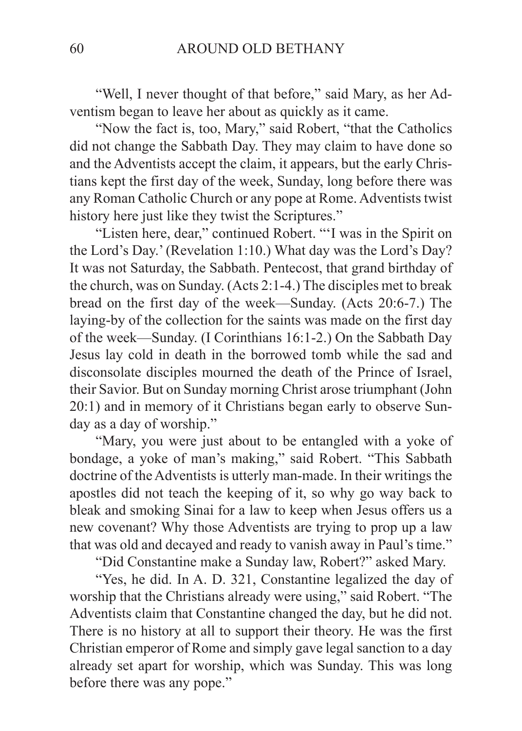"Well, I never thought of that before," said Mary, as her Adventism began to leave her about as quickly as it came.

"Now the fact is, too, Mary," said Robert, "that the Catholics did not change the Sabbath Day. They may claim to have done so and the Adventists accept the claim, it appears, but the early Christians kept the first day of the week, Sunday, long before there was any Roman Catholic Church or any pope at Rome. Adventists twist history here just like they twist the Scriptures."

"Listen here, dear," continued Robert. "'I was in the Spirit on the Lord's Day.' (Revelation 1:10.) What day was the Lord's Day? It was not Saturday, the Sabbath. Pentecost, that grand birthday of the church, was on Sunday. (Acts 2:1-4.) The disciples met to break bread on the first day of the week—Sunday. (Acts 20:6-7.) The laying-by of the collection for the saints was made on the first day of the week—Sunday. (I Corinthians 16:1-2.) On the Sabbath Day Jesus lay cold in death in the borrowed tomb while the sad and disconsolate disciples mourned the death of the Prince of Israel, their Savior. But on Sunday morning Christ arose triumphant (John 20:1) and in memory of it Christians began early to observe Sunday as a day of worship."

"Mary, you were just about to be entangled with a yoke of bondage, a yoke of man's making," said Robert. "This Sabbath doctrine of the Adventists is utterly man-made. In their writings the apostles did not teach the keeping of it, so why go way back to bleak and smoking Sinai for a law to keep when Jesus offers us a new covenant? Why those Adventists are trying to prop up a law that was old and decayed and ready to vanish away in Paul's time."

"Did Constantine make a Sunday law, Robert?" asked Mary.

"Yes, he did. In A. D. 321, Constantine legalized the day of worship that the Christians already were using," said Robert. "The Adventists claim that Constantine changed the day, but he did not. There is no history at all to support their theory. He was the first Christian emperor of Rome and simply gave legal sanction to a day already set apart for worship, which was Sunday. This was long before there was any pope."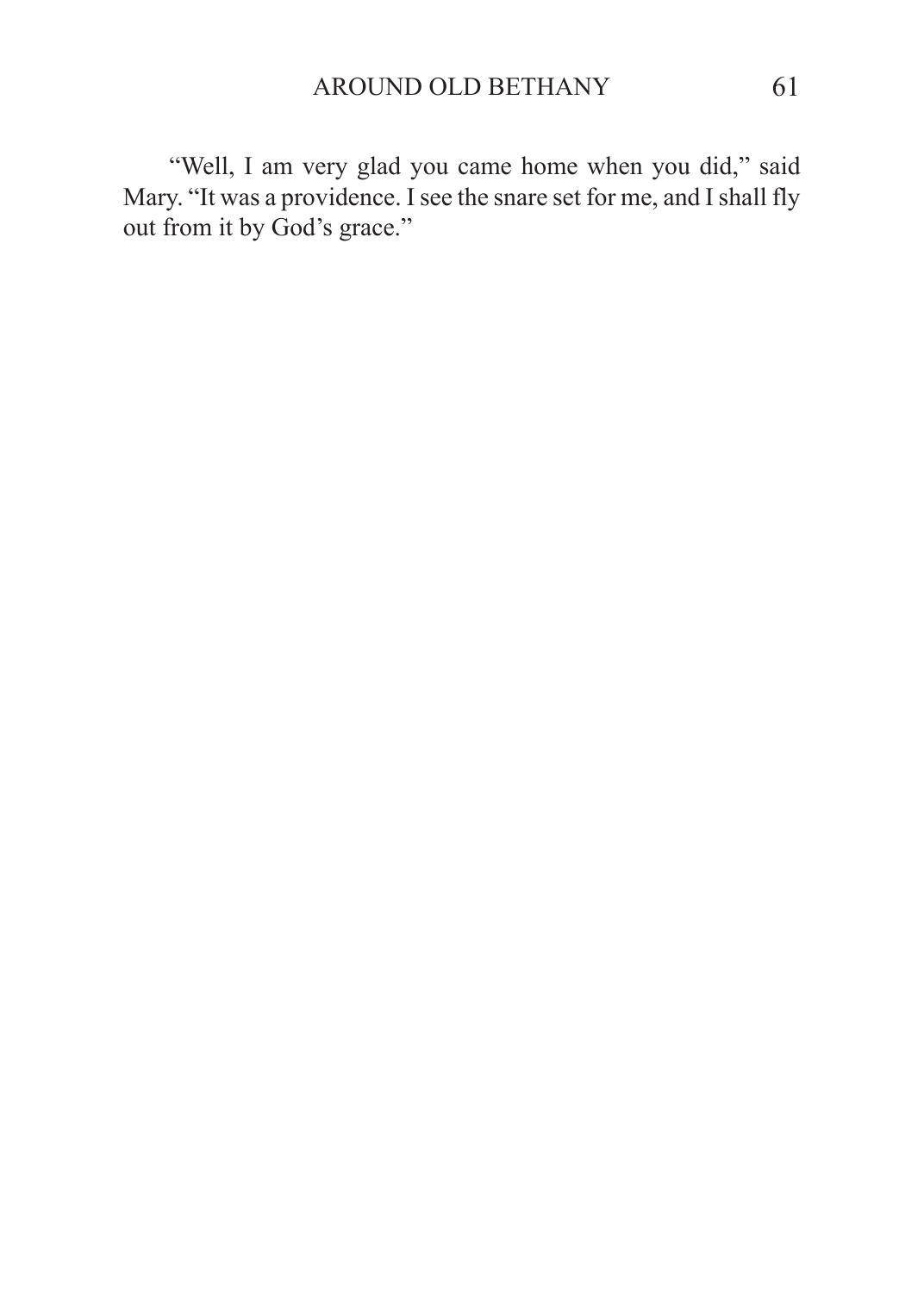"Well, I am very glad you came home when you did," said Mary. "It was a providence. I see the snare set for me, and I shall fly out from it by God's grace."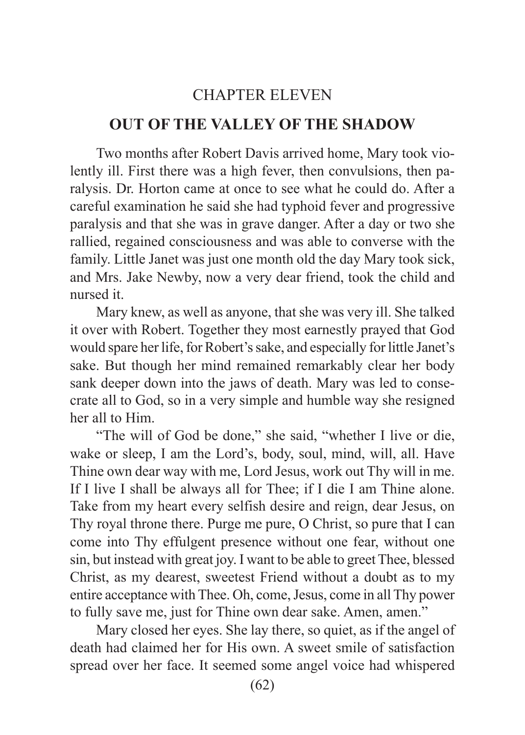## CHAPTER ELEVEN

## OUT OF THE VALLEY OF THE SHADOW

Two months after Robert Davis arrived home, Mary took violently ill. First there was a high fever, then convulsions, then paralysis. Dr. Horton came at once to see what he could do. After a careful examination he said she had typhoid fever and progressive paralysis and that she was in grave danger. After a day or two she rallied, regained consciousness and was able to converse with the family. Little Janet was just one month old the day Mary took sick, and Mrs. Jake Newby, now a very dear friend, took the child and nursed it.

Mary knew, as well as anyone, that she was very ill. She talked it over with Robert. Together they most earnestly prayed that God would spare her life, for Robert's sake, and especially for little Janet's sake. But though her mind remained remarkably clear her body sank deeper down into the jaws of death. Mary was led to consecrate all to God, so in a very simple and humble way she resigned her all to Him.

"The will of God be done," she said, "whether I live or die, wake or sleep, I am the Lord's, body, soul, mind, will, all. Have Thine own dear way with me, Lord Jesus, work out Thy will in me. If I live I shall be always all for Thee; if I die I am Thine alone. Take from my heart every selfish desire and reign, dear Jesus, on Thy royal throne there. Purge me pure, O Christ, so pure that I can come into Thy effulgent presence without one fear, without one sin, but instead with great joy. I want to be able to greet Thee, blessed Christ, as my dearest, sweetest Friend without a doubt as to my entire acceptance with Thee. Oh, come, Jesus, come in all Thy power to fully save me, just for Thine own dear sake. Amen, amen."

Mary closed her eyes. She lay there, so quiet, as if the angel of death had claimed her for His own. A sweet smile of satisfaction spread over her face. It seemed some angel voice had whispered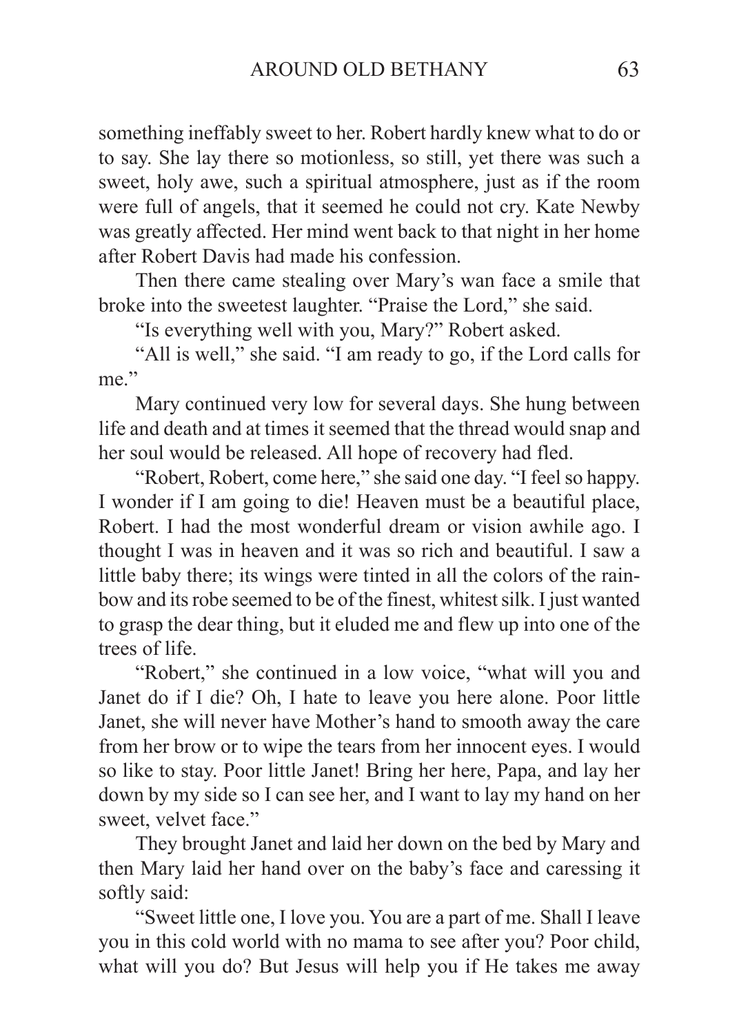something ineffably sweet to her. Robert hardly knew what to do or to say. She lay there so motionless, so still, yet there was such a sweet, holy awe, such a spiritual atmosphere, just as if the room were full of angels, that it seemed he could not cry. Kate Newby was greatly affected. Her mind went back to that night in her home after Robert Davis had made his confession.

Then there came stealing over Mary's wan face a smile that broke into the sweetest laughter. "Praise the Lord," she said.

"Is everything well with you, Mary?" Robert asked.

"All is well," she said. "I am ready to go, if the Lord calls for me."

Mary continued very low for several days. She hung between life and death and at times it seemed that the thread would snap and her soul would be released. All hope of recovery had fled.

"Robert, Robert, come here," she said one day. "I feel so happy. I wonder if I am going to die! Heaven must be a beautiful place, Robert. I had the most wonderful dream or vision awhile ago. I thought I was in heaven and it was so rich and beautiful. I saw a little baby there; its wings were tinted in all the colors of the rainbow and its robe seemed to be of the finest, whitest silk. I just wanted to grasp the dear thing, but it eluded me and flew up into one of the trees of life.

"Robert," she continued in a low voice, "what will you and Janet do if I die? Oh, I hate to leave you here alone. Poor little Janet, she will never have Mother's hand to smooth away the care from her brow or to wipe the tears from her innocent eyes. I would so like to stay. Poor little Janet! Bring her here, Papa, and lay her down by my side so I can see her, and I want to lay my hand on her sweet, velvet face."

They brought Janet and laid her down on the bed by Mary and then Mary laid her hand over on the baby's face and caressing it softly said:

"Sweet little one, I love you. You are a part of me. Shall I leave you in this cold world with no mama to see after you? Poor child, what will you do? But Jesus will help you if He takes me away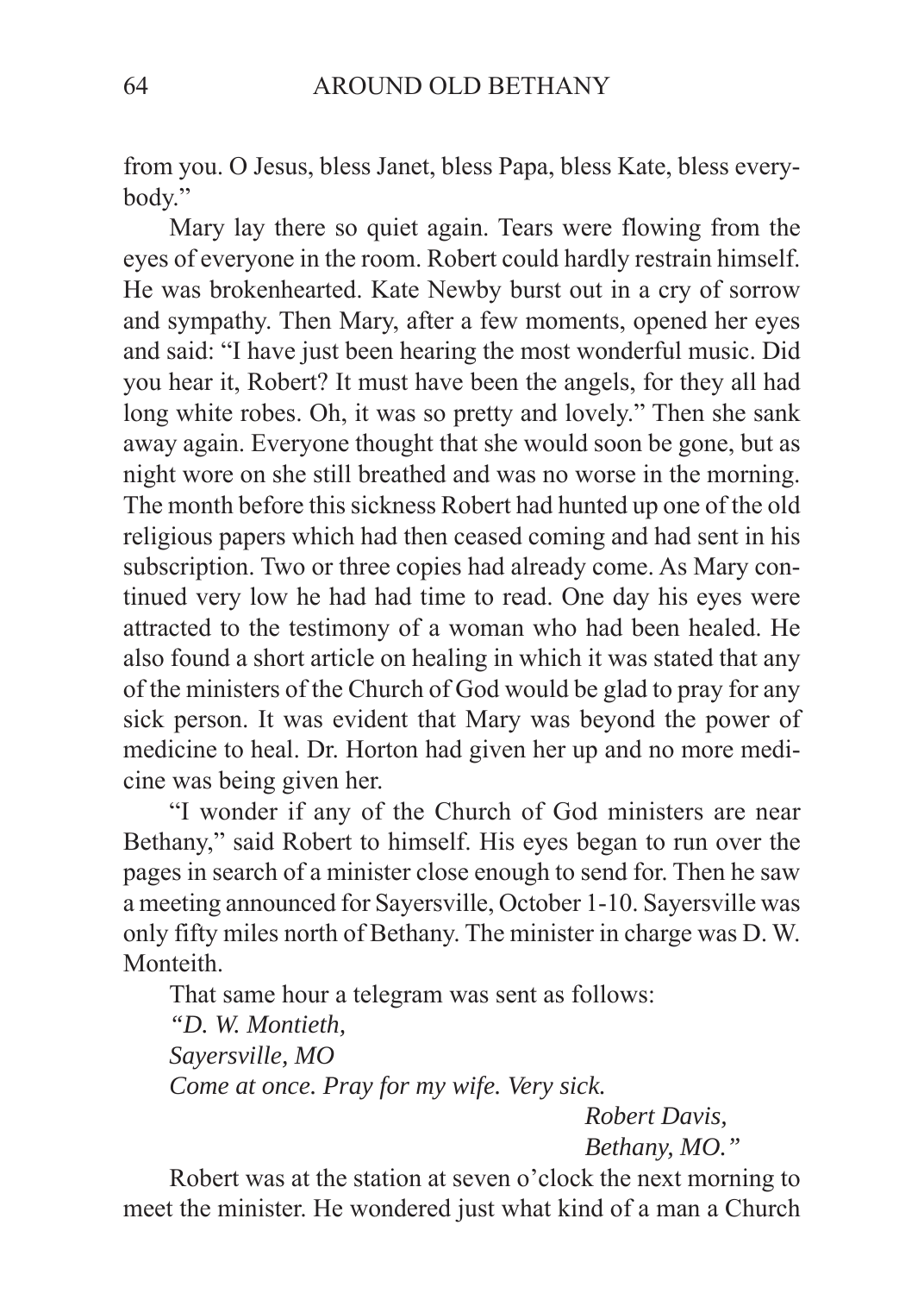from you. O Jesus, bless Janet, bless Papa, bless Kate, bless everybody."

Mary lay there so quiet again. Tears were flowing from the eyes of everyone in the room. Robert could hardly restrain himself. He was brokenhearted. Kate Newby burst out in a cry of sorrow and sympathy. Then Mary, after a few moments, opened her eyes and said: "I have just been hearing the most wonderful music. Did you hear it, Robert? It must have been the angels, for they all had long white robes. Oh, it was so pretty and lovely." Then she sank away again. Everyone thought that she would soon be gone, but as night wore on she still breathed and was no worse in the morning. The month before this sickness Robert had hunted up one of the old religious papers which had then ceased coming and had sent in his subscription. Two or three copies had already come. As Mary continued very low he had had time to read. One day his eyes were attracted to the testimony of a woman who had been healed. He also found a short article on healing in which it was stated that any of the ministers of the Church of God would be glad to pray for any sick person. It was evident that Mary was beyond the power of medicine to heal. Dr. Horton had given her up and no more medicine was being given her.

"I wonder if any of the Church of God ministers are near Bethany," said Robert to himself. His eyes began to run over the pages in search of a minister close enough to send for. Then he saw a meeting announced for Sayersville, October 1-10. Sayersville was only fifty miles north of Bethany. The minister in charge was D. W. Monteith.

That same hour a telegram was sent as follows:

*"D. W. Montieth,*
*Sayersville, MO*
*Come at once. Pray for my wife. Very sick.*

*Robert Davis,*
*Bethany, MO."*

Robert was at the station at seven o'clock the next morning to meet the minister. He wondered just what kind of a man a Church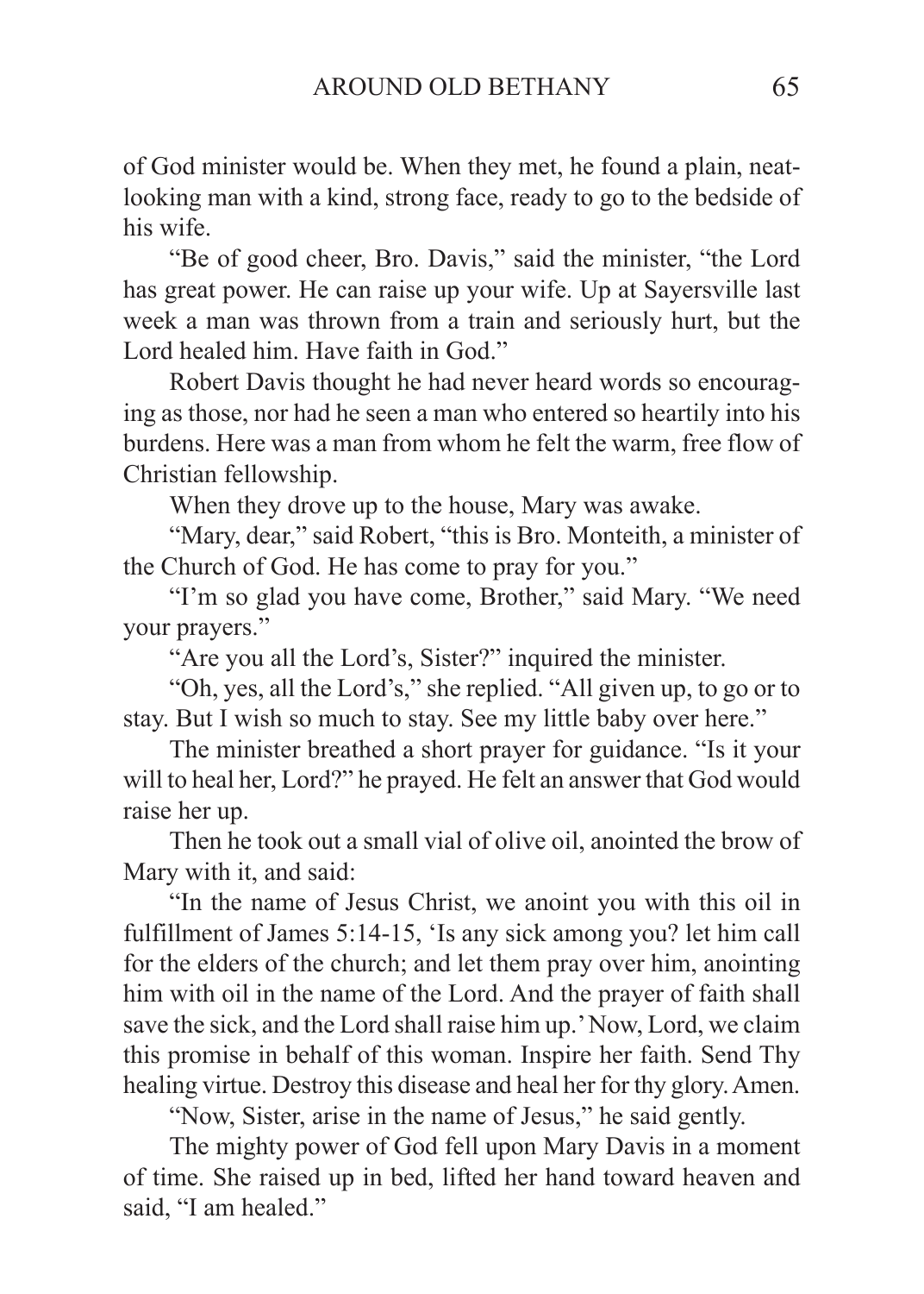of God minister would be. When they met, he found a plain, neat-looking man with a kind, strong face, ready to go to the bedside of his wife.

"Be of good cheer, Bro. Davis," said the minister, "the Lord has great power. He can raise up your wife. Up at Sayersville last week a man was thrown from a train and seriously hurt, but the Lord healed him. Have faith in God."

Robert Davis thought he had never heard words so encouraging as those, nor had he seen a man who entered so heartily into his burdens. Here was a man from whom he felt the warm, free flow of Christian fellowship.

When they drove up to the house, Mary was awake.

"Mary, dear," said Robert, "this is Bro. Monteith, a minister of the Church of God. He has come to pray for you."

"I'm so glad you have come, Brother," said Mary. "We need your prayers."

"Are you all the Lord's, Sister?" inquired the minister.

"Oh, yes, all the Lord's," she replied. "All given up, to go or to stay. But I wish so much to stay. See my little baby over here."

The minister breathed a short prayer for guidance. "Is it your will to heal her, Lord?" he prayed. He felt an answer that God would raise her up.

Then he took out a small vial of olive oil, anointed the brow of Mary with it, and said:

"In the name of Jesus Christ, we anoint you with this oil in fulfillment of James 5:14-15, 'Is any sick among you? let him call for the elders of the church; and let them pray over him, anointing him with oil in the name of the Lord. And the prayer of faith shall save the sick, and the Lord shall raise him up.' Now, Lord, we claim this promise in behalf of this woman. Inspire her faith. Send Thy healing virtue. Destroy this disease and heal her for thy glory. Amen.

"Now, Sister, arise in the name of Jesus," he said gently.

The mighty power of God fell upon Mary Davis in a moment of time. She raised up in bed, lifted her hand toward heaven and said, "I am healed."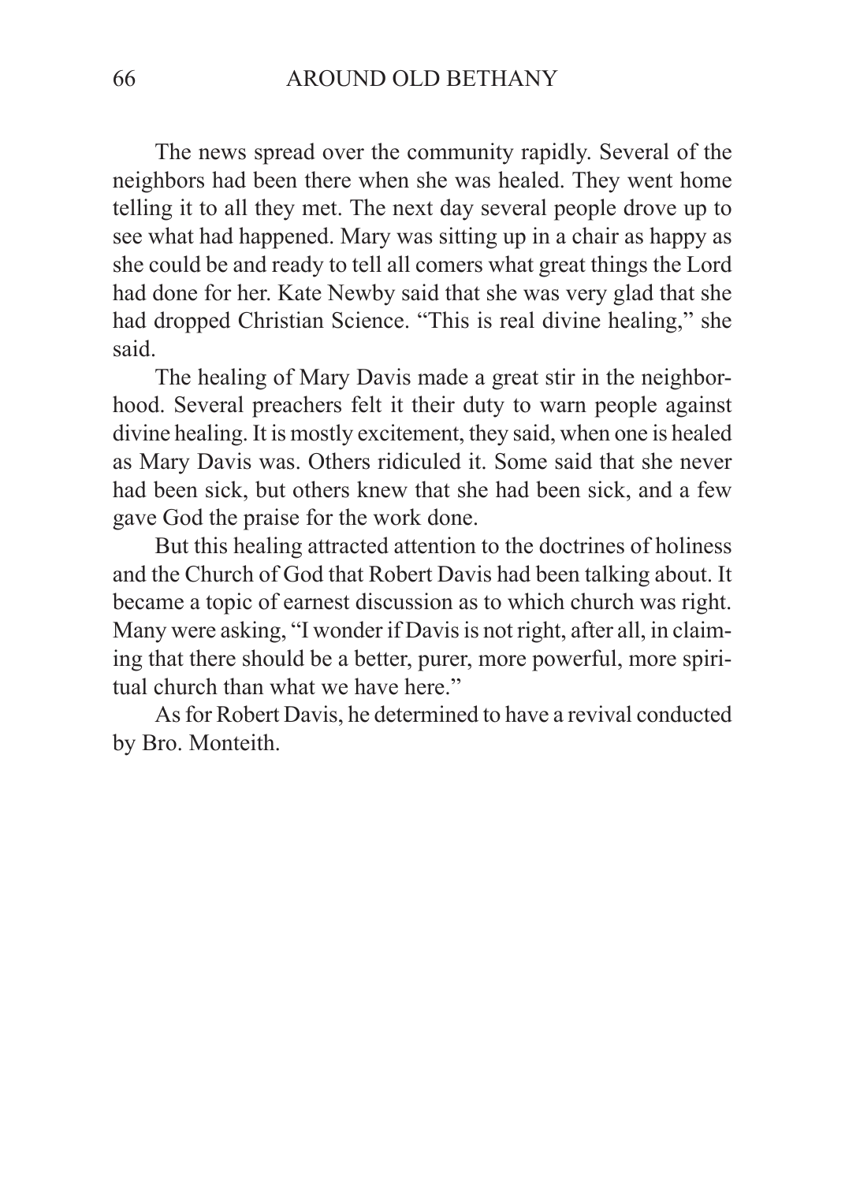The news spread over the community rapidly. Several of the neighbors had been there when she was healed. They went home telling it to all they met. The next day several people drove up to see what had happened. Mary was sitting up in a chair as happy as she could be and ready to tell all comers what great things the Lord had done for her. Kate Newby said that she was very glad that she had dropped Christian Science. "This is real divine healing," she said.

The healing of Mary Davis made a great stir in the neighborhood. Several preachers felt it their duty to warn people against divine healing. It is mostly excitement, they said, when one is healed as Mary Davis was. Others ridiculed it. Some said that she never had been sick, but others knew that she had been sick, and a few gave God the praise for the work done.

But this healing attracted attention to the doctrines of holiness and the Church of God that Robert Davis had been talking about. It became a topic of earnest discussion as to which church was right. Many were asking, "I wonder if Davis is not right, after all, in claiming that there should be a better, purer, more powerful, more spiritual church than what we have here."

As for Robert Davis, he determined to have a revival conducted by Bro. Monteith.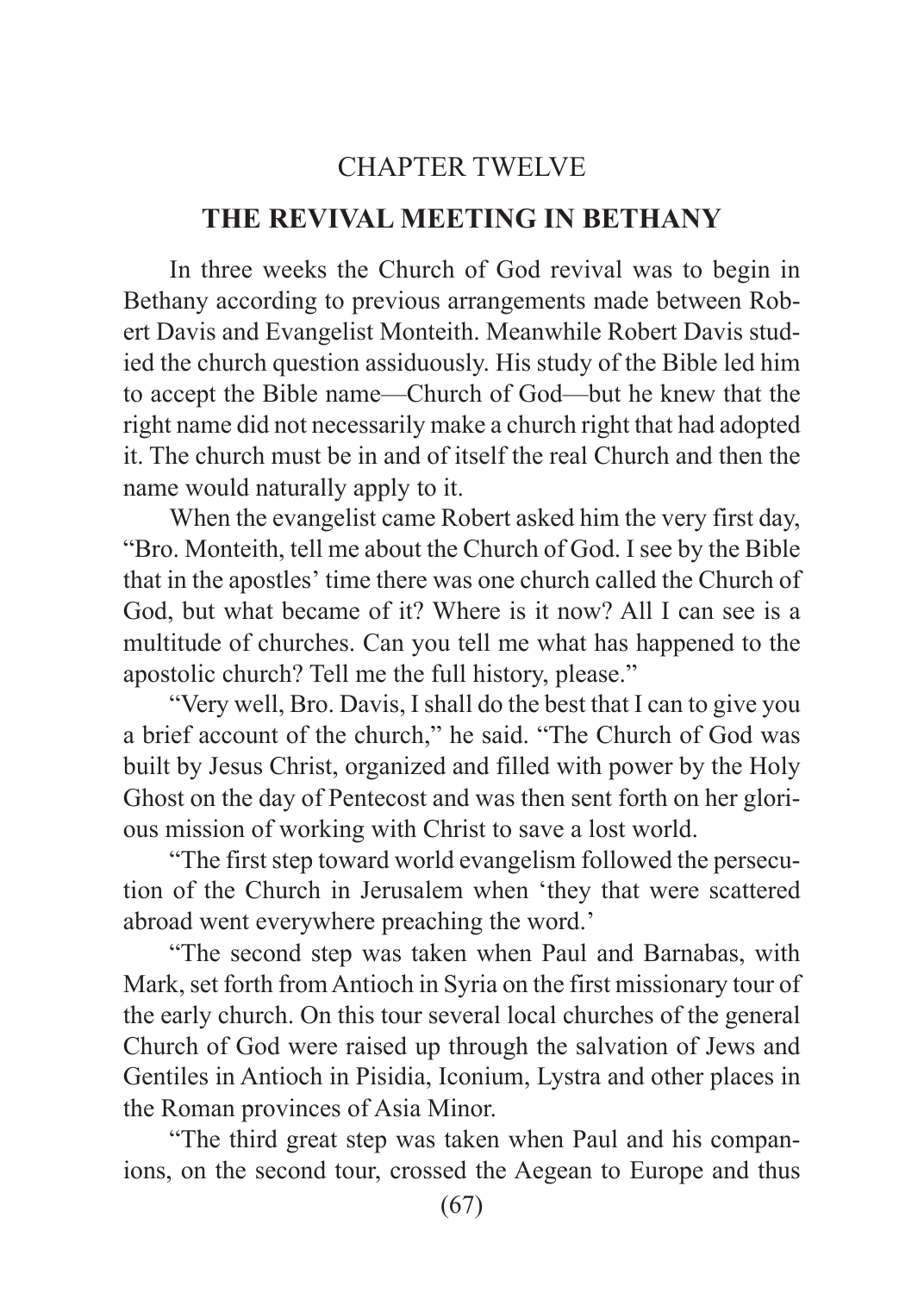CHAPTER TWELVE

## THE REVIVAL MEETING IN BETHANY

In three weeks the Church of God revival was to begin in Bethany according to previous arrangements made between Robert Davis and Evangelist Monteith. Meanwhile Robert Davis studied the church question assiduously. His study of the Bible led him to accept the Bible name—Church of God—but he knew that the right name did not necessarily make a church right that had adopted it. The church must be in and of itself the real Church and then the name would naturally apply to it.

When the evangelist came Robert asked him the very first day, "Bro. Monteith, tell me about the Church of God. I see by the Bible that in the apostles' time there was one church called the Church of God, but what became of it? Where is it now? All I can see is a multitude of churches. Can you tell me what has happened to the apostolic church? Tell me the full history, please."

"Very well, Bro. Davis, I shall do the best that I can to give you a brief account of the church," he said. "The Church of God was built by Jesus Christ, organized and filled with power by the Holy Ghost on the day of Pentecost and was then sent forth on her glorious mission of working with Christ to save a lost world.

"The first step toward world evangelism followed the persecution of the Church in Jerusalem when 'they that were scattered abroad went everywhere preaching the word.'

"The second step was taken when Paul and Barnabas, with Mark, set forth from Antioch in Syria on the first missionary tour of the early church. On this tour several local churches of the general Church of God were raised up through the salvation of Jews and Gentiles in Antioch in Pisidia, Iconium, Lystra and other places in the Roman provinces of Asia Minor.

"The third great step was taken when Paul and his companions, on the second tour, crossed the Aegean to Europe and thus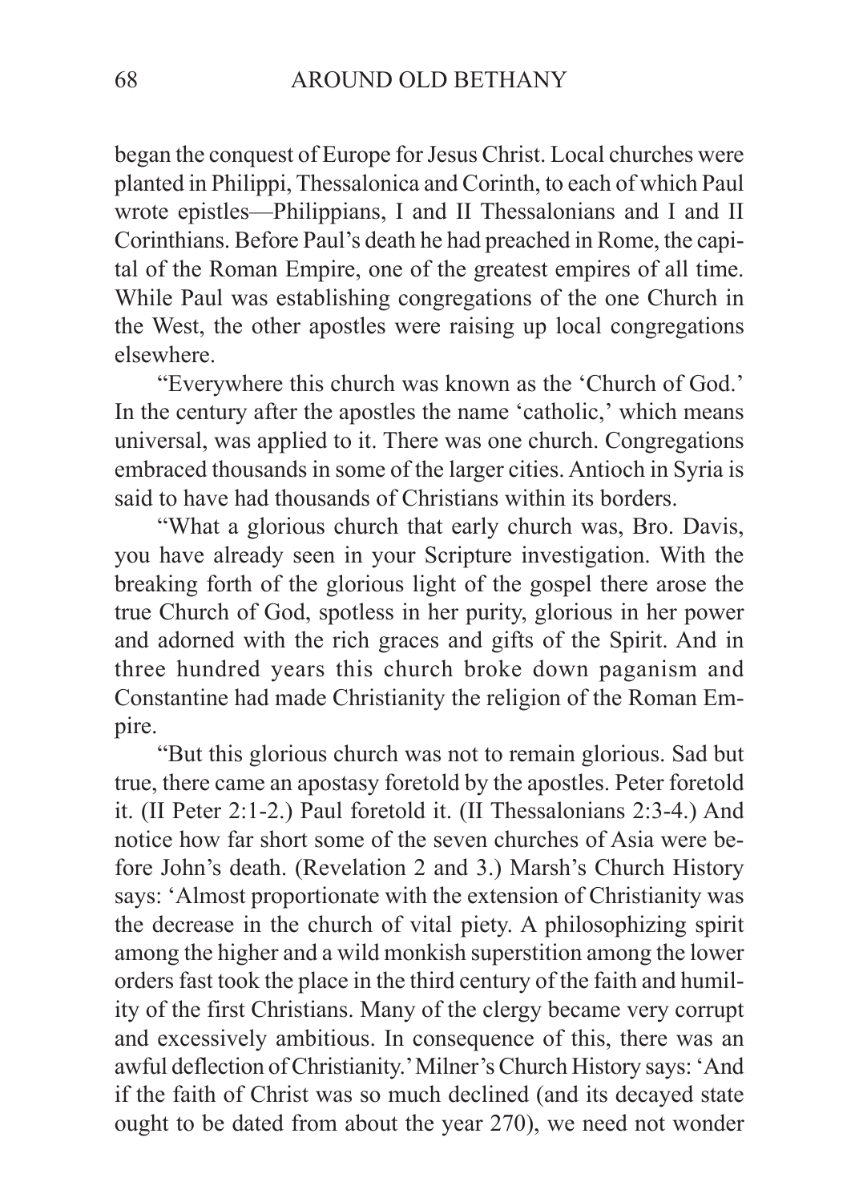began the conquest of Europe for Jesus Christ. Local churches were planted in Philippi, Thessalonica and Corinth, to each of which Paul wrote epistles—Philippians, I and II Thessalonians and I and II Corinthians. Before Paul's death he had preached in Rome, the capital of the Roman Empire, one of the greatest empires of all time. While Paul was establishing congregations of the one Church in the West, the other apostles were raising up local congregations elsewhere.

"Everywhere this church was known as the 'Church of God.' In the century after the apostles the name 'catholic,' which means universal, was applied to it. There was one church. Congregations embraced thousands in some of the larger cities. Antioch in Syria is said to have had thousands of Christians within its borders.

"What a glorious church that early church was, Bro. Davis, you have already seen in your Scripture investigation. With the breaking forth of the glorious light of the gospel there arose the true Church of God, spotless in her purity, glorious in her power and adorned with the rich graces and gifts of the Spirit. And in three hundred years this church broke down paganism and Constantine had made Christianity the religion of the Roman Empire.

"But this glorious church was not to remain glorious. Sad but true, there came an apostasy foretold by the apostles. Peter foretold it. (II Peter 2:1-2.) Paul foretold it. (II Thessalonians 2:3-4.) And notice how far short some of the seven churches of Asia were before John's death. (Revelation 2 and 3.) Marsh's Church History says: 'Almost proportionate with the extension of Christianity was the decrease in the church of vital piety. A philosophizing spirit among the higher and a wild monkish superstition among the lower orders fast took the place in the third century of the faith and humility of the first Christians. Many of the clergy became very corrupt and excessively ambitious. In consequence of this, there was an awful deflection of Christianity.' Milner's Church History says: 'And if the faith of Christ was so much declined (and its decayed state ought to be dated from about the year 270), we need not wonder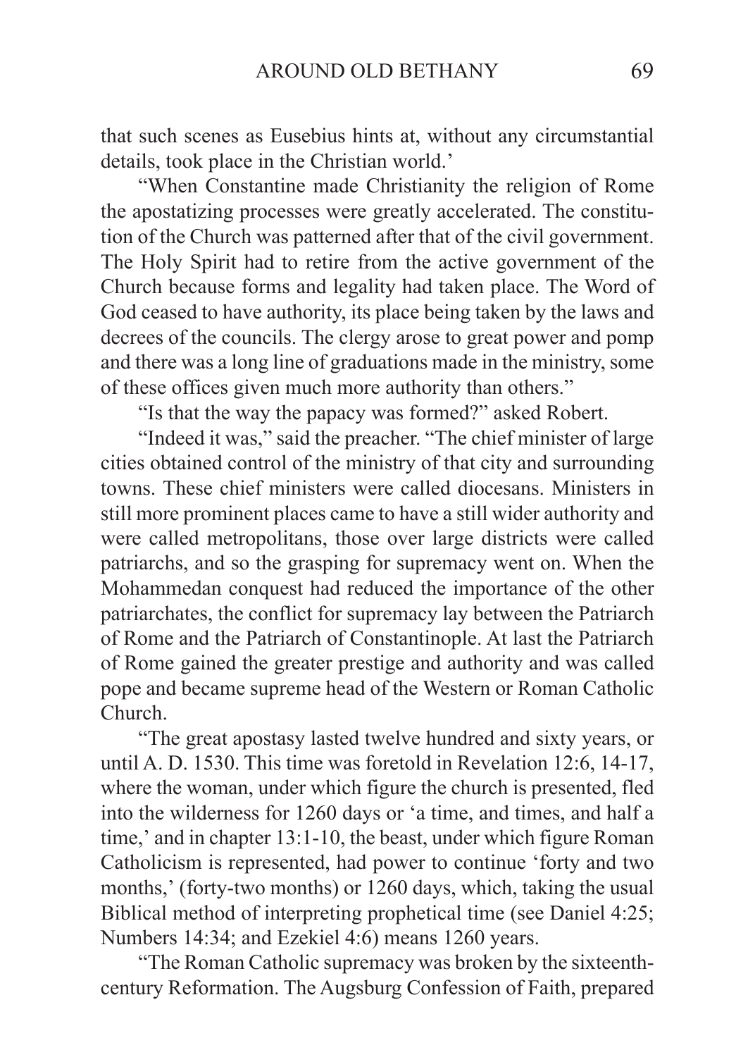that such scenes as Eusebius hints at, without any circumstantial details, took place in the Christian world.'

"When Constantine made Christianity the religion of Rome the apostatizing processes were greatly accelerated. The constitution of the Church was patterned after that of the civil government. The Holy Spirit had to retire from the active government of the Church because forms and legality had taken place. The Word of God ceased to have authority, its place being taken by the laws and decrees of the councils. The clergy arose to great power and pomp and there was a long line of graduations made in the ministry, some of these offices given much more authority than others."

"Is that the way the papacy was formed?" asked Robert.

"Indeed it was," said the preacher. "The chief minister of large cities obtained control of the ministry of that city and surrounding towns. These chief ministers were called diocesans. Ministers in still more prominent places came to have a still wider authority and were called metropolitans, those over large districts were called patriarchs, and so the grasping for supremacy went on. When the Mohammedan conquest had reduced the importance of the other patriarchates, the conflict for supremacy lay between the Patriarch of Rome and the Patriarch of Constantinople. At last the Patriarch of Rome gained the greater prestige and authority and was called pope and became supreme head of the Western or Roman Catholic Church.

"The great apostasy lasted twelve hundred and sixty years, or until A. D. 1530. This time was foretold in Revelation 12:6, 14-17, where the woman, under which figure the church is presented, fled into the wilderness for 1260 days or 'a time, and times, and half a time,' and in chapter 13:1-10, the beast, under which figure Roman Catholicism is represented, had power to continue 'forty and two months,' (forty-two months) or 1260 days, which, taking the usual Biblical method of interpreting prophetical time (see Daniel 4:25; Numbers 14:34; and Ezekiel 4:6) means 1260 years.

"The Roman Catholic supremacy was broken by the sixteenth-century Reformation. The Augsburg Confession of Faith, prepared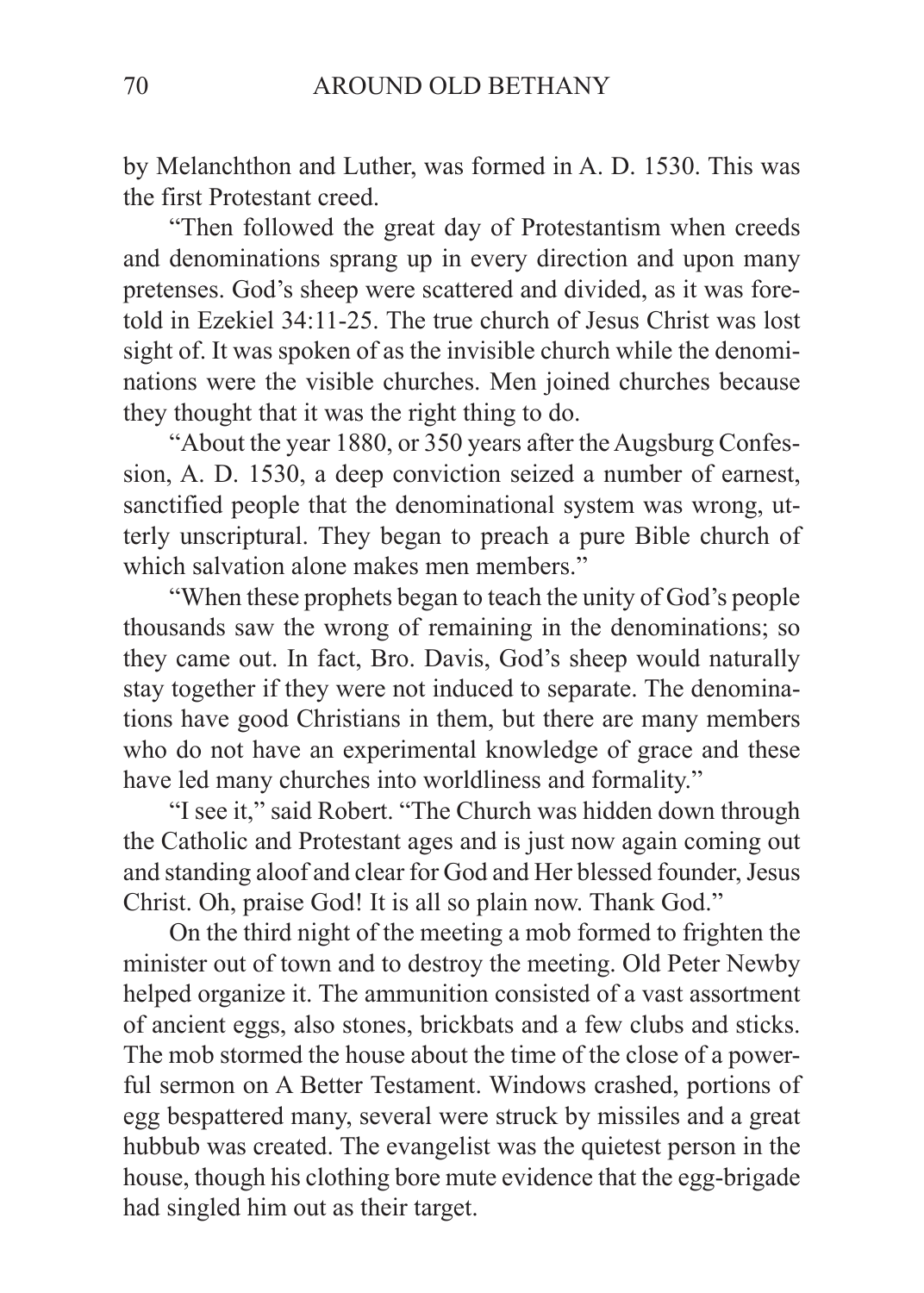by Melanchthon and Luther, was formed in A. D. 1530. This was the first Protestant creed.

"Then followed the great day of Protestantism when creeds and denominations sprang up in every direction and upon many pretenses. God's sheep were scattered and divided, as it was foretold in Ezekiel 34:11-25. The true church of Jesus Christ was lost sight of. It was spoken of as the invisible church while the denominations were the visible churches. Men joined churches because they thought that it was the right thing to do.

"About the year 1880, or 350 years after the Augsburg Confession, A. D. 1530, a deep conviction seized a number of earnest, sanctified people that the denominational system was wrong, utterly unscriptural. They began to preach a pure Bible church of which salvation alone makes men members."

"When these prophets began to teach the unity of God's people thousands saw the wrong of remaining in the denominations; so they came out. In fact, Bro. Davis, God's sheep would naturally stay together if they were not induced to separate. The denominations have good Christians in them, but there are many members who do not have an experimental knowledge of grace and these have led many churches into worldliness and formality."

"I see it," said Robert. "The Church was hidden down through the Catholic and Protestant ages and is just now again coming out and standing aloof and clear for God and Her blessed founder, Jesus Christ. Oh, praise God! It is all so plain now. Thank God."

On the third night of the meeting a mob formed to frighten the minister out of town and to destroy the meeting. Old Peter Newby helped organize it. The ammunition consisted of a vast assortment of ancient eggs, also stones, brickbats and a few clubs and sticks. The mob stormed the house about the time of the close of a powerful sermon on A Better Testament. Windows crashed, portions of egg bespattered many, several were struck by missiles and a great hubbub was created. The evangelist was the quietest person in the house, though his clothing bore mute evidence that the egg-brigade had singled him out as their target.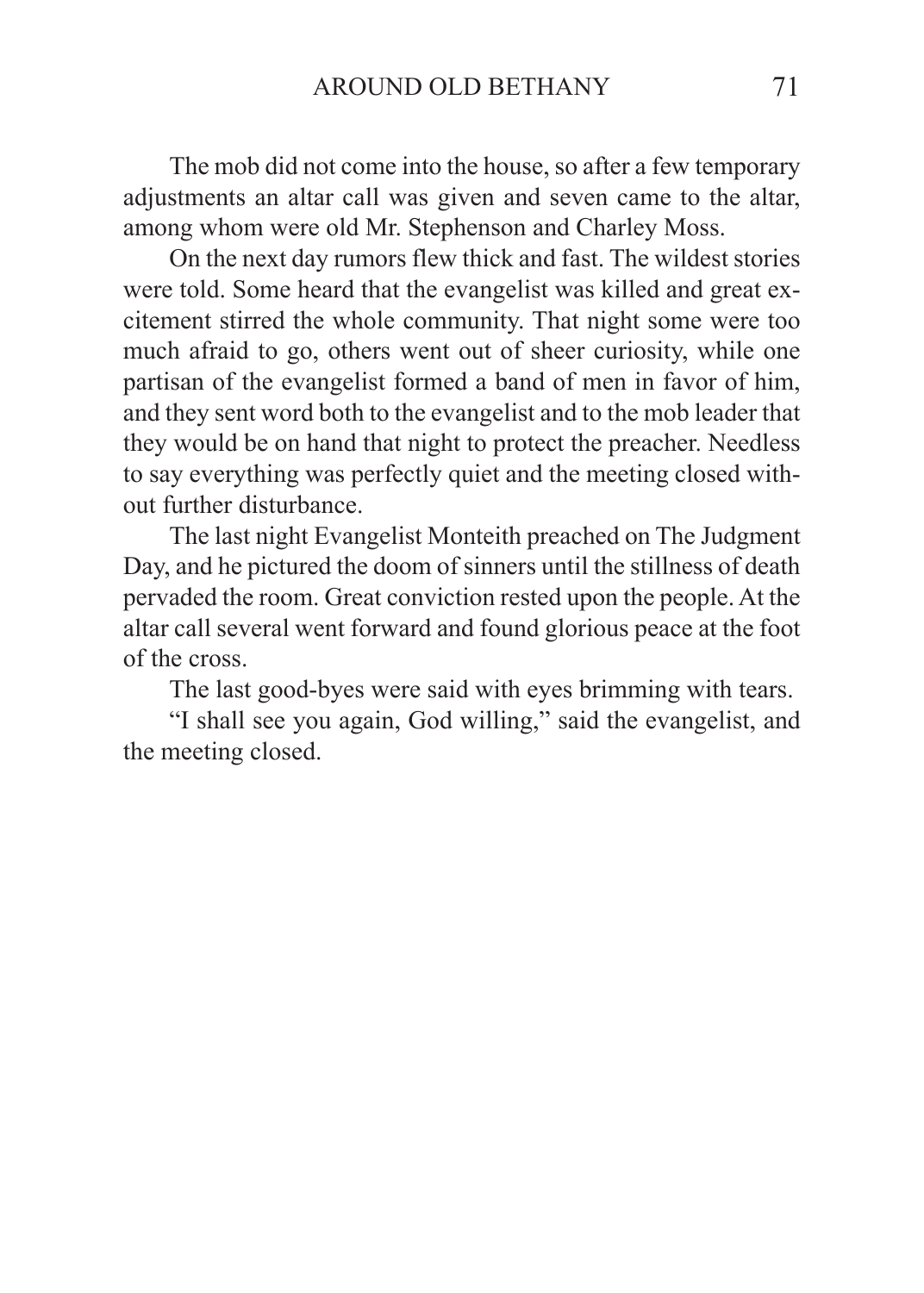The mob did not come into the house, so after a few temporary adjustments an altar call was given and seven came to the altar, among whom were old Mr. Stephenson and Charley Moss.

On the next day rumors flew thick and fast. The wildest stories were told. Some heard that the evangelist was killed and great excitement stirred the whole community. That night some were too much afraid to go, others went out of sheer curiosity, while one partisan of the evangelist formed a band of men in favor of him, and they sent word both to the evangelist and to the mob leader that they would be on hand that night to protect the preacher. Needless to say everything was perfectly quiet and the meeting closed without further disturbance.

The last night Evangelist Monteith preached on The Judgment Day, and he pictured the doom of sinners until the stillness of death pervaded the room. Great conviction rested upon the people. At the altar call several went forward and found glorious peace at the foot of the cross.

The last good-byes were said with eyes brimming with tears.

"I shall see you again, God willing," said the evangelist, and the meeting closed.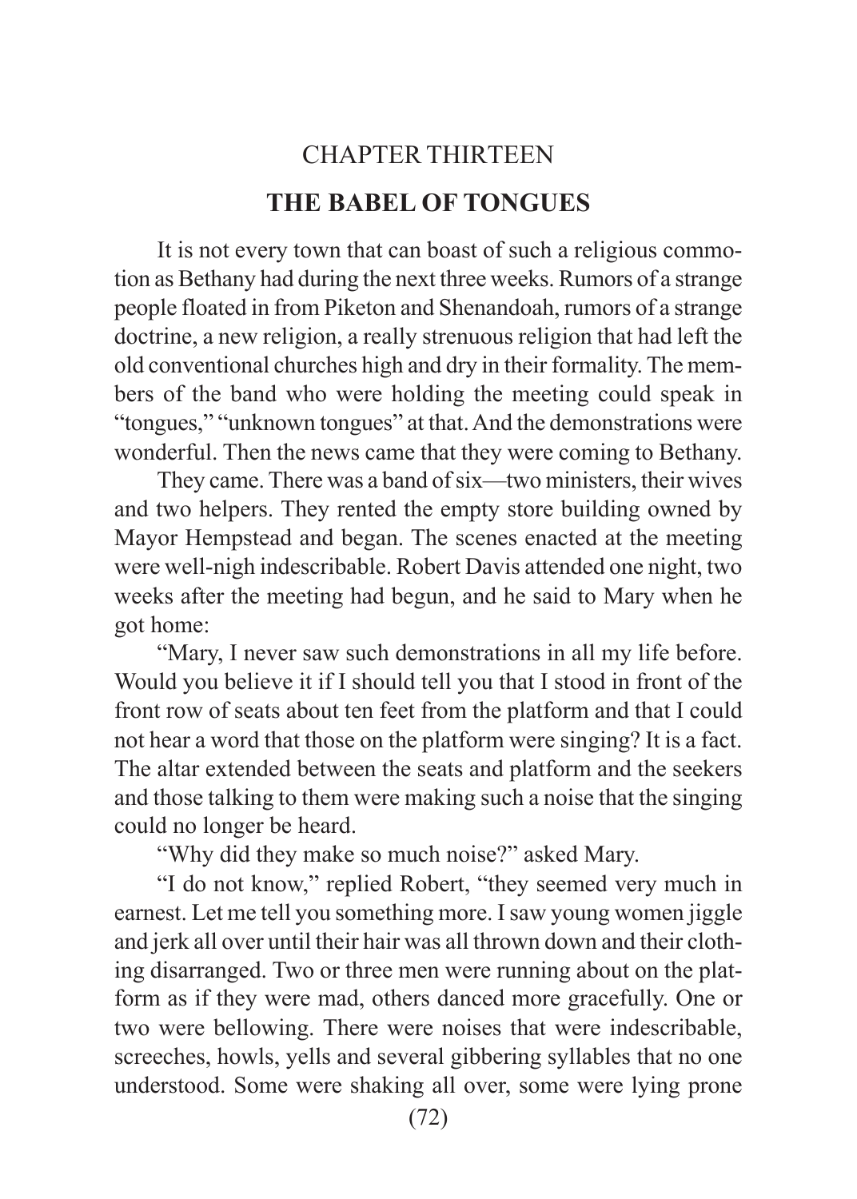## CHAPTER THIRTEEN

## THE BABEL OF TONGUES

It is not every town that can boast of such a religious commotion as Bethany had during the next three weeks. Rumors of a strange people floated in from Piketon and Shenandoah, rumors of a strange doctrine, a new religion, a really strenuous religion that had left the old conventional churches high and dry in their formality. The members of the band who were holding the meeting could speak in "tongues," "unknown tongues" at that. And the demonstrations were wonderful. Then the news came that they were coming to Bethany.

They came. There was a band of six—two ministers, their wives and two helpers. They rented the empty store building owned by Mayor Hempstead and began. The scenes enacted at the meeting were well-nigh indescribable. Robert Davis attended one night, two weeks after the meeting had begun, and he said to Mary when he got home:

"Mary, I never saw such demonstrations in all my life before. Would you believe it if I should tell you that I stood in front of the front row of seats about ten feet from the platform and that I could not hear a word that those on the platform were singing? It is a fact. The altar extended between the seats and platform and the seekers and those talking to them were making such a noise that the singing could no longer be heard.

"Why did they make so much noise?" asked Mary.

"I do not know," replied Robert, "they seemed very much in earnest. Let me tell you something more. I saw young women jiggle and jerk all over until their hair was all thrown down and their clothing disarranged. Two or three men were running about on the platform as if they were mad, others danced more gracefully. One or two were bellowing. There were noises that were indescribable, screeches, howls, yells and several gibbering syllables that no one understood. Some were shaking all over, some were lying prone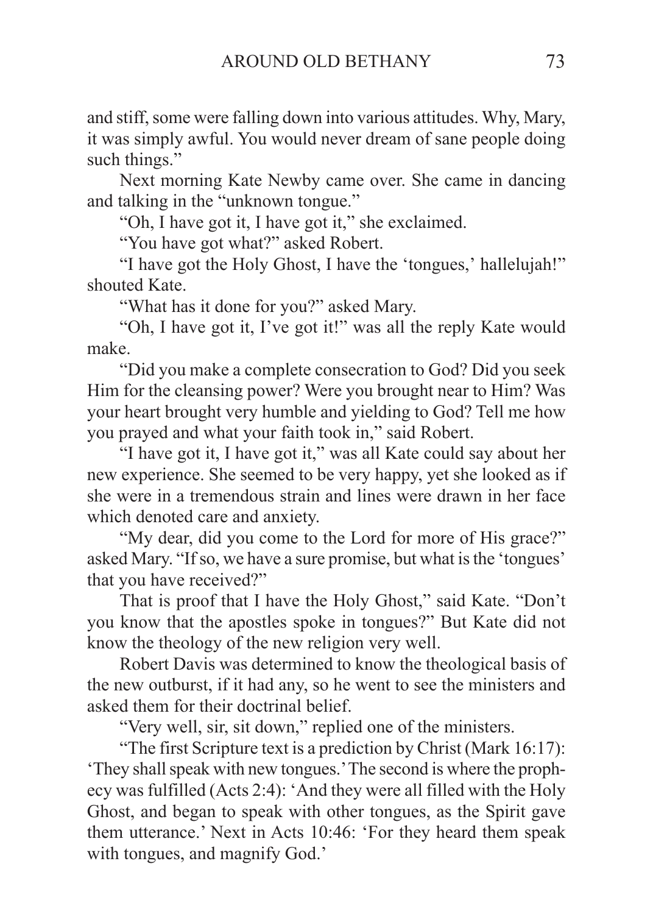and stiff, some were falling down into various attitudes. Why, Mary, it was simply awful. You would never dream of sane people doing such things."

Next morning Kate Newby came over. She came in dancing and talking in the "unknown tongue."

"Oh, I have got it, I have got it," she exclaimed.

"You have got what?" asked Robert.

"I have got the Holy Ghost, I have the 'tongues,' hallelujah!" shouted Kate.

"What has it done for you?" asked Mary.

"Oh, I have got it, I've got it!" was all the reply Kate would make.

"Did you make a complete consecration to God? Did you seek Him for the cleansing power? Were you brought near to Him? Was your heart brought very humble and yielding to God? Tell me how you prayed and what your faith took in," said Robert.

"I have got it, I have got it," was all Kate could say about her new experience. She seemed to be very happy, yet she looked as if she were in a tremendous strain and lines were drawn in her face which denoted care and anxiety.

"My dear, did you come to the Lord for more of His grace?" asked Mary. "If so, we have a sure promise, but what is the 'tongues' that you have received?"

That is proof that I have the Holy Ghost," said Kate. "Don't you know that the apostles spoke in tongues?" But Kate did not know the theology of the new religion very well.

Robert Davis was determined to know the theological basis of the new outburst, if it had any, so he went to see the ministers and asked them for their doctrinal belief.

"Very well, sir, sit down," replied one of the ministers.

"The first Scripture text is a prediction by Christ (Mark 16:17): 'They shall speak with new tongues.' The second is where the prophecy was fulfilled (Acts 2:4): 'And they were all filled with the Holy Ghost, and began to speak with other tongues, as the Spirit gave them utterance.' Next in Acts 10:46: 'For they heard them speak with tongues, and magnify God.'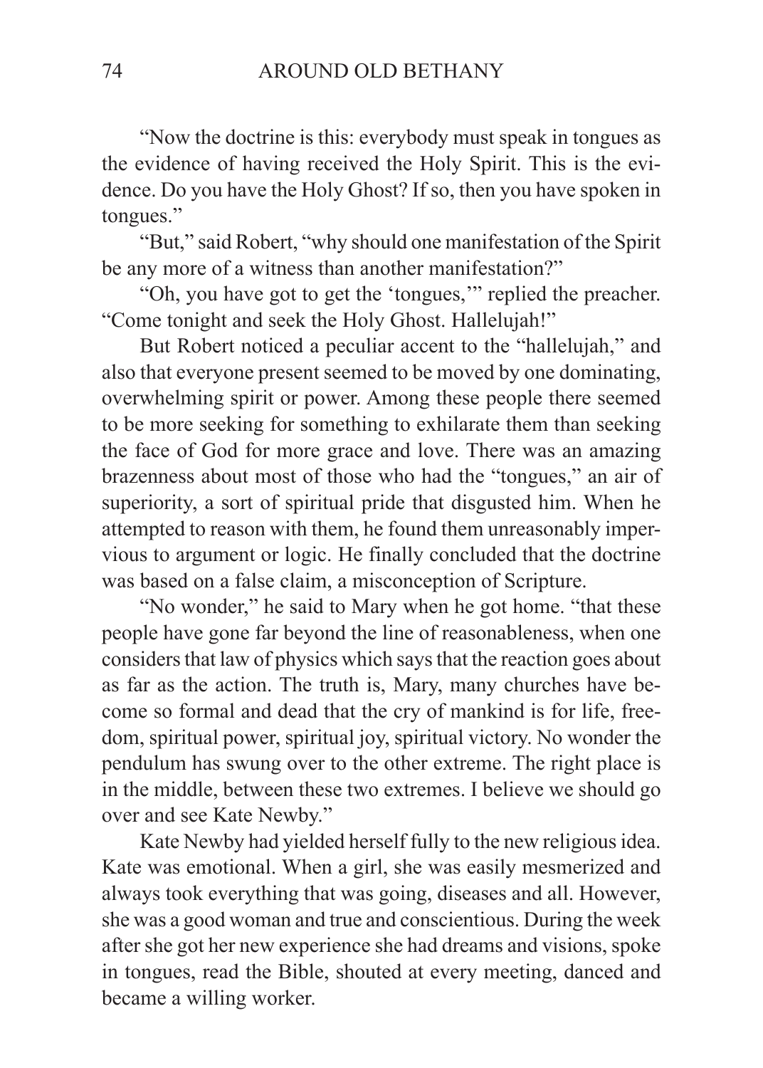"Now the doctrine is this: everybody must speak in tongues as the evidence of having received the Holy Spirit. This is the evidence. Do you have the Holy Ghost? If so, then you have spoken in tongues."

"But," said Robert, "why should one manifestation of the Spirit be any more of a witness than another manifestation?"

"Oh, you have got to get the 'tongues,'" replied the preacher. "Come tonight and seek the Holy Ghost. Hallelujah!"

But Robert noticed a peculiar accent to the "hallelujah," and also that everyone present seemed to be moved by one dominating, overwhelming spirit or power. Among these people there seemed to be more seeking for something to exhilarate them than seeking the face of God for more grace and love. There was an amazing brazenness about most of those who had the "tongues," an air of superiority, a sort of spiritual pride that disgusted him. When he attempted to reason with them, he found them unreasonably impervious to argument or logic. He finally concluded that the doctrine was based on a false claim, a misconception of Scripture.

"No wonder," he said to Mary when he got home. "that these people have gone far beyond the line of reasonableness, when one considers that law of physics which says that the reaction goes about as far as the action. The truth is, Mary, many churches have become so formal and dead that the cry of mankind is for life, freedom, spiritual power, spiritual joy, spiritual victory. No wonder the pendulum has swung over to the other extreme. The right place is in the middle, between these two extremes. I believe we should go over and see Kate Newby."

Kate Newby had yielded herself fully to the new religious idea. Kate was emotional. When a girl, she was easily mesmerized and always took everything that was going, diseases and all. However, she was a good woman and true and conscientious. During the week after she got her new experience she had dreams and visions, spoke in tongues, read the Bible, shouted at every meeting, danced and became a willing worker.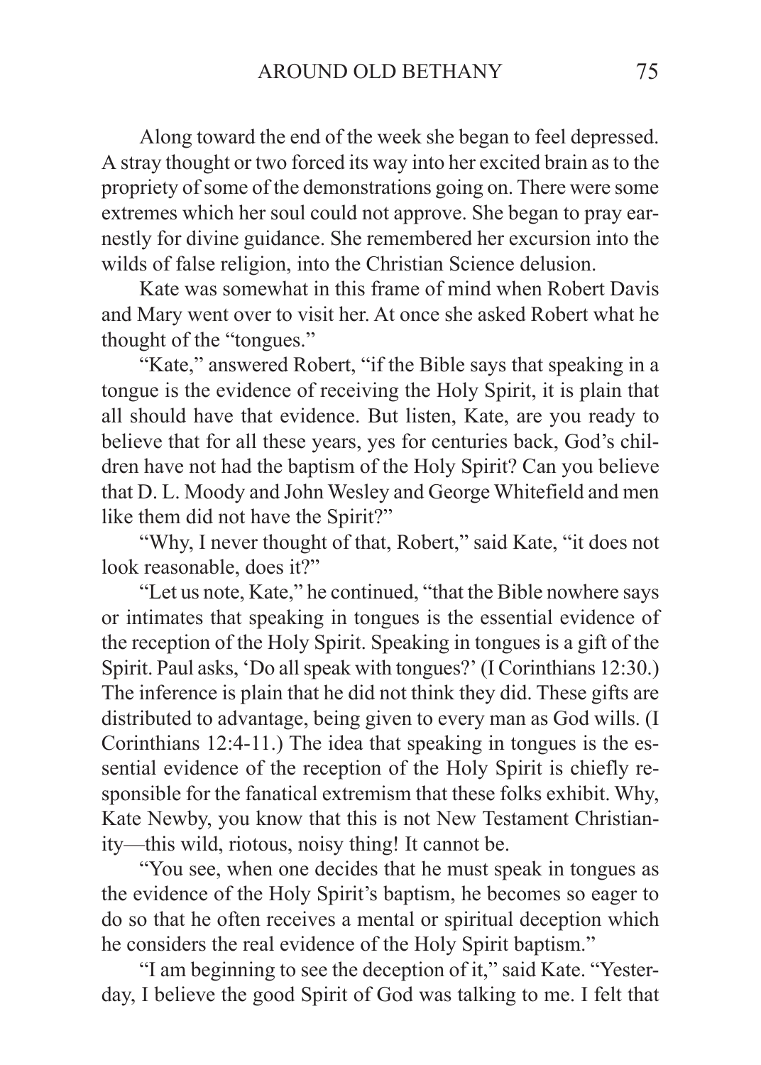Along toward the end of the week she began to feel depressed. A stray thought or two forced its way into her excited brain as to the propriety of some of the demonstrations going on. There were some extremes which her soul could not approve. She began to pray earnestly for divine guidance. She remembered her excursion into the wilds of false religion, into the Christian Science delusion.

Kate was somewhat in this frame of mind when Robert Davis and Mary went over to visit her. At once she asked Robert what he thought of the "tongues."

"Kate," answered Robert, "if the Bible says that speaking in a tongue is the evidence of receiving the Holy Spirit, it is plain that all should have that evidence. But listen, Kate, are you ready to believe that for all these years, yes for centuries back, God's children have not had the baptism of the Holy Spirit? Can you believe that D. L. Moody and John Wesley and George Whitefield and men like them did not have the Spirit?"

"Why, I never thought of that, Robert," said Kate, "it does not look reasonable, does it?"

"Let us note, Kate," he continued, "that the Bible nowhere says or intimates that speaking in tongues is the essential evidence of the reception of the Holy Spirit. Speaking in tongues is a gift of the Spirit. Paul asks, 'Do all speak with tongues?' (I Corinthians 12:30.) The inference is plain that he did not think they did. These gifts are distributed to advantage, being given to every man as God wills. (I Corinthians 12:4-11.) The idea that speaking in tongues is the essential evidence of the reception of the Holy Spirit is chiefly responsible for the fanatical extremism that these folks exhibit. Why, Kate Newby, you know that this is not New Testament Christianity—this wild, riotous, noisy thing! It cannot be.

"You see, when one decides that he must speak in tongues as the evidence of the Holy Spirit's baptism, he becomes so eager to do so that he often receives a mental or spiritual deception which he considers the real evidence of the Holy Spirit baptism."

"I am beginning to see the deception of it," said Kate. "Yesterday, I believe the good Spirit of God was talking to me. I felt that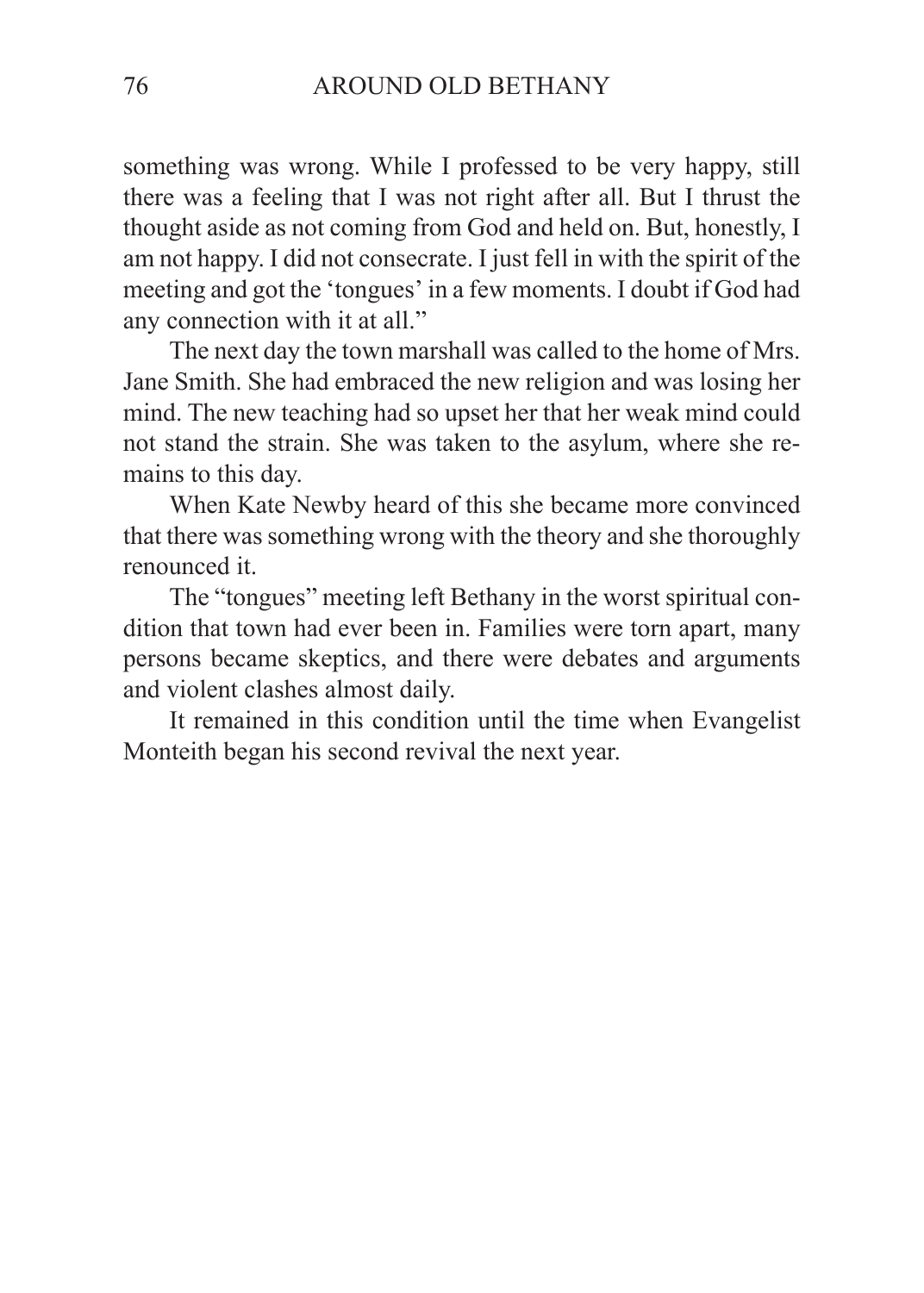something was wrong. While I professed to be very happy, still there was a feeling that I was not right after all. But I thrust the thought aside as not coming from God and held on. But, honestly, I am not happy. I did not consecrate. I just fell in with the spirit of the meeting and got the 'tongues' in a few moments. I doubt if God had any connection with it at all."

The next day the town marshall was called to the home of Mrs. Jane Smith. She had embraced the new religion and was losing her mind. The new teaching had so upset her that her weak mind could not stand the strain. She was taken to the asylum, where she remains to this day.

When Kate Newby heard of this she became more convinced that there was something wrong with the theory and she thoroughly renounced it.

The "tongues" meeting left Bethany in the worst spiritual condition that town had ever been in. Families were torn apart, many persons became skeptics, and there were debates and arguments and violent clashes almost daily.

It remained in this condition until the time when Evangelist Monteith began his second revival the next year.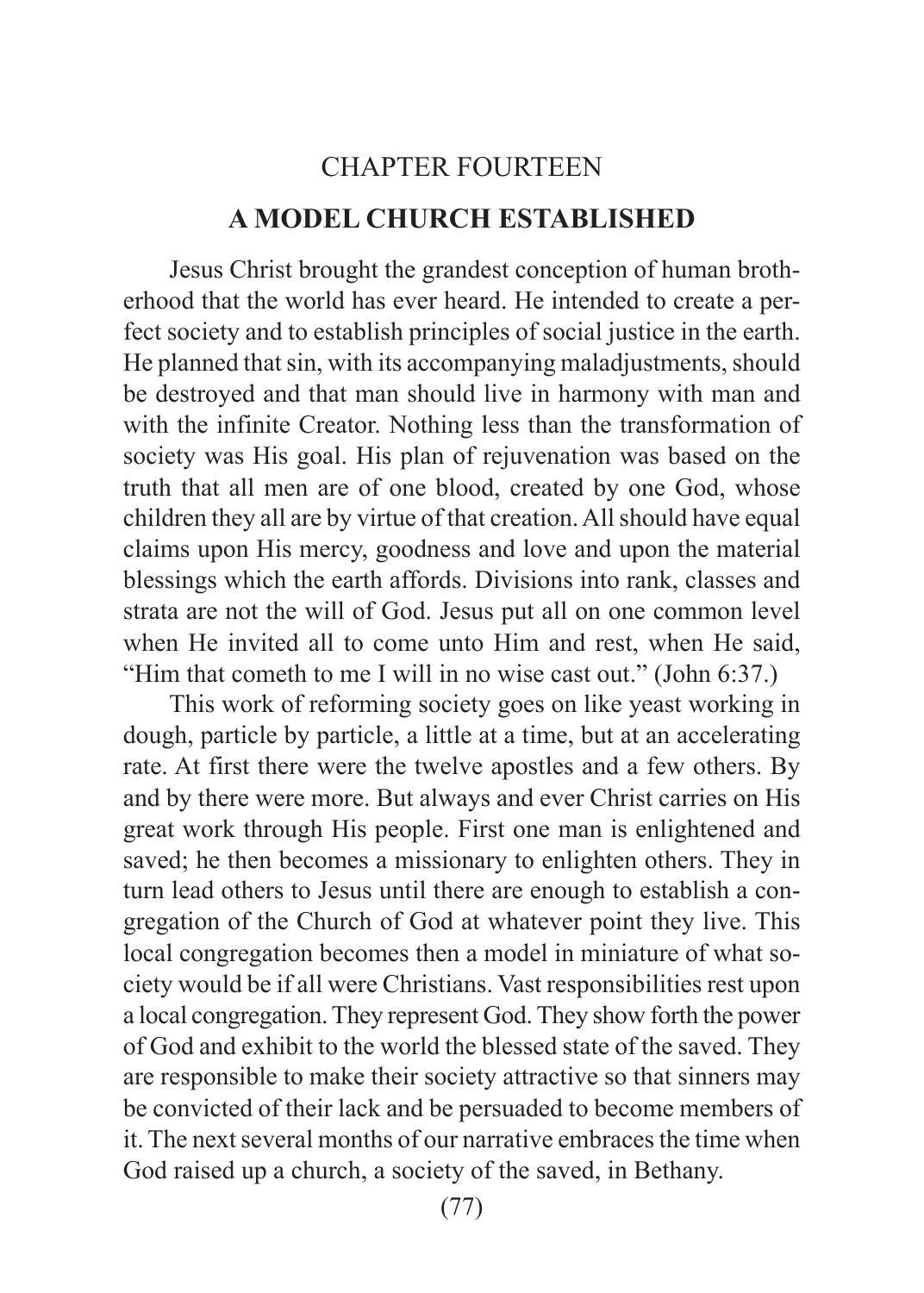## CHAPTER FOURTEEN

# A MODEL CHURCH ESTABLISHED

Jesus Christ brought the grandest conception of human brotherhood that the world has ever heard. He intended to create a perfect society and to establish principles of social justice in the earth. He planned that sin, with its accompanying maladjustments, should be destroyed and that man should live in harmony with man and with the infinite Creator. Nothing less than the transformation of society was His goal. His plan of rejuvenation was based on the truth that all men are of one blood, created by one God, whose children they all are by virtue of that creation. All should have equal claims upon His mercy, goodness and love and upon the material blessings which the earth affords. Divisions into rank, classes and strata are not the will of God. Jesus put all on one common level when He invited all to come unto Him and rest, when He said, "Him that cometh to me I will in no wise cast out." (John 6:37.)

This work of reforming society goes on like yeast working in dough, particle by particle, a little at a time, but at an accelerating rate. At first there were the twelve apostles and a few others. By and by there were more. But always and ever Christ carries on His great work through His people. First one man is enlightened and saved; he then becomes a missionary to enlighten others. They in turn lead others to Jesus until there are enough to establish a congregation of the Church of God at whatever point they live. This local congregation becomes then a model in miniature of what society would be if all were Christians. Vast responsibilities rest upon a local congregation. They represent God. They show forth the power of God and exhibit to the world the blessed state of the saved. They are responsible to make their society attractive so that sinners may be convicted of their lack and be persuaded to become members of it. The next several months of our narrative embraces the time when God raised up a church, a society of the saved, in Bethany.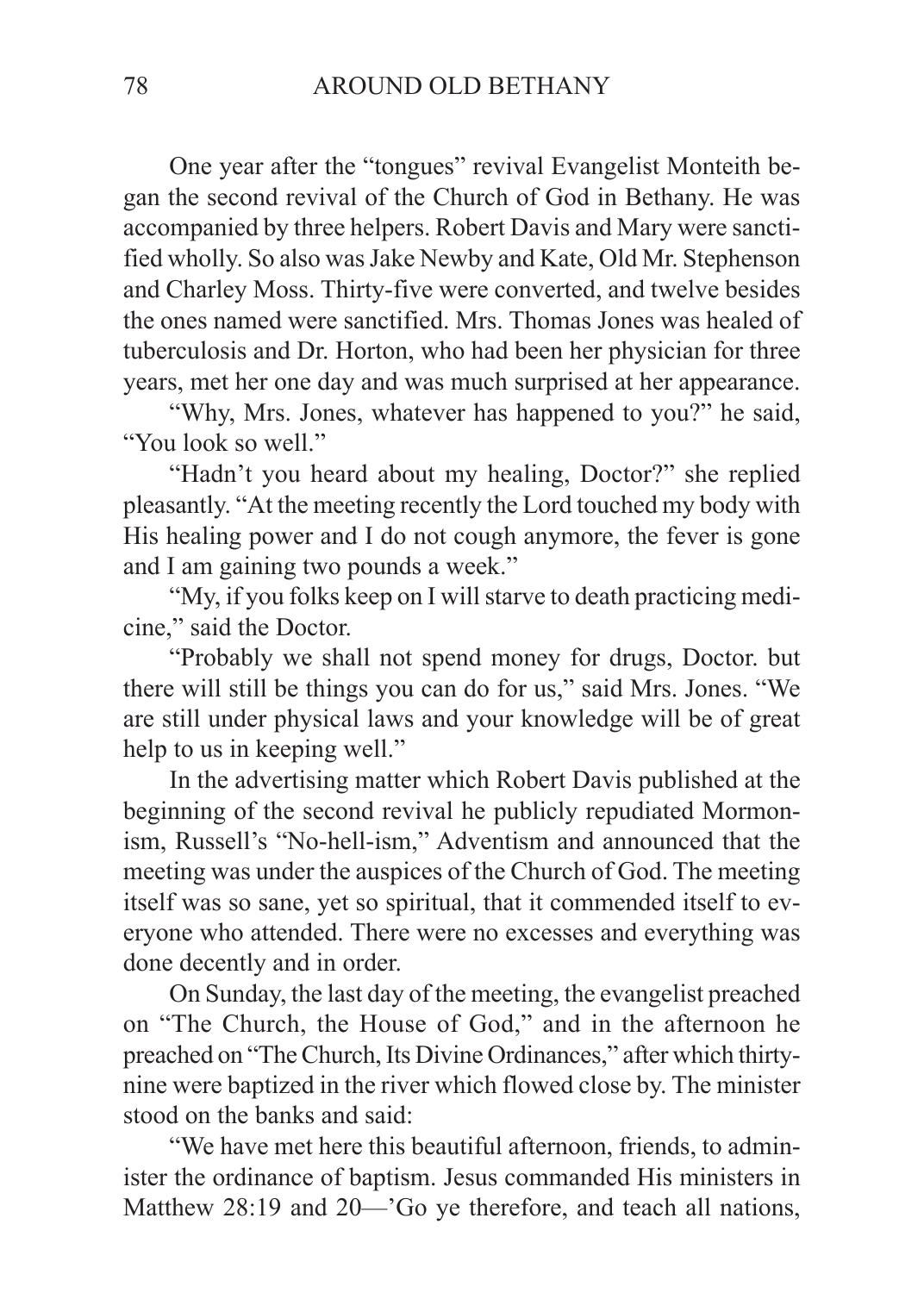One year after the "tongues" revival Evangelist Monteith began the second revival of the Church of God in Bethany. He was accompanied by three helpers. Robert Davis and Mary were sanctified wholly. So also was Jake Newby and Kate, Old Mr. Stephenson and Charley Moss. Thirty-five were converted, and twelve besides the ones named were sanctified. Mrs. Thomas Jones was healed of tuberculosis and Dr. Horton, who had been her physician for three years, met her one day and was much surprised at her appearance.

"Why, Mrs. Jones, whatever has happened to you?" he said, "You look so well."

"Hadn't you heard about my healing, Doctor?" she replied pleasantly. "At the meeting recently the Lord touched my body with His healing power and I do not cough anymore, the fever is gone and I am gaining two pounds a week."

"My, if you folks keep on I will starve to death practicing medicine," said the Doctor.

"Probably we shall not spend money for drugs, Doctor. but there will still be things you can do for us," said Mrs. Jones. "We are still under physical laws and your knowledge will be of great help to us in keeping well."

In the advertising matter which Robert Davis published at the beginning of the second revival he publicly repudiated Mormonism, Russell's "No-hell-ism," Adventism and announced that the meeting was under the auspices of the Church of God. The meeting itself was so sane, yet so spiritual, that it commended itself to everyone who attended. There were no excesses and everything was done decently and in order.

On Sunday, the last day of the meeting, the evangelist preached on "The Church, the House of God," and in the afternoon he preached on "The Church, Its Divine Ordinances," after which thirty-nine were baptized in the river which flowed close by. The minister stood on the banks and said:

"We have met here this beautiful afternoon, friends, to administer the ordinance of baptism. Jesus commanded His ministers in Matthew 28:19 and 20—'Go ye therefore, and teach all nations,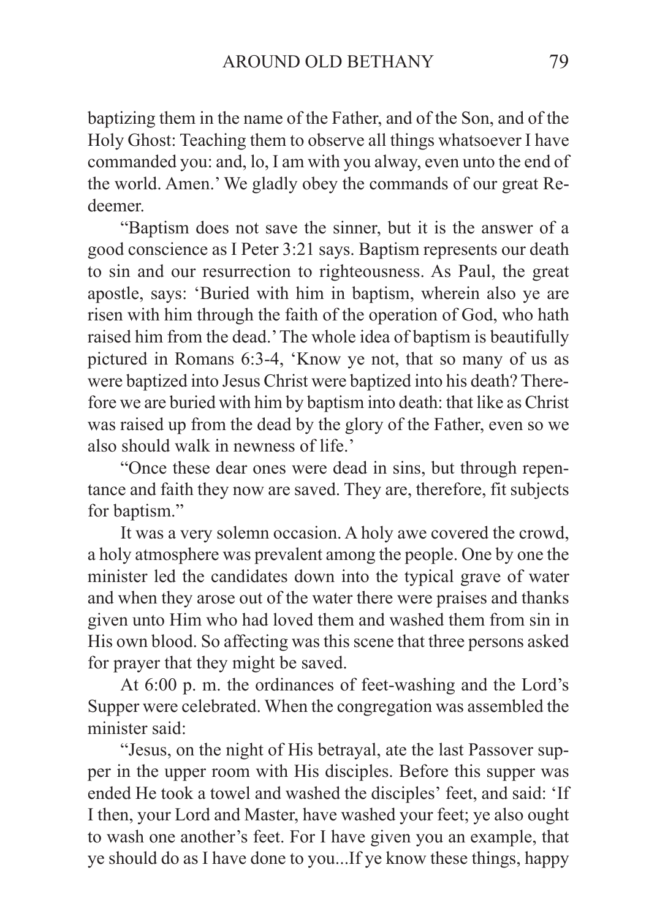baptizing them in the name of the Father, and of the Son, and of the Holy Ghost: Teaching them to observe all things whatsoever I have commanded you: and, lo, I am with you alway, even unto the end of the world. Amen.' We gladly obey the commands of our great Redeemer.

"Baptism does not save the sinner, but it is the answer of a good conscience as I Peter 3:21 says. Baptism represents our death to sin and our resurrection to righteousness. As Paul, the great apostle, says: 'Buried with him in baptism, wherein also ye are risen with him through the faith of the operation of God, who hath raised him from the dead.' The whole idea of baptism is beautifully pictured in Romans 6:3-4, 'Know ye not, that so many of us as were baptized into Jesus Christ were baptized into his death? Therefore we are buried with him by baptism into death: that like as Christ was raised up from the dead by the glory of the Father, even so we also should walk in newness of life.'

"Once these dear ones were dead in sins, but through repentance and faith they now are saved. They are, therefore, fit subjects for baptism."

It was a very solemn occasion. A holy awe covered the crowd, a holy atmosphere was prevalent among the people. One by one the minister led the candidates down into the typical grave of water and when they arose out of the water there were praises and thanks given unto Him who had loved them and washed them from sin in His own blood. So affecting was this scene that three persons asked for prayer that they might be saved.

At 6:00 p. m. the ordinances of feet-washing and the Lord's Supper were celebrated. When the congregation was assembled the minister said:

"Jesus, on the night of His betrayal, ate the last Passover supper in the upper room with His disciples. Before this supper was ended He took a towel and washed the disciples' feet, and said: 'If I then, your Lord and Master, have washed your feet; ye also ought to wash one another's feet. For I have given you an example, that ye should do as I have done to you...If ye know these things, happy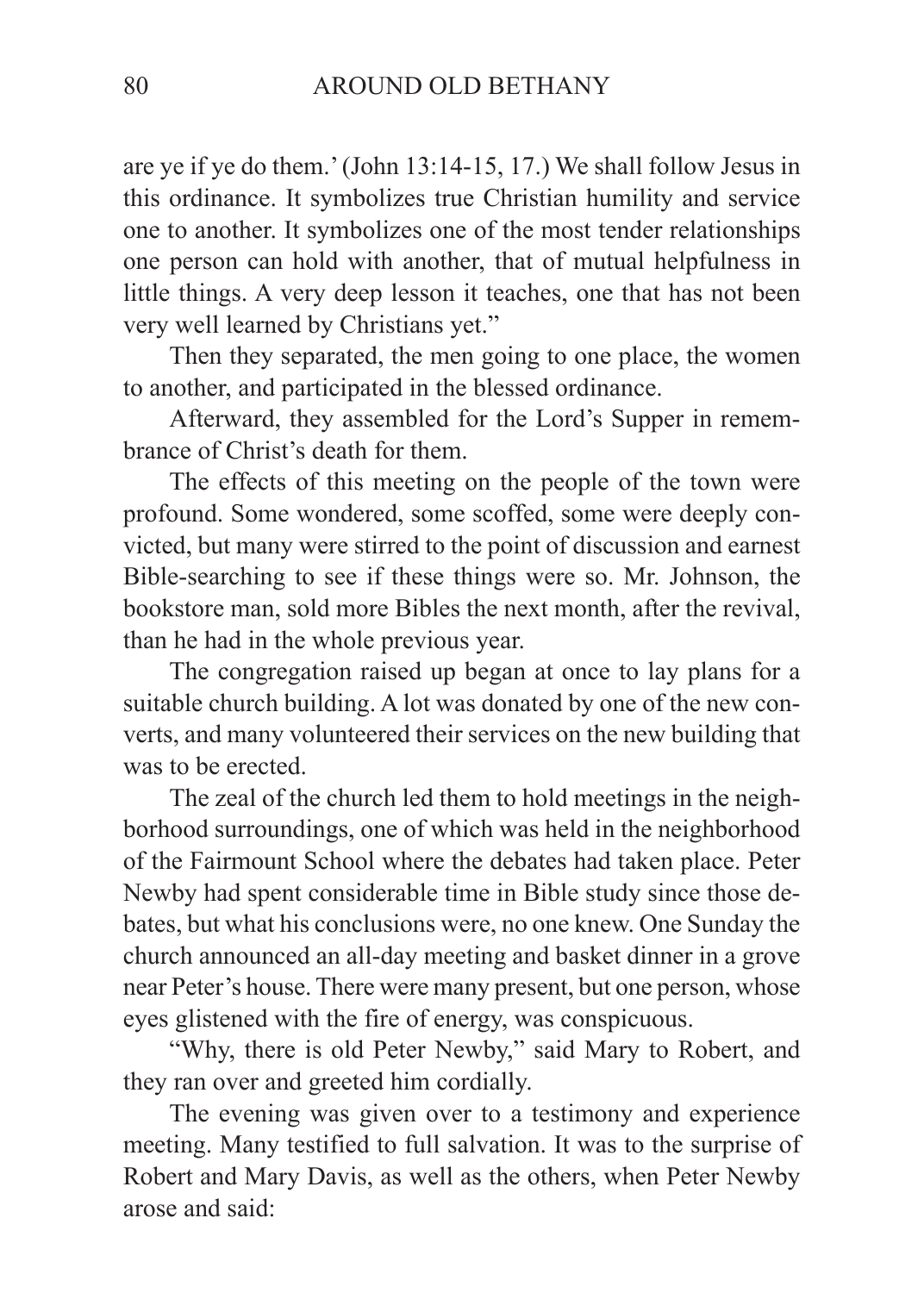are ye if ye do them.' (John 13:14-15, 17.) We shall follow Jesus in this ordinance. It symbolizes true Christian humility and service one to another. It symbolizes one of the most tender relationships one person can hold with another, that of mutual helpfulness in little things. A very deep lesson it teaches, one that has not been very well learned by Christians yet."

Then they separated, the men going to one place, the women to another, and participated in the blessed ordinance.

Afterward, they assembled for the Lord's Supper in remembrance of Christ's death for them.

The effects of this meeting on the people of the town were profound. Some wondered, some scoffed, some were deeply convicted, but many were stirred to the point of discussion and earnest Bible-searching to see if these things were so. Mr. Johnson, the bookstore man, sold more Bibles the next month, after the revival, than he had in the whole previous year.

The congregation raised up began at once to lay plans for a suitable church building. A lot was donated by one of the new converts, and many volunteered their services on the new building that was to be erected.

The zeal of the church led them to hold meetings in the neighborhood surroundings, one of which was held in the neighborhood of the Fairmount School where the debates had taken place. Peter Newby had spent considerable time in Bible study since those debates, but what his conclusions were, no one knew. One Sunday the church announced an all-day meeting and basket dinner in a grove near Peter's house. There were many present, but one person, whose eyes glistened with the fire of energy, was conspicuous.

"Why, there is old Peter Newby," said Mary to Robert, and they ran over and greeted him cordially.

The evening was given over to a testimony and experience meeting. Many testified to full salvation. It was to the surprise of Robert and Mary Davis, as well as the others, when Peter Newby arose and said: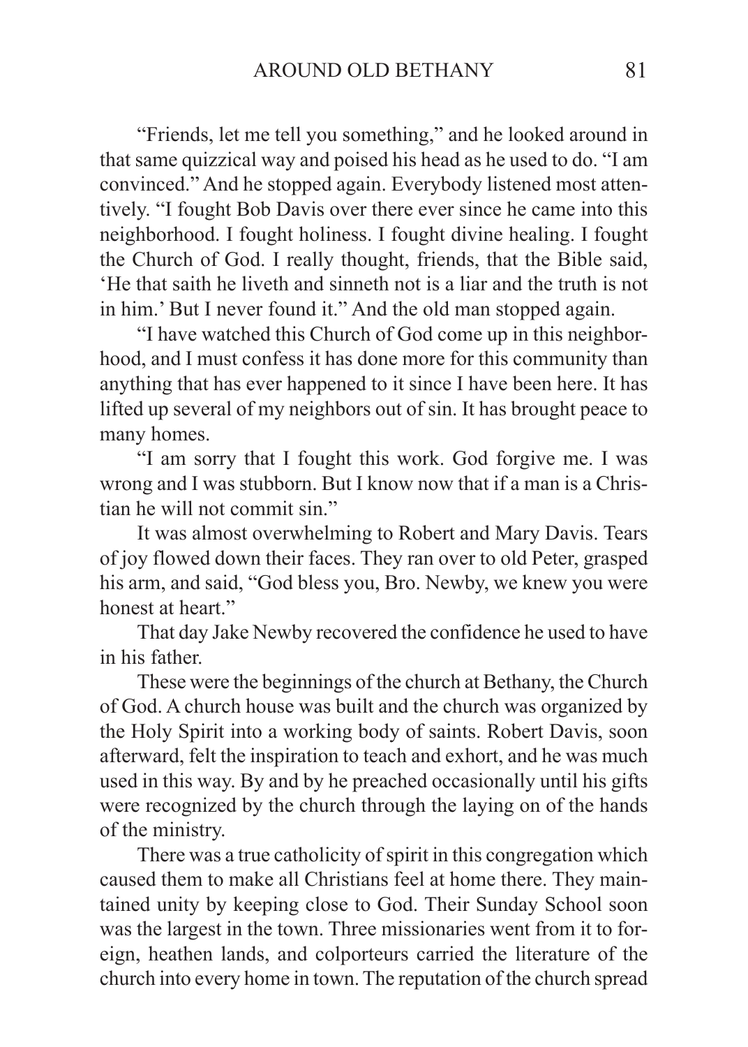"Friends, let me tell you something," and he looked around in that same quizzical way and poised his head as he used to do. "I am convinced." And he stopped again. Everybody listened most attentively. "I fought Bob Davis over there ever since he came into this neighborhood. I fought holiness. I fought divine healing. I fought the Church of God. I really thought, friends, that the Bible said, 'He that saith he liveth and sinneth not is a liar and the truth is not in him.' But I never found it." And the old man stopped again.

"I have watched this Church of God come up in this neighborhood, and I must confess it has done more for this community than anything that has ever happened to it since I have been here. It has lifted up several of my neighbors out of sin. It has brought peace to many homes.

"I am sorry that I fought this work. God forgive me. I was wrong and I was stubborn. But I know now that if a man is a Christian he will not commit sin."

It was almost overwhelming to Robert and Mary Davis. Tears of joy flowed down their faces. They ran over to old Peter, grasped his arm, and said, "God bless you, Bro. Newby, we knew you were honest at heart."

That day Jake Newby recovered the confidence he used to have in his father.

These were the beginnings of the church at Bethany, the Church of God. A church house was built and the church was organized by the Holy Spirit into a working body of saints. Robert Davis, soon afterward, felt the inspiration to teach and exhort, and he was much used in this way. By and by he preached occasionally until his gifts were recognized by the church through the laying on of the hands of the ministry.

There was a true catholicity of spirit in this congregation which caused them to make all Christians feel at home there. They maintained unity by keeping close to God. Their Sunday School soon was the largest in the town. Three missionaries went from it to foreign, heathen lands, and colporteurs carried the literature of the church into every home in town. The reputation of the church spread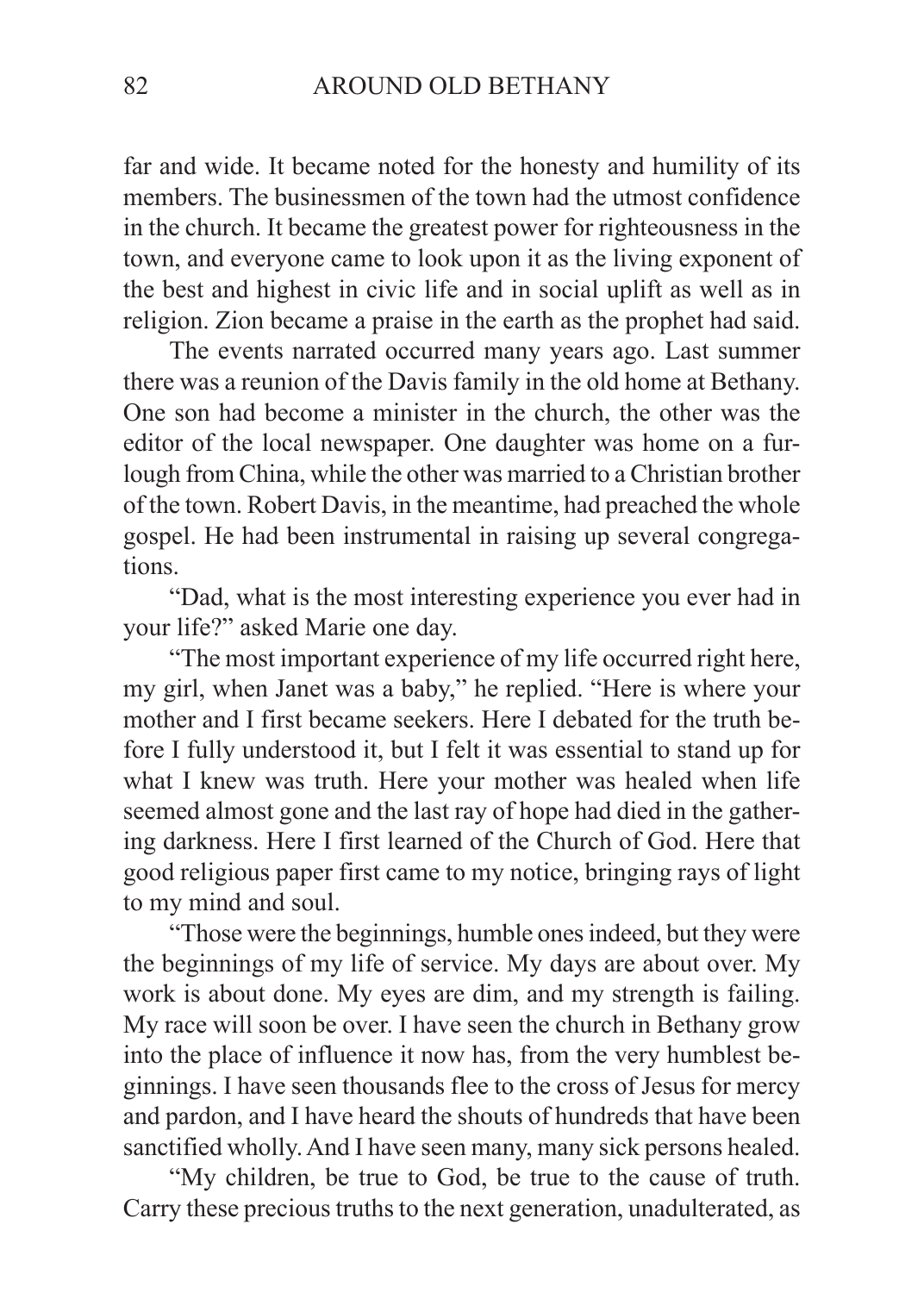far and wide. It became noted for the honesty and humility of its members. The businessmen of the town had the utmost confidence in the church. It became the greatest power for righteousness in the town, and everyone came to look upon it as the living exponent of the best and highest in civic life and in social uplift as well as in religion. Zion became a praise in the earth as the prophet had said.

The events narrated occurred many years ago. Last summer there was a reunion of the Davis family in the old home at Bethany. One son had become a minister in the church, the other was the editor of the local newspaper. One daughter was home on a furlough from China, while the other was married to a Christian brother of the town. Robert Davis, in the meantime, had preached the whole gospel. He had been instrumental in raising up several congregations.

"Dad, what is the most interesting experience you ever had in your life?" asked Marie one day.

"The most important experience of my life occurred right here, my girl, when Janet was a baby," he replied. "Here is where your mother and I first became seekers. Here I debated for the truth before I fully understood it, but I felt it was essential to stand up for what I knew was truth. Here your mother was healed when life seemed almost gone and the last ray of hope had died in the gathering darkness. Here I first learned of the Church of God. Here that good religious paper first came to my notice, bringing rays of light to my mind and soul.

"Those were the beginnings, humble ones indeed, but they were the beginnings of my life of service. My days are about over. My work is about done. My eyes are dim, and my strength is failing. My race will soon be over. I have seen the church in Bethany grow into the place of influence it now has, from the very humblest beginnings. I have seen thousands flee to the cross of Jesus for mercy and pardon, and I have heard the shouts of hundreds that have been sanctified wholly. And I have seen many, many sick persons healed.

"My children, be true to God, be true to the cause of truth. Carry these precious truths to the next generation, unadulterated, as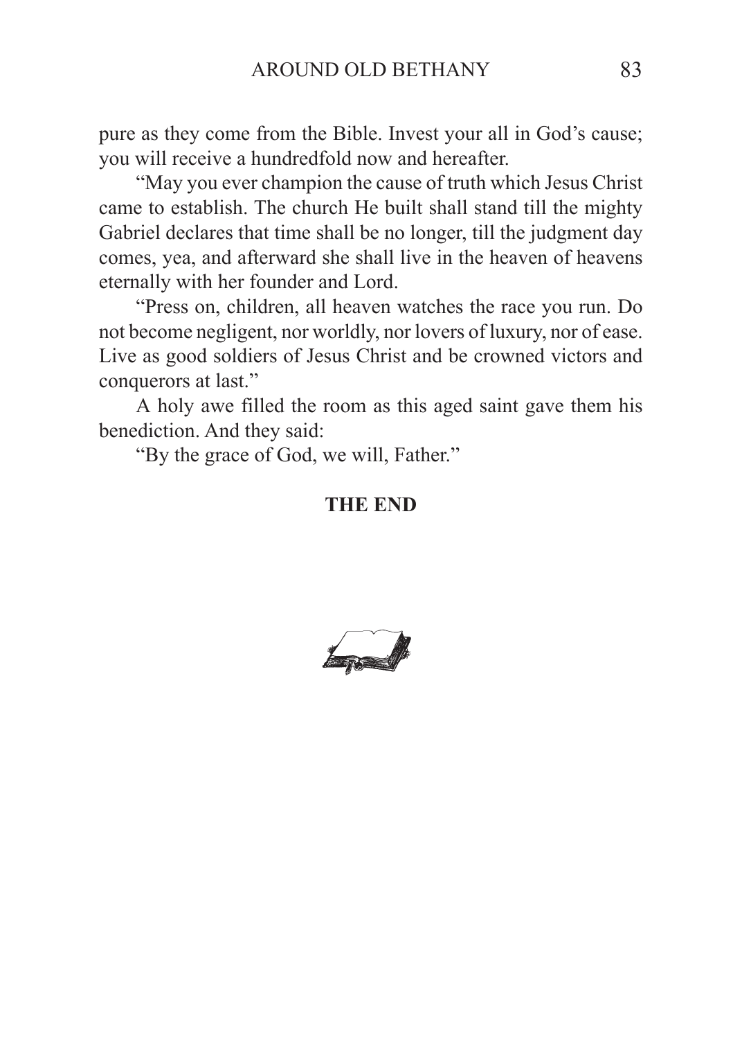pure as they come from the Bible. Invest your all in God's cause; you will receive a hundredfold now and hereafter.

"May you ever champion the cause of truth which Jesus Christ came to establish. The church He built shall stand till the mighty Gabriel declares that time shall be no longer, till the judgment day comes, yea, and afterward she shall live in the heaven of heavens eternally with her founder and Lord.

"Press on, children, all heaven watches the race you run. Do not become negligent, nor worldly, nor lovers of luxury, nor of ease. Live as good soldiers of Jesus Christ and be crowned victors and conquerors at last."

A holy awe filled the room as this aged saint gave them his benediction. And they said:

"By the grace of God, we will, Father."

**THE END**